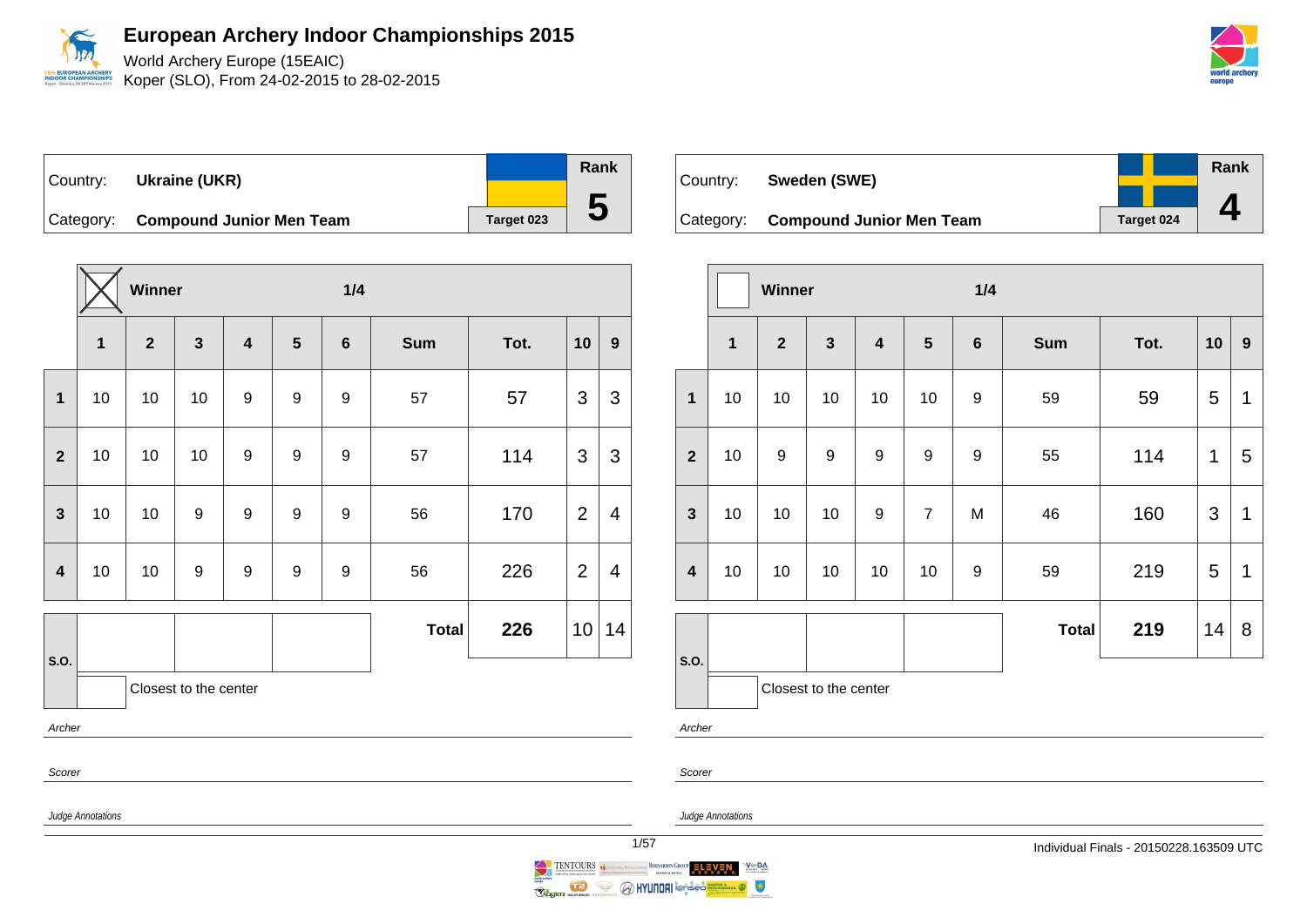# European Archery Indoor Championships 2015

World Archery Europe (15EAIC)

Koper (SLO), From 24-02-2015 to 28-02-2015

Country: **Ukraine (UKR)**

Category: **Compound Junior Men Team**

Target 023

Rank **5**

| | Winner ☒ | | | | | 1/4 | | | | |
|---|---|---|---|---|---|---|---|---|---|---|
| | **1** | **2** | **3** | **4** | **5** | **6** | **Sum** | **Tot.** | **10** | **9** |
| **1** | 10 | 10 | 10 | 9 | 9 | 9 | 57 | 57 | 3 | 3 |
| **2** | 10 | 10 | 10 | 9 | 9 | 9 | 57 | 114 | 3 | 3 |
| **3** | 10 | 10 | 9 | 9 | 9 | 9 | 56 | 170 | 2 | 4 |
| **4** | 10 | 10 | 9 | 9 | 9 | 9 | 56 | 226 | 2 | 4 |
| | | | | | | | **Total** | **226** | 10 | 14 |

S.O.

Closest to the center

*Archer*

*Scorer*

*Judge Annotations*

Country: **Sweden (SWE)**

Category: **Compound Junior Men Team**

Target 024

Rank **4**

| | Winner ☐ | | | | | 1/4 | | | | |
|---|---|---|---|---|---|---|---|---|---|---|
| | **1** | **2** | **3** | **4** | **5** | **6** | **Sum** | **Tot.** | **10** | **9** |
| **1** | 10 | 10 | 10 | 10 | 10 | 9 | 59 | 59 | 5 | 1 |
| **2** | 10 | 9 | 9 | 9 | 9 | 9 | 55 | 114 | 1 | 5 |
| **3** | 10 | 10 | 10 | 9 | 7 | M | 46 | 160 | 3 | 1 |
| **4** | 10 | 10 | 10 | 10 | 10 | 9 | 59 | 219 | 5 | 1 |
| | | | | | | | **Total** | **219** | 14 | 8 |

S.O.

Closest to the center

*Archer*

*Scorer*

*Judge Annotations*

Individual Finals - 20150228.163509 UTC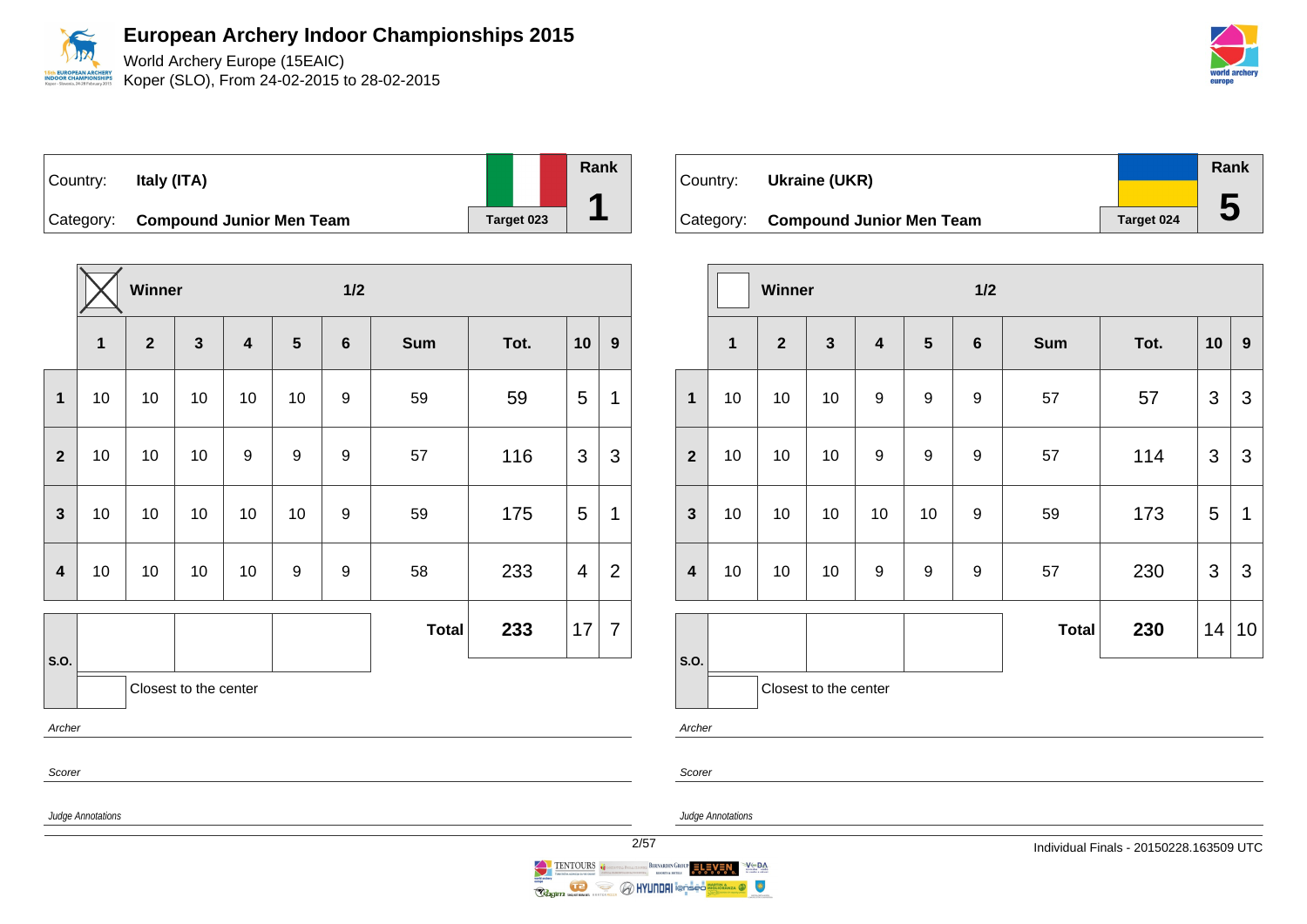# European Archery Indoor Championships 2015

World Archery Europe (15EAIC)
Koper (SLO), From 24-02-2015 to 28-02-2015

Country: **Italy (ITA)**
Category: **Compound Junior Men Team**
Target 023
Rank **1**

Winner: ☒ — 1/2

| | 1 | 2 | 3 | 4 | 5 | 6 | Sum | Tot. | 10 | 9 |
|---|---|---|---|---|---|---|---|---|---|---|
| 1 | 10 | 10 | 10 | 10 | 10 | 9 | 59 | 59 | 5 | 1 |
| 2 | 10 | 10 | 10 | 9 | 9 | 9 | 57 | 116 | 3 | 3 |
| 3 | 10 | 10 | 10 | 10 | 10 | 9 | 59 | 175 | 5 | 1 |
| 4 | 10 | 10 | 10 | 10 | 9 | 9 | 58 | 233 | 4 | 2 |
| | | | | | | | **Total** | **233** | 17 | 7 |

S.O.: Closest to the center

*Archer*

*Scorer*

*Judge Annotations*

Country: **Ukraine (UKR)**
Category: **Compound Junior Men Team**
Target 024
Rank **5**

Winner: ☐ — 1/2

| | 1 | 2 | 3 | 4 | 5 | 6 | Sum | Tot. | 10 | 9 |
|---|---|---|---|---|---|---|---|---|---|---|
| 1 | 10 | 10 | 10 | 9 | 9 | 9 | 57 | 57 | 3 | 3 |
| 2 | 10 | 10 | 10 | 9 | 9 | 9 | 57 | 114 | 3 | 3 |
| 3 | 10 | 10 | 10 | 10 | 10 | 9 | 59 | 173 | 5 | 1 |
| 4 | 10 | 10 | 10 | 9 | 9 | 9 | 57 | 230 | 3 | 3 |
| | | | | | | | **Total** | **230** | 14 | 10 |

S.O.: Closest to the center

*Archer*

*Scorer*

*Judge Annotations*

Individual Finals - 20150228.163509 UTC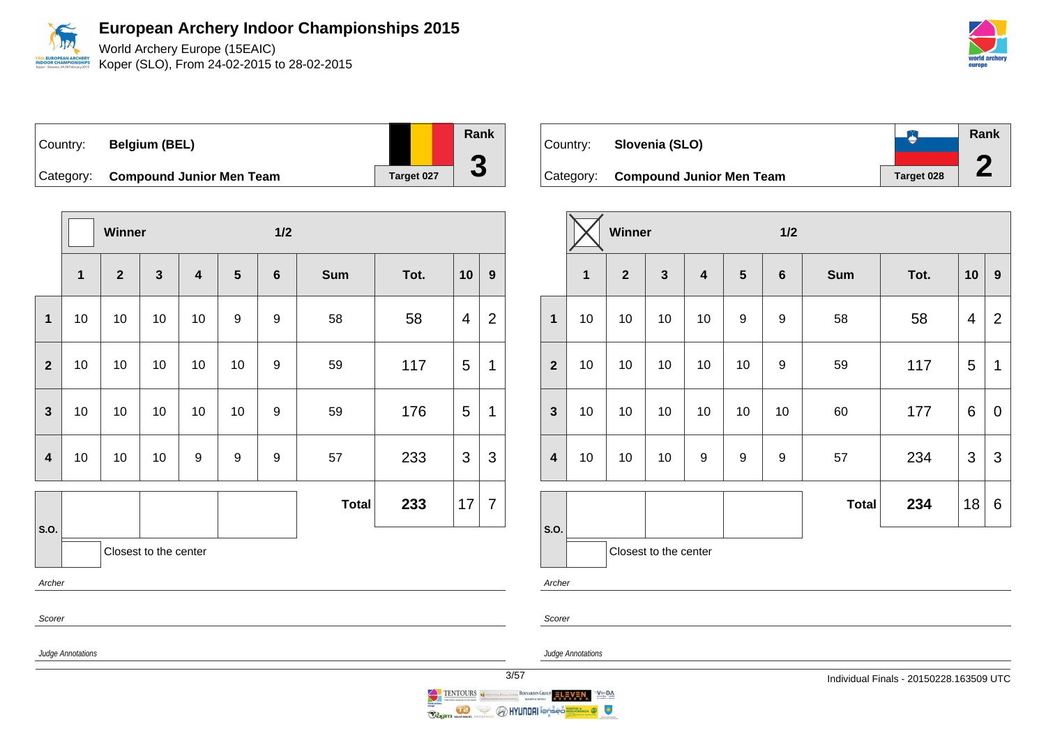# European Archery Indoor Championships 2015

World Archery Europe (15EAIC)
Koper (SLO), From 24-02-2015 to 28-02-2015

Country: **Belgium (BEL)**
Category: **Compound Junior Men Team**
Target 027
Rank **3**

| | Winner | | | | | 1/2 | | | | |
|---|---|---|---|---|---|---|---|---|---|---|
| | 1 | 2 | 3 | 4 | 5 | 6 | Sum | Tot. | 10 | 9 |
| 1 | 10 | 10 | 10 | 10 | 9 | 9 | 58 | 58 | 4 | 2 |
| 2 | 10 | 10 | 10 | 10 | 10 | 9 | 59 | 117 | 5 | 1 |
| 3 | 10 | 10 | 10 | 10 | 10 | 9 | 59 | 176 | 5 | 1 |
| 4 | 10 | 10 | 10 | 9 | 9 | 9 | 57 | 233 | 3 | 3 |
| S.O. | | | | | | | **Total** | **233** | 17 | 7 |

Closest to the center

*Archer*

*Scorer*

*Judge Annotations*

Country: **Slovenia (SLO)**
Category: **Compound Junior Men Team**
Target 028
Rank **2**

| | Winner (X) | | | | | 1/2 | | | | |
|---|---|---|---|---|---|---|---|---|---|---|
| | 1 | 2 | 3 | 4 | 5 | 6 | Sum | Tot. | 10 | 9 |
| 1 | 10 | 10 | 10 | 10 | 9 | 9 | 58 | 58 | 4 | 2 |
| 2 | 10 | 10 | 10 | 10 | 10 | 9 | 59 | 117 | 5 | 1 |
| 3 | 10 | 10 | 10 | 10 | 10 | 10 | 60 | 177 | 6 | 0 |
| 4 | 10 | 10 | 10 | 9 | 9 | 9 | 57 | 234 | 3 | 3 |
| S.O. | | | | | | | **Total** | **234** | 18 | 6 |

Closest to the center

*Archer*

*Scorer*

*Judge Annotations*

Individual Finals - 20150228.163509 UTC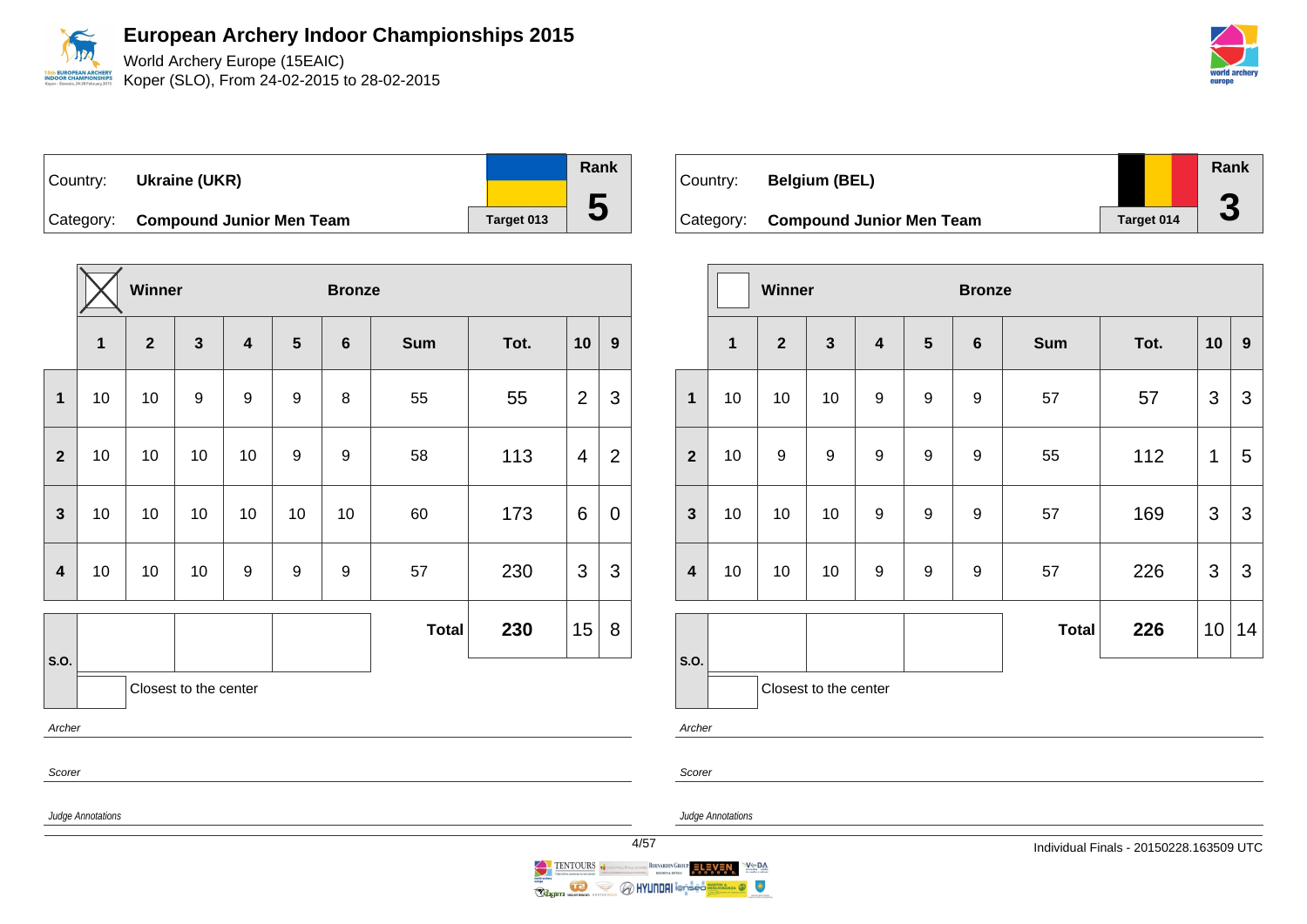# European Archery Indoor Championships 2015

World Archery Europe (15EAIC)
Koper (SLO), From 24-02-2015 to 28-02-2015

| Country: | **Ukraine (UKR)** | Rank |
|---|---|---|
| Category: | **Compound Junior Men Team** | Target 013 | **5** |

| | ☒ Winner | | | Bronze | | | | | | |
|---|---|---|---|---|---|---|---|---|---|---|
| | **1** | **2** | **3** | **4** | **5** | **6** | **Sum** | **Tot.** | **10** | **9** |
| **1** | 10 | 10 | 9 | 9 | 9 | 8 | 55 | 55 | 2 | 3 |
| **2** | 10 | 10 | 10 | 10 | 9 | 9 | 58 | 113 | 4 | 2 |
| **3** | 10 | 10 | 10 | 10 | 10 | 10 | 60 | 173 | 6 | 0 |
| **4** | 10 | 10 | 10 | 9 | 9 | 9 | 57 | 230 | 3 | 3 |
| **S.O.** | | | | | | | **Total** | **230** | 15 | 8 |

Closest to the center

*Archer*

*Scorer*

*Judge Annotations*

| Country: | **Belgium (BEL)** | Rank |
|---|---|---|
| Category: | **Compound Junior Men Team** | Target 014 | **3** |

| | ☐ Winner | | | Bronze | | | | | | |
|---|---|---|---|---|---|---|---|---|---|---|
| | **1** | **2** | **3** | **4** | **5** | **6** | **Sum** | **Tot.** | **10** | **9** |
| **1** | 10 | 10 | 10 | 9 | 9 | 9 | 57 | 57 | 3 | 3 |
| **2** | 10 | 9 | 9 | 9 | 9 | 9 | 55 | 112 | 1 | 5 |
| **3** | 10 | 10 | 10 | 9 | 9 | 9 | 57 | 169 | 3 | 3 |
| **4** | 10 | 10 | 10 | 9 | 9 | 9 | 57 | 226 | 3 | 3 |
| **S.O.** | | | | | | | **Total** | **226** | 10 | 14 |

Closest to the center

*Archer*

*Scorer*

*Judge Annotations*

Individual Finals - 20150228.163509 UTC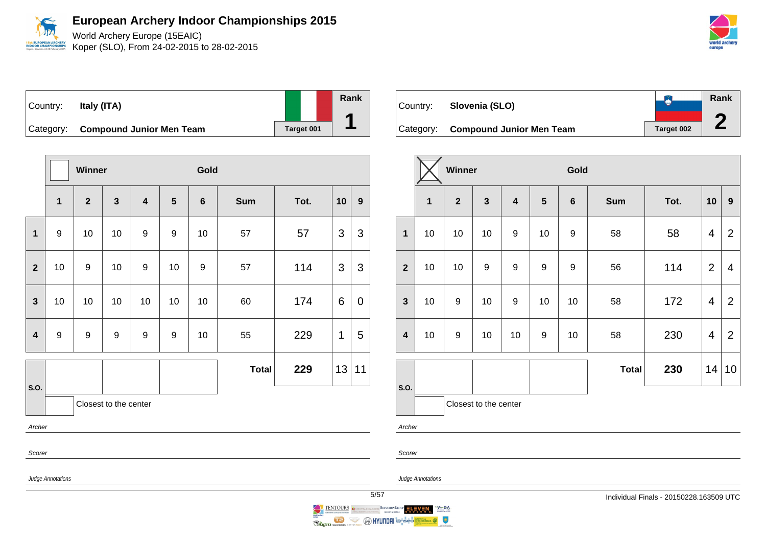# European Archery Indoor Championships 2015

World Archery Europe (15EAIC)
Koper (SLO), From 24-02-2015 to 28-02-2015

| Country: | Italy (ITA) | | Rank |
|---|---|---|---|
| Category: | Compound Junior Men Team | Target 001 | 1 |

Winner ☐ Gold

| | 1 | 2 | 3 | 4 | 5 | 6 | Sum | Tot. | 10 | 9 |
|---|---|---|---|---|---|---|---|---|---|---|
| 1 | 9 | 10 | 10 | 9 | 9 | 10 | 57 | 57 | 3 | 3 |
| 2 | 10 | 9 | 10 | 9 | 10 | 9 | 57 | 114 | 3 | 3 |
| 3 | 10 | 10 | 10 | 10 | 10 | 10 | 60 | 174 | 6 | 0 |
| 4 | 9 | 9 | 9 | 9 | 9 | 10 | 55 | 229 | 1 | 5 |
| S.O. | | | | | | | Total | 229 | 13 | 11 |

Closest to the center

*Archer*

*Scorer*

*Judge Annotations*

| Country: | Slovenia (SLO) | | Rank |
|---|---|---|---|
| Category: | Compound Junior Men Team | Target 002 | 2 |

Winner ☒ Gold

| | 1 | 2 | 3 | 4 | 5 | 6 | Sum | Tot. | 10 | 9 |
|---|---|---|---|---|---|---|---|---|---|---|
| 1 | 10 | 10 | 10 | 9 | 10 | 9 | 58 | 58 | 4 | 2 |
| 2 | 10 | 10 | 9 | 9 | 9 | 9 | 56 | 114 | 2 | 4 |
| 3 | 10 | 9 | 10 | 9 | 10 | 10 | 58 | 172 | 4 | 2 |
| 4 | 10 | 9 | 10 | 10 | 9 | 10 | 58 | 230 | 4 | 2 |
| S.O. | | | | | | | Total | 230 | 14 | 10 |

Closest to the center

*Archer*

*Scorer*

*Judge Annotations*

Individual Finals - 20150228.163509 UTC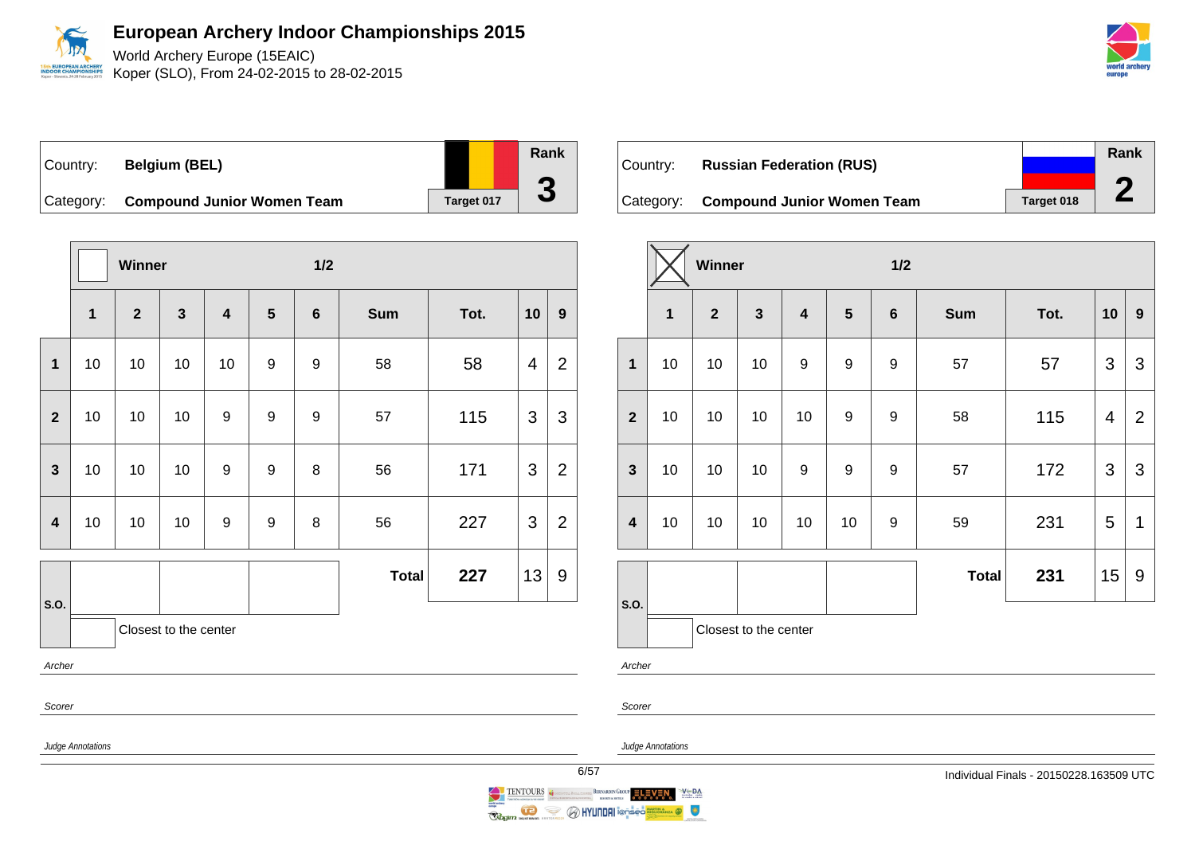# European Archery Indoor Championships 2015

World Archery Europe (15EAIC)
Koper (SLO), From 24-02-2015 to 28-02-2015

| Country: | **Belgium (BEL)** | | Rank |
|---|---|---|---|
| Category: | **Compound Junior Women Team** | Target 017 | **3** |

| | Winner | | | | | 1/2 | | | | |
|---|---|---|---|---|---|---|---|---|---|---|
| | **1** | **2** | **3** | **4** | **5** | **6** | **Sum** | **Tot.** | **10** | **9** |
| **1** | 10 | 10 | 10 | 10 | 9 | 9 | 58 | 58 | 4 | 2 |
| **2** | 10 | 10 | 10 | 9 | 9 | 9 | 57 | 115 | 3 | 3 |
| **3** | 10 | 10 | 10 | 9 | 9 | 8 | 56 | 171 | 3 | 2 |
| **4** | 10 | 10 | 10 | 9 | 9 | 8 | 56 | 227 | 3 | 2 |
| **S.O.** | | | | | | | **Total** | **227** | 13 | 9 |

Closest to the center

*Archer*

*Scorer*

*Judge Annotations*

| Country: | **Russian Federation (RUS)** | | Rank |
|---|---|---|---|
| Category: | **Compound Junior Women Team** | Target 018 | **2** |

| | Winner ☒ | | | | | 1/2 | | | | |
|---|---|---|---|---|---|---|---|---|---|---|
| | **1** | **2** | **3** | **4** | **5** | **6** | **Sum** | **Tot.** | **10** | **9** |
| **1** | 10 | 10 | 10 | 9 | 9 | 9 | 57 | 57 | 3 | 3 |
| **2** | 10 | 10 | 10 | 10 | 9 | 9 | 58 | 115 | 4 | 2 |
| **3** | 10 | 10 | 10 | 9 | 9 | 9 | 57 | 172 | 3 | 3 |
| **4** | 10 | 10 | 10 | 10 | 10 | 9 | 59 | 231 | 5 | 1 |
| **S.O.** | | | | | | | **Total** | **231** | 15 | 9 |

Closest to the center

*Archer*

*Scorer*

*Judge Annotations*

Individual Finals - 20150228.163509 UTC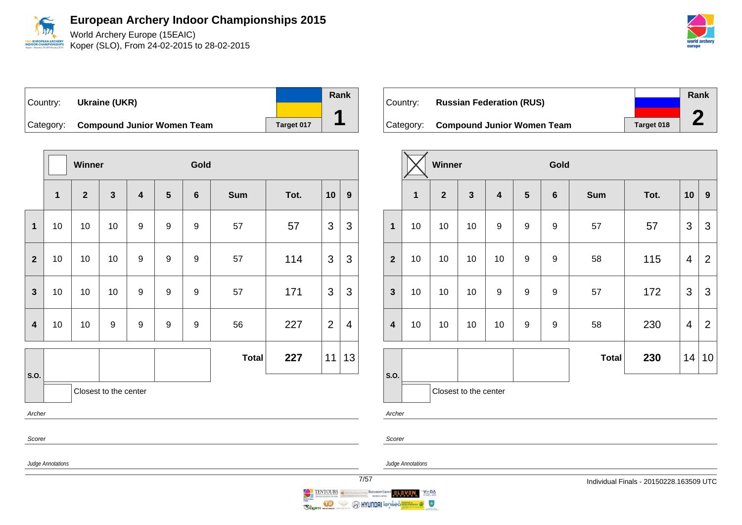# European Archery Indoor Championships 2015

World Archery Europe (15EAIC)
Koper (SLO), From 24-02-2015 to 28-02-2015

| Country: | Ukraine (UKR) | Rank |
|---|---|---|
| Category: | Compound Junior Women Team | Target 017 | 1 |

| | Winner | | | | | Gold | | | | |
|---|---|---|---|---|---|---|---|---|---|---|
| | 1 | 2 | 3 | 4 | 5 | 6 | Sum | Tot. | 10 | 9 |
| 1 | 10 | 10 | 10 | 9 | 9 | 9 | 57 | 57 | 3 | 3 |
| 2 | 10 | 10 | 10 | 9 | 9 | 9 | 57 | 114 | 3 | 3 |
| 3 | 10 | 10 | 10 | 9 | 9 | 9 | 57 | 171 | 3 | 3 |
| 4 | 10 | 10 | 9 | 9 | 9 | 9 | 56 | 227 | 2 | 4 |
| S.O. | | | | | | | Total | **227** | 11 | 13 |

Closest to the center

*Archer*

*Scorer*

*Judge Annotations*

| Country: | Russian Federation (RUS) | Rank |
|---|---|---|
| Category: | Compound Junior Women Team | Target 018 | 2 |

| | Winner (X) | | | | | Gold | | | | |
|---|---|---|---|---|---|---|---|---|---|---|
| | 1 | 2 | 3 | 4 | 5 | 6 | Sum | Tot. | 10 | 9 |
| 1 | 10 | 10 | 10 | 9 | 9 | 9 | 57 | 57 | 3 | 3 |
| 2 | 10 | 10 | 10 | 10 | 9 | 9 | 58 | 115 | 4 | 2 |
| 3 | 10 | 10 | 10 | 9 | 9 | 9 | 57 | 172 | 3 | 3 |
| 4 | 10 | 10 | 10 | 10 | 9 | 9 | 58 | 230 | 4 | 2 |
| S.O. | | | | | | | Total | **230** | 14 | 10 |

Closest to the center

*Archer*

*Scorer*

*Judge Annotations*

Individual Finals - 20150228.163509 UTC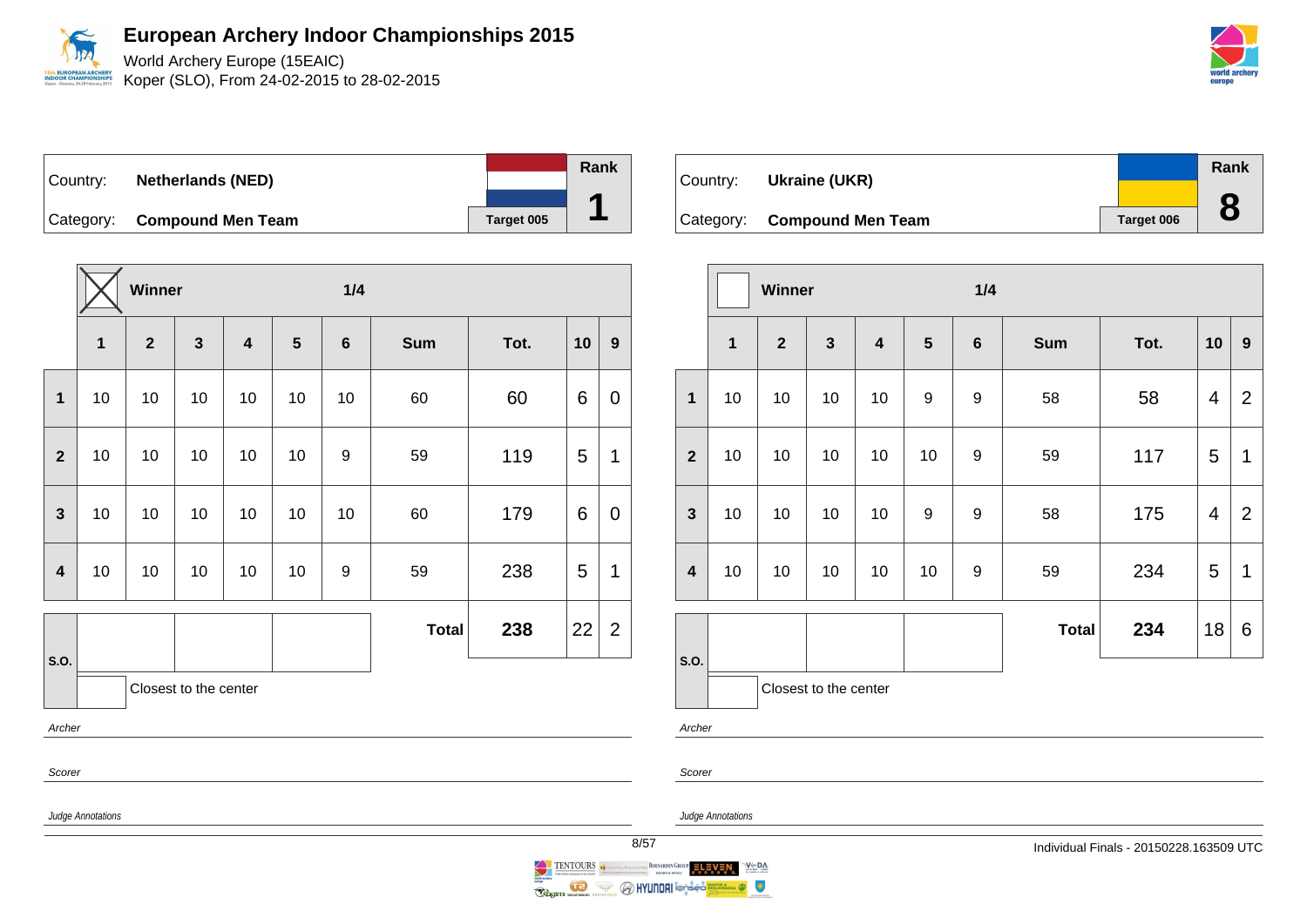# European Archery Indoor Championships 2015

World Archery Europe (15EAIC)
Koper (SLO), From 24-02-2015 to 28-02-2015

Country: **Netherlands (NED)**
Category: **Compound Men Team**
Target 005
Rank **1**

| | Winner ☒ | | | | | 1/4 | | | | |
|---|---|---|---|---|---|---|---|---|---|---|
| | **1** | **2** | **3** | **4** | **5** | **6** | **Sum** | **Tot.** | **10** | **9** |
| **1** | 10 | 10 | 10 | 10 | 10 | 10 | 60 | 60 | 6 | 0 |
| **2** | 10 | 10 | 10 | 10 | 10 | 9 | 59 | 119 | 5 | 1 |
| **3** | 10 | 10 | 10 | 10 | 10 | 10 | 60 | 179 | 6 | 0 |
| **4** | 10 | 10 | 10 | 10 | 10 | 9 | 59 | 238 | 5 | 1 |
| **S.O.** | | | | | | | **Total** | **238** | 22 | 2 |

Closest to the center

*Archer*

*Scorer*

*Judge Annotations*

Country: **Ukraine (UKR)**
Category: **Compound Men Team**
Target 006
Rank **8**

| | Winner ☐ | | | | | 1/4 | | | | |
|---|---|---|---|---|---|---|---|---|---|---|
| | **1** | **2** | **3** | **4** | **5** | **6** | **Sum** | **Tot.** | **10** | **9** |
| **1** | 10 | 10 | 10 | 10 | 9 | 9 | 58 | 58 | 4 | 2 |
| **2** | 10 | 10 | 10 | 10 | 10 | 9 | 59 | 117 | 5 | 1 |
| **3** | 10 | 10 | 10 | 10 | 9 | 9 | 58 | 175 | 4 | 2 |
| **4** | 10 | 10 | 10 | 10 | 10 | 9 | 59 | 234 | 5 | 1 |
| **S.O.** | | | | | | | **Total** | **234** | 18 | 6 |

Closest to the center

*Archer*

*Scorer*

*Judge Annotations*

Individual Finals - 20150228.163509 UTC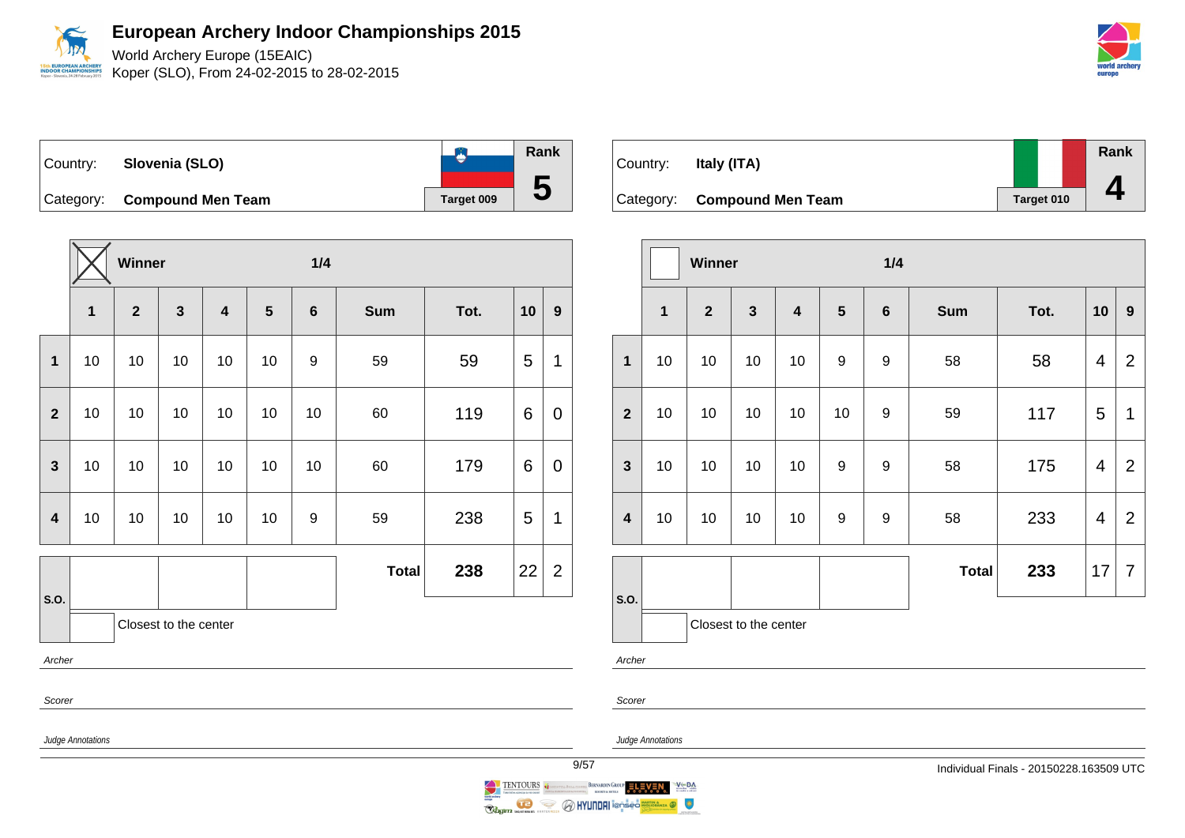# European Archery Indoor Championships 2015

World Archery Europe (15EAIC)
Koper (SLO), From 24-02-2015 to 28-02-2015

| Country: | Slovenia (SLO) | Rank |
|---|---|---|
| Category: | Compound Men Team | Target 009 | 5 |

| | ☒ Winner | | | | | 1/4 | | | | |
|---|---|---|---|---|---|---|---|---|---|---|
| | 1 | 2 | 3 | 4 | 5 | 6 | Sum | Tot. | 10 | 9 |
| 1 | 10 | 10 | 10 | 10 | 10 | 9 | 59 | 59 | 5 | 1 |
| 2 | 10 | 10 | 10 | 10 | 10 | 10 | 60 | 119 | 6 | 0 |
| 3 | 10 | 10 | 10 | 10 | 10 | 10 | 60 | 179 | 6 | 0 |
| 4 | 10 | 10 | 10 | 10 | 10 | 9 | 59 | 238 | 5 | 1 |
| S.O. | | | | | | | Total | 238 | 22 | 2 |

Closest to the center

*Archer*

*Scorer*

*Judge Annotations*

| Country: | Italy (ITA) | Rank |
|---|---|---|
| Category: | Compound Men Team | Target 010 | 4 |

| | ☐ Winner | | | | | 1/4 | | | | |
|---|---|---|---|---|---|---|---|---|---|---|
| | 1 | 2 | 3 | 4 | 5 | 6 | Sum | Tot. | 10 | 9 |
| 1 | 10 | 10 | 10 | 10 | 9 | 9 | 58 | 58 | 4 | 2 |
| 2 | 10 | 10 | 10 | 10 | 10 | 9 | 59 | 117 | 5 | 1 |
| 3 | 10 | 10 | 10 | 10 | 9 | 9 | 58 | 175 | 4 | 2 |
| 4 | 10 | 10 | 10 | 10 | 9 | 9 | 58 | 233 | 4 | 2 |
| S.O. | | | | | | | Total | 233 | 17 | 7 |

Closest to the center

*Archer*

*Scorer*

*Judge Annotations*

Individual Finals - 20150228.163509 UTC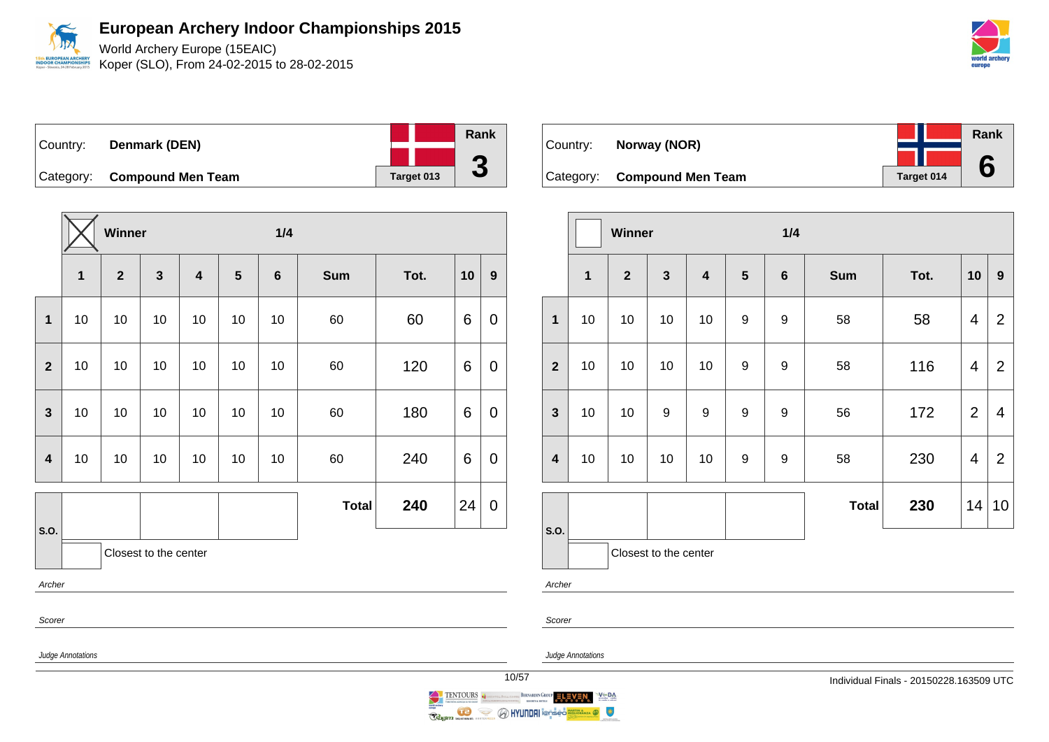# European Archery Indoor Championships 2015

World Archery Europe (15EAIC)
Koper (SLO), From 24-02-2015 to 28-02-2015

Country: **Denmark (DEN)**
Category: **Compound Men Team**
Target 013
Rank **3**

| | Winner ☒ | | | 1/4 | | | | | | |
|---|---|---|---|---|---|---|---|---|---|---|
| | **1** | **2** | **3** | **4** | **5** | **6** | **Sum** | **Tot.** | **10** | **9** |
| **1** | 10 | 10 | 10 | 10 | 10 | 10 | 60 | 60 | 6 | 0 |
| **2** | 10 | 10 | 10 | 10 | 10 | 10 | 60 | 120 | 6 | 0 |
| **3** | 10 | 10 | 10 | 10 | 10 | 10 | 60 | 180 | 6 | 0 |
| **4** | 10 | 10 | 10 | 10 | 10 | 10 | 60 | 240 | 6 | 0 |
| **S.O.** | | | | | | | **Total** | **240** | 24 | 0 |

Closest to the center

*Archer*

*Scorer*

*Judge Annotations*

Country: **Norway (NOR)**
Category: **Compound Men Team**
Target 014
Rank **6**

| | Winner ☐ | | | 1/4 | | | | | | |
|---|---|---|---|---|---|---|---|---|---|---|
| | **1** | **2** | **3** | **4** | **5** | **6** | **Sum** | **Tot.** | **10** | **9** |
| **1** | 10 | 10 | 10 | 10 | 9 | 9 | 58 | 58 | 4 | 2 |
| **2** | 10 | 10 | 10 | 10 | 9 | 9 | 58 | 116 | 4 | 2 |
| **3** | 10 | 10 | 9 | 9 | 9 | 9 | 56 | 172 | 2 | 4 |
| **4** | 10 | 10 | 10 | 10 | 9 | 9 | 58 | 230 | 4 | 2 |
| **S.O.** | | | | | | | **Total** | **230** | 14 | 10 |

Closest to the center

*Archer*

*Scorer*

*Judge Annotations*

Individual Finals - 20150228.163509 UTC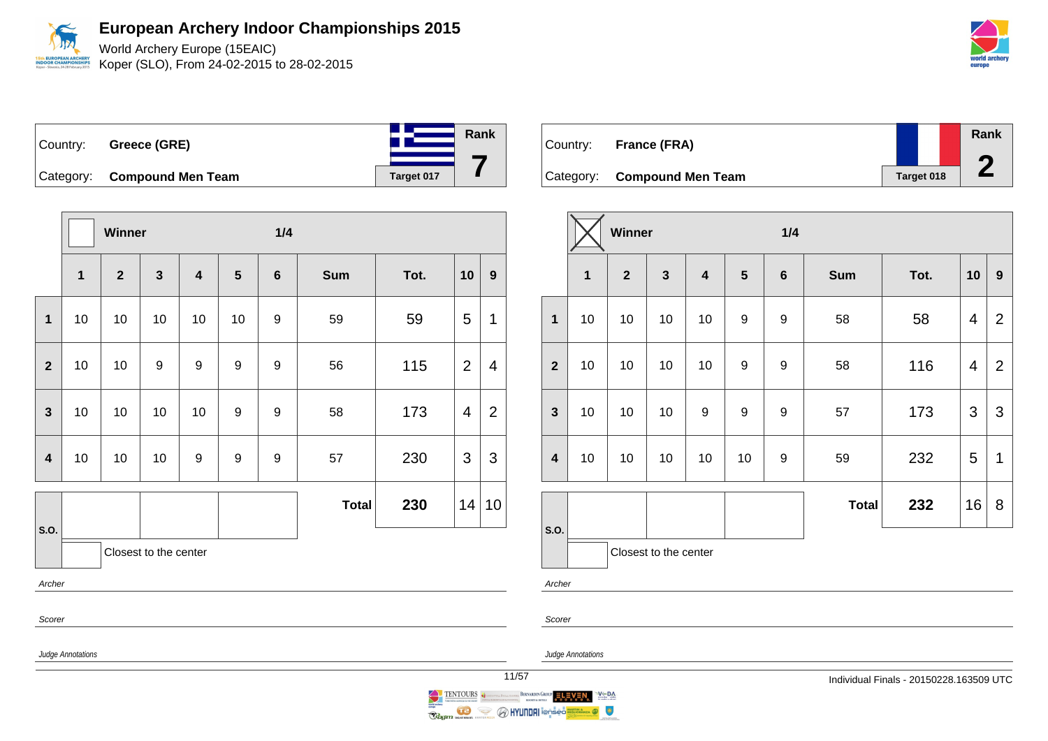# European Archery Indoor Championships 2015

World Archery Europe (15EAIC)

Koper (SLO), From 24-02-2015 to 28-02-2015

Country: **Greece (GRE)**

Category: **Compound Men Team**

Target 017

Rank **7**

| | Winner | | | | | 1/4 | | | | |
|---|---|---|---|---|---|---|---|---|---|---|
| | 1 | 2 | 3 | 4 | 5 | 6 | Sum | Tot. | 10 | 9 |
| 1 | 10 | 10 | 10 | 10 | 10 | 9 | 59 | 59 | 5 | 1 |
| 2 | 10 | 10 | 9 | 9 | 9 | 9 | 56 | 115 | 2 | 4 |
| 3 | 10 | 10 | 10 | 10 | 9 | 9 | 58 | 173 | 4 | 2 |
| 4 | 10 | 10 | 10 | 9 | 9 | 9 | 57 | 230 | 3 | 3 |
| S.O. | | | | | | | **Total** | **230** | 14 | 10 |

Closest to the center

*Archer*

*Scorer*

*Judge Annotations*

Country: **France (FRA)**

Category: **Compound Men Team**

Target 018

Rank **2**

| | Winner ☒ | | | | | 1/4 | | | | |
|---|---|---|---|---|---|---|---|---|---|---|
| | 1 | 2 | 3 | 4 | 5 | 6 | Sum | Tot. | 10 | 9 |
| 1 | 10 | 10 | 10 | 10 | 9 | 9 | 58 | 58 | 4 | 2 |
| 2 | 10 | 10 | 10 | 10 | 9 | 9 | 58 | 116 | 4 | 2 |
| 3 | 10 | 10 | 10 | 9 | 9 | 9 | 57 | 173 | 3 | 3 |
| 4 | 10 | 10 | 10 | 10 | 10 | 9 | 59 | 232 | 5 | 1 |
| S.O. | | | | | | | **Total** | **232** | 16 | 8 |

Closest to the center

*Archer*

*Scorer*

*Judge Annotations*

Individual Finals - 20150228.163509 UTC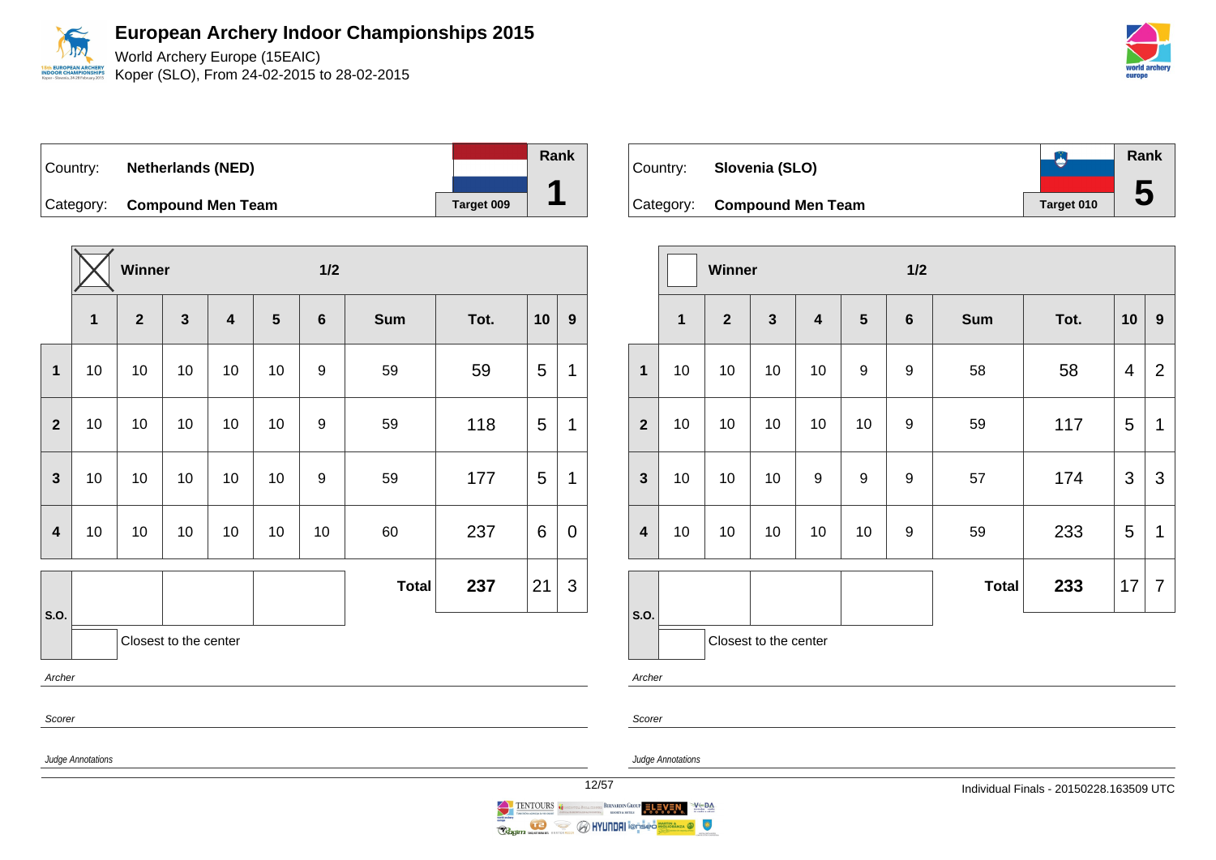# European Archery Indoor Championships 2015

World Archery Europe (15EAIC)
Koper (SLO), From 24-02-2015 to 28-02-2015

Country: **Netherlands (NED)**
Category: **Compound Men Team**
Target 009
Rank **1**

| | Winner ☒ | | | | | 1/2 | | | | |
|---|---|---|---|---|---|---|---|---|---|---|
| | **1** | **2** | **3** | **4** | **5** | **6** | **Sum** | **Tot.** | **10** | **9** |
| **1** | 10 | 10 | 10 | 10 | 10 | 9 | 59 | 59 | 5 | 1 |
| **2** | 10 | 10 | 10 | 10 | 10 | 9 | 59 | 118 | 5 | 1 |
| **3** | 10 | 10 | 10 | 10 | 10 | 9 | 59 | 177 | 5 | 1 |
| **4** | 10 | 10 | 10 | 10 | 10 | 10 | 60 | 237 | 6 | 0 |
| **S.O.** | | | | | | | **Total** | **237** | 21 | 3 |

Closest to the center

*Archer*

*Scorer*

*Judge Annotations*

Country: **Slovenia (SLO)**
Category: **Compound Men Team**
Target 010
Rank **5**

| | Winner ☐ | | | | | 1/2 | | | | |
|---|---|---|---|---|---|---|---|---|---|---|
| | **1** | **2** | **3** | **4** | **5** | **6** | **Sum** | **Tot.** | **10** | **9** |
| **1** | 10 | 10 | 10 | 10 | 9 | 9 | 58 | 58 | 4 | 2 |
| **2** | 10 | 10 | 10 | 10 | 10 | 9 | 59 | 117 | 5 | 1 |
| **3** | 10 | 10 | 10 | 9 | 9 | 9 | 57 | 174 | 3 | 3 |
| **4** | 10 | 10 | 10 | 10 | 10 | 9 | 59 | 233 | 5 | 1 |
| **S.O.** | | | | | | | **Total** | **233** | 17 | 7 |

Closest to the center

*Archer*

*Scorer*

*Judge Annotations*

Individual Finals - 20150228.163509 UTC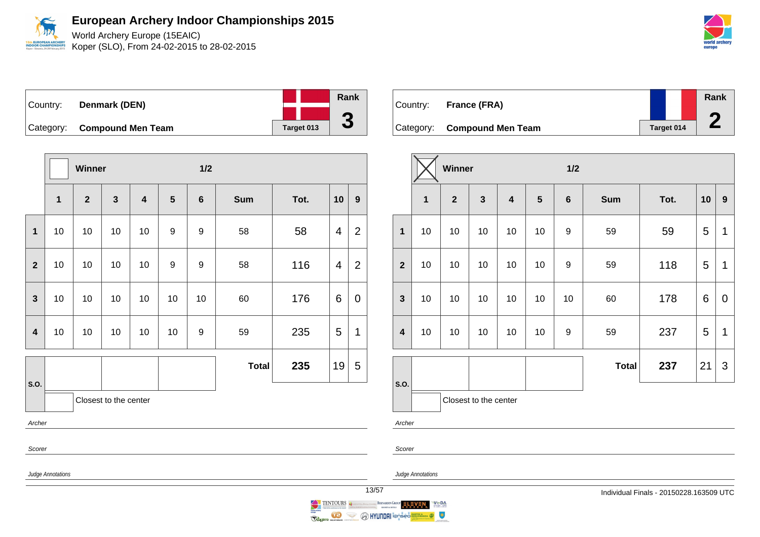# European Archery Indoor Championships 2015

World Archery Europe (15EAIC)
Koper (SLO), From 24-02-2015 to 28-02-2015

| Country: | **Denmark (DEN)** | Rank |
|---|---|---|
| Category: | **Compound Men Team** | **3** |
| | Target 013 | |

| | Winner | | | | | 1/2 | | | | |
|---|---|---|---|---|---|---|---|---|---|---|
| | **1** | **2** | **3** | **4** | **5** | **6** | **Sum** | **Tot.** | **10** | **9** |
| **1** | 10 | 10 | 10 | 10 | 9 | 9 | 58 | 58 | 4 | 2 |
| **2** | 10 | 10 | 10 | 10 | 9 | 9 | 58 | 116 | 4 | 2 |
| **3** | 10 | 10 | 10 | 10 | 10 | 10 | 60 | 176 | 6 | 0 |
| **4** | 10 | 10 | 10 | 10 | 10 | 9 | 59 | 235 | 5 | 1 |
| **S.O.** | | | | | | | **Total** | **235** | 19 | 5 |

Closest to the center

*Archer*

*Scorer*

*Judge Annotations*

| Country: | **France (FRA)** | Rank |
|---|---|---|
| Category: | **Compound Men Team** | **2** |
| | Target 014 | |

| | Winner ☒ | | | | | 1/2 | | | | |
|---|---|---|---|---|---|---|---|---|---|---|
| | **1** | **2** | **3** | **4** | **5** | **6** | **Sum** | **Tot.** | **10** | **9** |
| **1** | 10 | 10 | 10 | 10 | 10 | 9 | 59 | 59 | 5 | 1 |
| **2** | 10 | 10 | 10 | 10 | 10 | 9 | 59 | 118 | 5 | 1 |
| **3** | 10 | 10 | 10 | 10 | 10 | 10 | 60 | 178 | 6 | 0 |
| **4** | 10 | 10 | 10 | 10 | 10 | 9 | 59 | 237 | 5 | 1 |
| **S.O.** | | | | | | | **Total** | **237** | 21 | 3 |

Closest to the center

*Archer*

*Scorer*

*Judge Annotations*

Individual Finals - 20150228.163509 UTC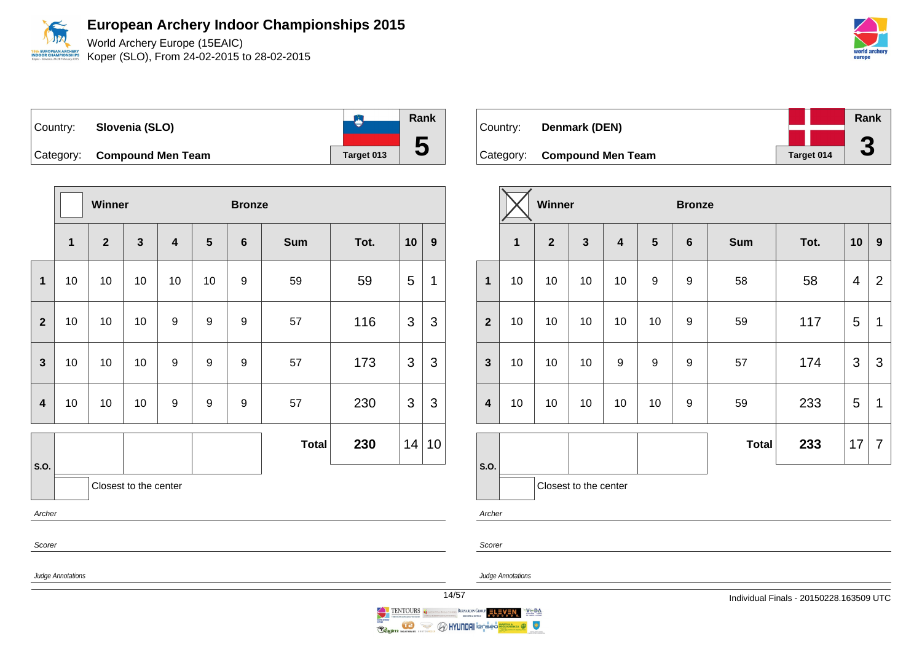# European Archery Indoor Championships 2015

World Archery Europe (15EAIC)
Koper (SLO), From 24-02-2015 to 28-02-2015

| Country: | Slovenia (SLO) | Rank |
|---|---|---|
| Category: | Compound Men Team | Target 013 | 5 |

| | Winner | | | Bronze | | | | | | |
|---|---|---|---|---|---|---|---|---|---|---|
| | 1 | 2 | 3 | 4 | 5 | 6 | Sum | Tot. | 10 | 9 |
| 1 | 10 | 10 | 10 | 10 | 10 | 9 | 59 | 59 | 5 | 1 |
| 2 | 10 | 10 | 10 | 9 | 9 | 9 | 57 | 116 | 3 | 3 |
| 3 | 10 | 10 | 10 | 9 | 9 | 9 | 57 | 173 | 3 | 3 |
| 4 | 10 | 10 | 10 | 9 | 9 | 9 | 57 | 230 | 3 | 3 |
| S.O. | | | | | | | Total | 230 | 14 | 10 |

Closest to the center

*Archer*

*Scorer*

*Judge Annotations*

| Country: | Denmark (DEN) | Rank |
|---|---|---|
| Category: | Compound Men Team | Target 014 | 3 |

| | Winner (X) | | | Bronze | | | | | | |
|---|---|---|---|---|---|---|---|---|---|---|
| | 1 | 2 | 3 | 4 | 5 | 6 | Sum | Tot. | 10 | 9 |
| 1 | 10 | 10 | 10 | 10 | 9 | 9 | 58 | 58 | 4 | 2 |
| 2 | 10 | 10 | 10 | 10 | 10 | 9 | 59 | 117 | 5 | 1 |
| 3 | 10 | 10 | 10 | 9 | 9 | 9 | 57 | 174 | 3 | 3 |
| 4 | 10 | 10 | 10 | 10 | 10 | 9 | 59 | 233 | 5 | 1 |
| S.O. | | | | | | | Total | 233 | 17 | 7 |

Closest to the center

*Archer*

*Scorer*

*Judge Annotations*

Individual Finals - 20150228.163509 UTC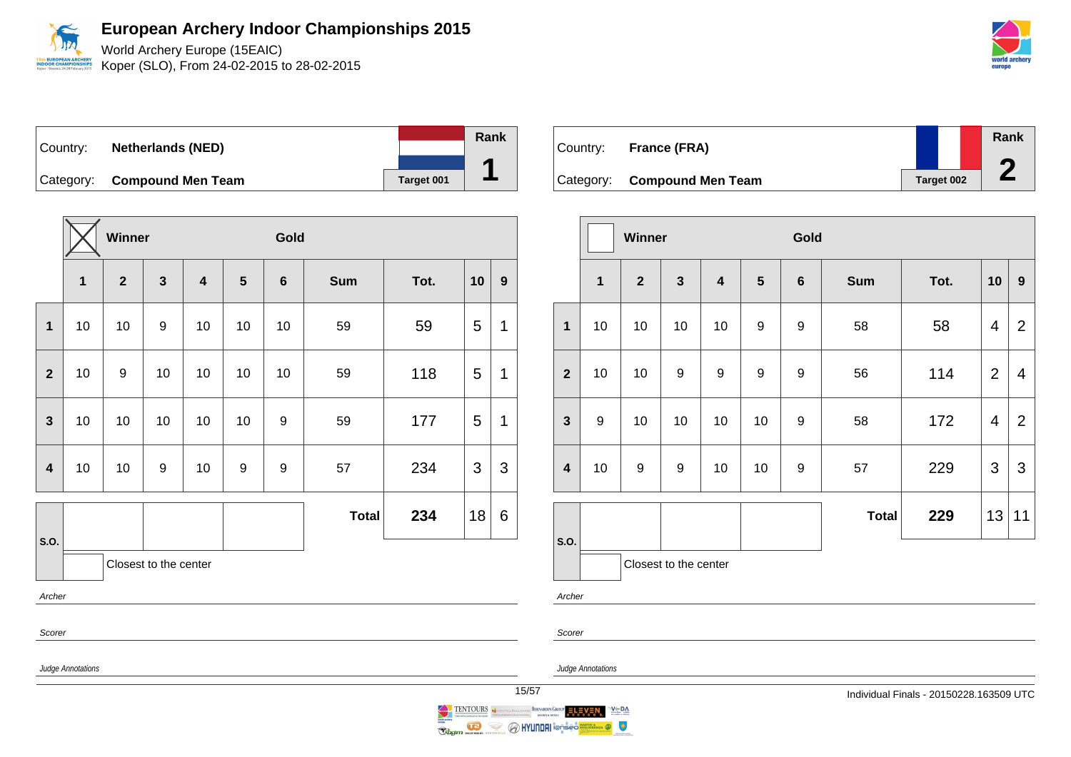# European Archery Indoor Championships 2015

World Archery Europe (15EAIC)
Koper (SLO), From 24-02-2015 to 28-02-2015

Country: **Netherlands (NED)**
Category: **Compound Men Team**
Target 001
Rank **1**

| | Winner (X) | | | | | Gold | | | | |
|---|---|---|---|---|---|---|---|---|---|---|
| | **1** | **2** | **3** | **4** | **5** | **6** | **Sum** | **Tot.** | **10** | **9** |
| **1** | 10 | 10 | 9 | 10 | 10 | 10 | 59 | 59 | 5 | 1 |
| **2** | 10 | 9 | 10 | 10 | 10 | 10 | 59 | 118 | 5 | 1 |
| **3** | 10 | 10 | 10 | 10 | 10 | 9 | 59 | 177 | 5 | 1 |
| **4** | 10 | 10 | 9 | 10 | 9 | 9 | 57 | 234 | 3 | 3 |
| | | | | | | | **Total** | **234** | 18 | 6 |

S.O.

Closest to the center

*Archer*

*Scorer*

*Judge Annotations*

Country: **France (FRA)**
Category: **Compound Men Team**
Target 002
Rank **2**

| | Winner | | | | | Gold | | | | |
|---|---|---|---|---|---|---|---|---|---|---|
| | **1** | **2** | **3** | **4** | **5** | **6** | **Sum** | **Tot.** | **10** | **9** |
| **1** | 10 | 10 | 10 | 10 | 9 | 9 | 58 | 58 | 4 | 2 |
| **2** | 10 | 10 | 9 | 9 | 9 | 9 | 56 | 114 | 2 | 4 |
| **3** | 9 | 10 | 10 | 10 | 10 | 9 | 58 | 172 | 4 | 2 |
| **4** | 10 | 9 | 9 | 10 | 10 | 9 | 57 | 229 | 3 | 3 |
| | | | | | | | **Total** | **229** | 13 | 11 |

S.O.

Closest to the center

*Archer*

*Scorer*

*Judge Annotations*

Individual Finals - 20150228.163509 UTC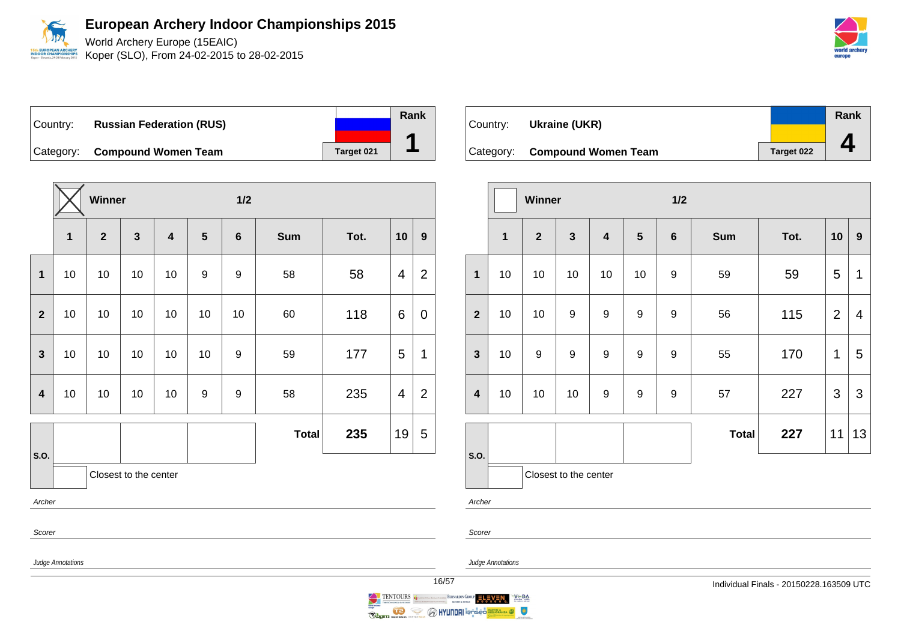# European Archery Indoor Championships 2015

World Archery Europe (15EAIC)
Koper (SLO), From 24-02-2015 to 28-02-2015

| Country: | **Russian Federation (RUS)** | | Rank |
|---|---|---|---|
| Category: | **Compound Women Team** | Target 021 | **1** |

| | ☒ Winner | | | | | 1/2 | | | | |
|---|---|---|---|---|---|---|---|---|---|---|
| | **1** | **2** | **3** | **4** | **5** | **6** | **Sum** | **Tot.** | **10** | **9** |
| **1** | 10 | 10 | 10 | 10 | 9 | 9 | 58 | 58 | 4 | 2 |
| **2** | 10 | 10 | 10 | 10 | 10 | 10 | 60 | 118 | 6 | 0 |
| **3** | 10 | 10 | 10 | 10 | 10 | 9 | 59 | 177 | 5 | 1 |
| **4** | 10 | 10 | 10 | 10 | 9 | 9 | 58 | 235 | 4 | 2 |
| **S.O.** | | | | | | | **Total** | **235** | 19 | 5 |

Closest to the center

*Archer*

*Scorer*

*Judge Annotations*

| Country: | **Ukraine (UKR)** | | Rank |
|---|---|---|---|
| Category: | **Compound Women Team** | Target 022 | **4** |

| | ☐ Winner | | | | | 1/2 | | | | |
|---|---|---|---|---|---|---|---|---|---|---|
| | **1** | **2** | **3** | **4** | **5** | **6** | **Sum** | **Tot.** | **10** | **9** |
| **1** | 10 | 10 | 10 | 10 | 10 | 9 | 59 | 59 | 5 | 1 |
| **2** | 10 | 10 | 9 | 9 | 9 | 9 | 56 | 115 | 2 | 4 |
| **3** | 10 | 9 | 9 | 9 | 9 | 9 | 55 | 170 | 1 | 5 |
| **4** | 10 | 10 | 10 | 9 | 9 | 9 | 57 | 227 | 3 | 3 |
| **S.O.** | | | | | | | **Total** | **227** | 11 | 13 |

Closest to the center

*Archer*

*Scorer*

*Judge Annotations*

Individual Finals - 20150228.163509 UTC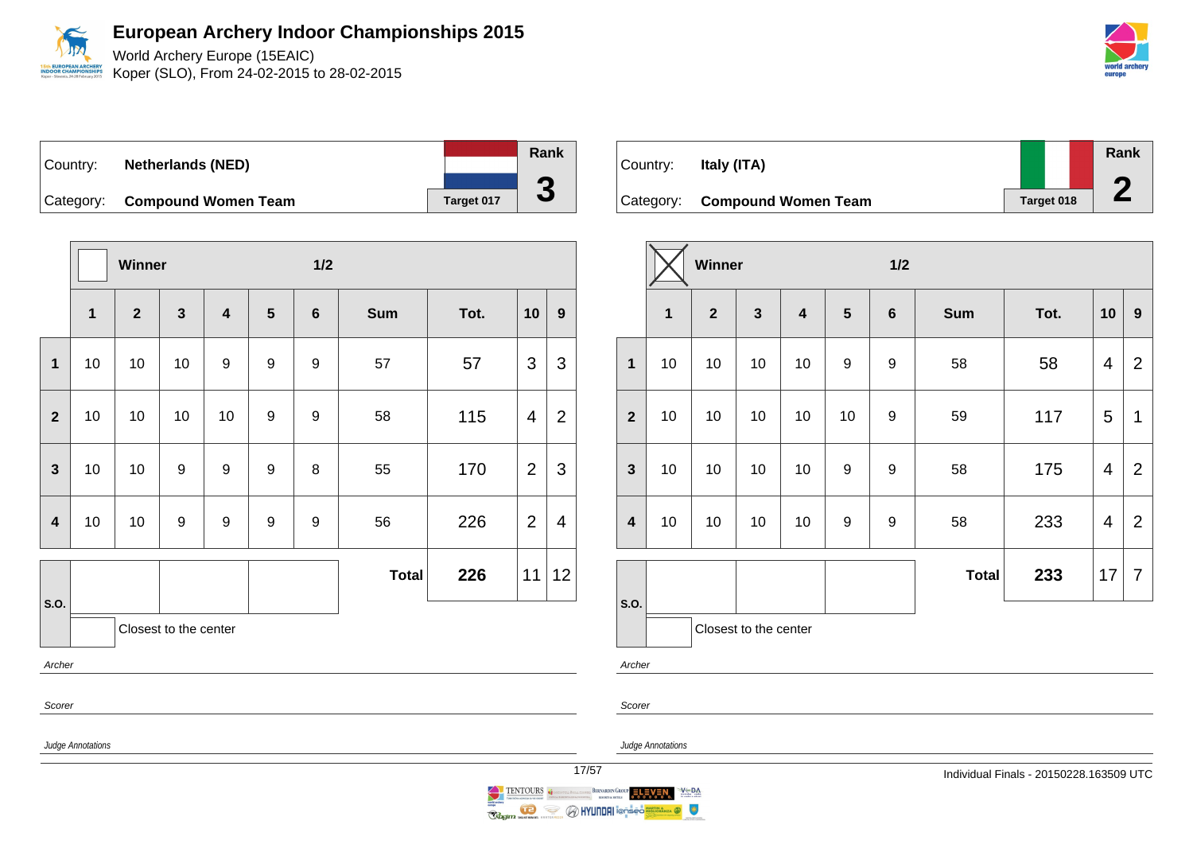# European Archery Indoor Championships 2015

World Archery Europe (15EAIC)
Koper (SLO), From 24-02-2015 to 28-02-2015

| Country: | Netherlands (NED) | Rank |
|---|---|---|
| Category: | Compound Women Team | 3 |
| | Target 017 | |

Winner: ☐ — 1/2

| | 1 | 2 | 3 | 4 | 5 | 6 | Sum | Tot. | 10 | 9 |
|---|---|---|---|---|---|---|---|---|---|---|
| 1 | 10 | 10 | 10 | 9 | 9 | 9 | 57 | 57 | 3 | 3 |
| 2 | 10 | 10 | 10 | 10 | 9 | 9 | 58 | 115 | 4 | 2 |
| 3 | 10 | 10 | 9 | 9 | 9 | 8 | 55 | 170 | 2 | 3 |
| 4 | 10 | 10 | 9 | 9 | 9 | 9 | 56 | 226 | 2 | 4 |
| S.O. | | | | | | | **Total** | **226** | 11 | 12 |

Closest to the center: ☐

*Archer*

*Scorer*

*Judge Annotations*

| Country: | Italy (ITA) | Rank |
|---|---|---|
| Category: | Compound Women Team | 2 |
| | Target 018 | |

Winner: ☒ — 1/2

| | 1 | 2 | 3 | 4 | 5 | 6 | Sum | Tot. | 10 | 9 |
|---|---|---|---|---|---|---|---|---|---|---|
| 1 | 10 | 10 | 10 | 10 | 9 | 9 | 58 | 58 | 4 | 2 |
| 2 | 10 | 10 | 10 | 10 | 10 | 9 | 59 | 117 | 5 | 1 |
| 3 | 10 | 10 | 10 | 10 | 9 | 9 | 58 | 175 | 4 | 2 |
| 4 | 10 | 10 | 10 | 10 | 9 | 9 | 58 | 233 | 4 | 2 |
| S.O. | | | | | | | **Total** | **233** | 17 | 7 |

Closest to the center: ☐

*Archer*

*Scorer*

*Judge Annotations*

Individual Finals - 20150228.163509 UTC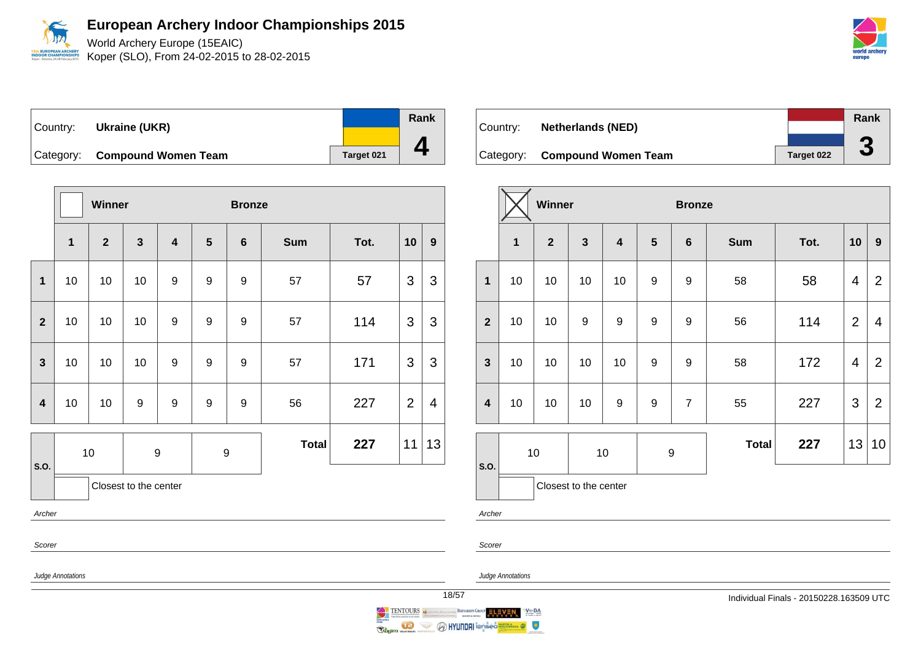# European Archery Indoor Championships 2015

World Archery Europe (15EAIC)
Koper (SLO), From 24-02-2015 to 28-02-2015

Country: **Ukraine (UKR)**
Category: **Compound Women Team**
Target 021
Rank **4**

| | Winner | | | Bronze | | | | | | |
|---|---|---|---|---|---|---|---|---|---|---|
| | 1 | 2 | 3 | 4 | 5 | 6 | Sum | Tot. | 10 | 9 |
| 1 | 10 | 10 | 10 | 9 | 9 | 9 | 57 | 57 | 3 | 3 |
| 2 | 10 | 10 | 10 | 9 | 9 | 9 | 57 | 114 | 3 | 3 |
| 3 | 10 | 10 | 10 | 9 | 9 | 9 | 57 | 171 | 3 | 3 |
| 4 | 10 | 10 | 9 | 9 | 9 | 9 | 56 | 227 | 2 | 4 |
| S.O. | 10 | | 9 | | 9 | | Total | **227** | 11 | 13 |

Closest to the center

*Archer*

*Scorer*

*Judge Annotations*

Country: **Netherlands (NED)**
Category: **Compound Women Team**
Target 022
Rank **3**

| | Winner (X) | | | Bronze | | | | | | |
|---|---|---|---|---|---|---|---|---|---|---|
| | 1 | 2 | 3 | 4 | 5 | 6 | Sum | Tot. | 10 | 9 |
| 1 | 10 | 10 | 10 | 10 | 9 | 9 | 58 | 58 | 4 | 2 |
| 2 | 10 | 10 | 9 | 9 | 9 | 9 | 56 | 114 | 2 | 4 |
| 3 | 10 | 10 | 10 | 10 | 9 | 9 | 58 | 172 | 4 | 2 |
| 4 | 10 | 10 | 10 | 9 | 9 | 7 | 55 | 227 | 3 | 2 |
| S.O. | 10 | | 10 | | 9 | | Total | **227** | 13 | 10 |

Closest to the center

*Archer*

*Scorer*

*Judge Annotations*

Individual Finals - 20150228.163509 UTC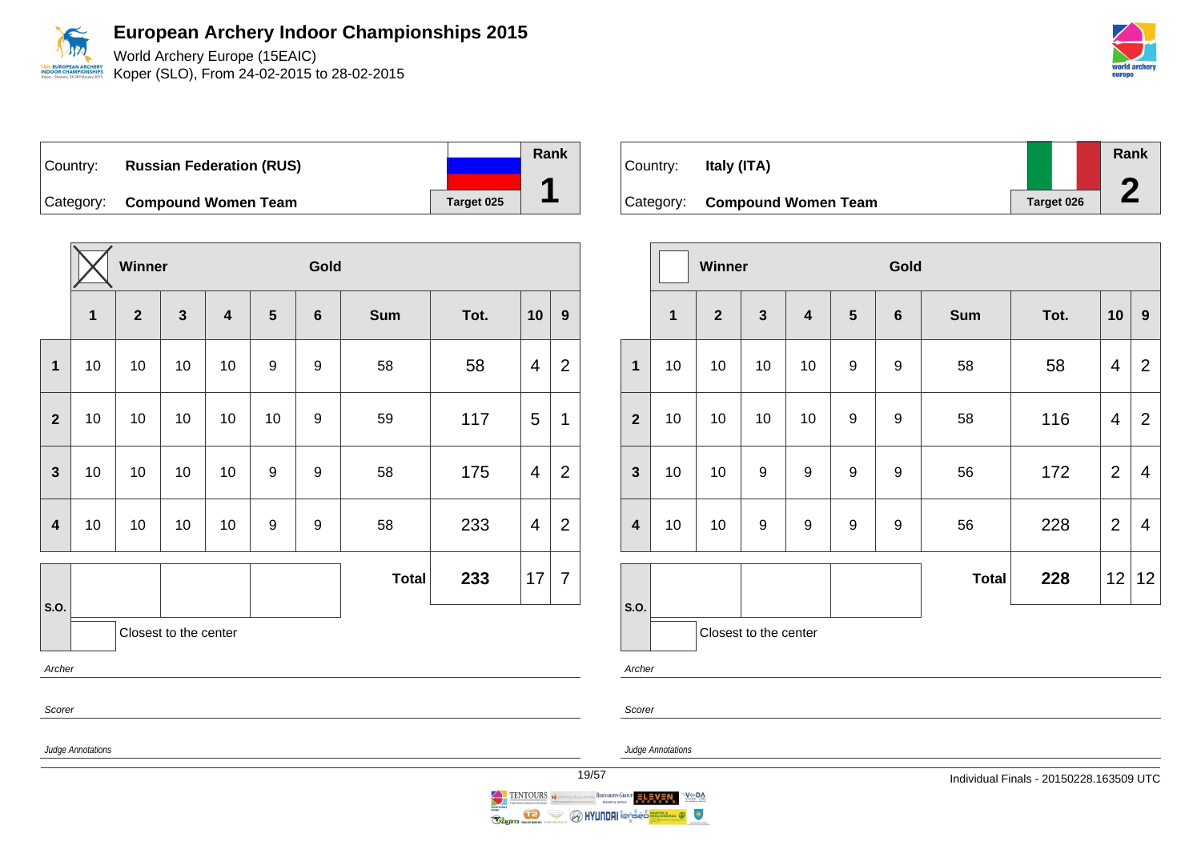# European Archery Indoor Championships 2015

World Archery Europe (15EAIC)
Koper (SLO), From 24-02-2015 to 28-02-2015

| Country: | **Russian Federation (RUS)** | Rank |
|---|---|---|
| Category: | **Compound Women Team** | |
| | Target 025 | **1** |

| | Winner ☒ | | | | | Gold | | | | |
|---|---|---|---|---|---|---|---|---|---|---|
| | **1** | **2** | **3** | **4** | **5** | **6** | **Sum** | **Tot.** | **10** | **9** |
| **1** | 10 | 10 | 10 | 10 | 9 | 9 | 58 | 58 | 4 | 2 |
| **2** | 10 | 10 | 10 | 10 | 10 | 9 | 59 | 117 | 5 | 1 |
| **3** | 10 | 10 | 10 | 10 | 9 | 9 | 58 | 175 | 4 | 2 |
| **4** | 10 | 10 | 10 | 10 | 9 | 9 | 58 | 233 | 4 | 2 |
| **S.O.** | | | | | | | **Total** | **233** | 17 | 7 |

Closest to the center

*Archer*

*Scorer*

*Judge Annotations*

| Country: | **Italy (ITA)** | Rank |
|---|---|---|
| Category: | **Compound Women Team** | |
| | Target 026 | **2** |

| | Winner ☐ | | | | | Gold | | | | |
|---|---|---|---|---|---|---|---|---|---|---|
| | **1** | **2** | **3** | **4** | **5** | **6** | **Sum** | **Tot.** | **10** | **9** |
| **1** | 10 | 10 | 10 | 10 | 9 | 9 | 58 | 58 | 4 | 2 |
| **2** | 10 | 10 | 10 | 10 | 9 | 9 | 58 | 116 | 4 | 2 |
| **3** | 10 | 10 | 9 | 9 | 9 | 9 | 56 | 172 | 2 | 4 |
| **4** | 10 | 10 | 9 | 9 | 9 | 9 | 56 | 228 | 2 | 4 |
| **S.O.** | | | | | | | **Total** | **228** | 12 | 12 |

Closest to the center

*Archer*

*Scorer*

*Judge Annotations*

Individual Finals - 20150228.163509 UTC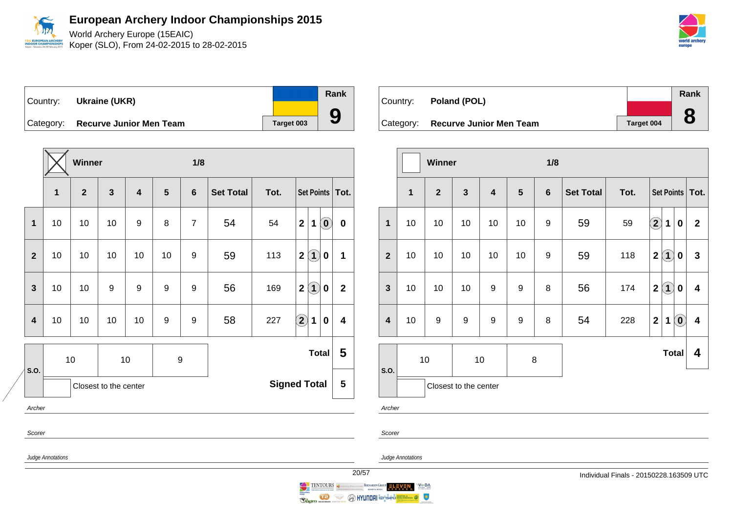# European Archery Indoor Championships 2015

World Archery Europe (15EAIC)
Koper (SLO), From 24-02-2015 to 28-02-2015

| Country: | Ukraine (UKR) | Rank |
|---|---|---|
| Category: | Recurve Junior Men Team | 9 |
| | Target 003 | |

Winner: X — 1/8

| | 1 | 2 | 3 | 4 | 5 | 6 | Set Total | Tot. | Set Points | | | Tot. |
|---|---|---|---|---|---|---|---|---|---|---|---|---|
| 1 | 10 | 10 | 10 | 9 | 8 | 7 | 54 | 54 | 2 | 1 | (0) | 0 |
| 2 | 10 | 10 | 10 | 10 | 10 | 9 | 59 | 113 | 2 | (1) | 0 | 1 |
| 3 | 10 | 10 | 9 | 9 | 9 | 9 | 56 | 169 | 2 | (1) | 0 | 2 |
| 4 | 10 | 10 | 10 | 10 | 9 | 9 | 58 | 227 | (2) | 1 | 0 | 4 |
| S.O. | 10 | | 10 | | 9 | | | | | | Total | 5 |
| | Closest to the center | | | | | | | | | | Signed Total | 5 |

*Archer*

*Scorer*

*Judge Annotations*

| Country: | Poland (POL) | Rank |
|---|---|---|
| Category: | Recurve Junior Men Team | 8 |
| | Target 004 | |

Winner: — 1/8

| | 1 | 2 | 3 | 4 | 5 | 6 | Set Total | Tot. | Set Points | | | Tot. |
|---|---|---|---|---|---|---|---|---|---|---|---|---|
| 1 | 10 | 10 | 10 | 10 | 10 | 9 | 59 | 59 | (2) | 1 | 0 | 2 |
| 2 | 10 | 10 | 10 | 10 | 10 | 9 | 59 | 118 | 2 | (1) | 0 | 3 |
| 3 | 10 | 10 | 10 | 9 | 9 | 8 | 56 | 174 | 2 | (1) | 0 | 4 |
| 4 | 10 | 9 | 9 | 9 | 9 | 8 | 54 | 228 | 2 | 1 | (0) | 4 |
| S.O. | 10 | | 10 | | 8 | | | | | | Total | 4 |
| | Closest to the center | | | | | | | | | | | |

*Archer*

*Scorer*

*Judge Annotations*

Individual Finals - 20150228.163509 UTC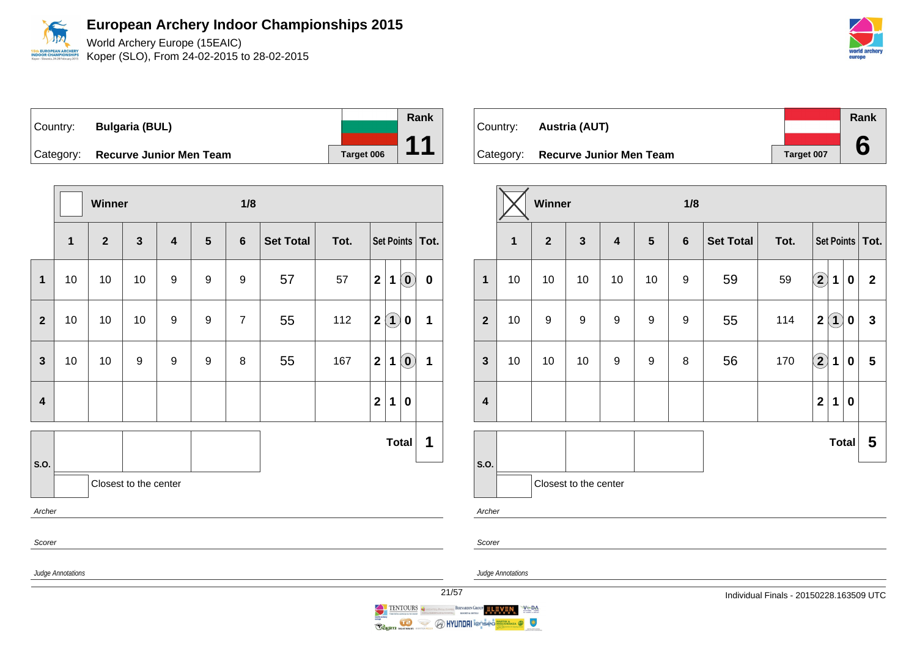# European Archery Indoor Championships 2015

World Archery Europe (15EAIC)
Koper (SLO), From 24-02-2015 to 28-02-2015

| Country: | Bulgaria (BUL) | Rank |
|---|---|---|
| Category: | Recurve Junior Men Team | Target 006 | 11 |

Winner ☐ — 1/8

| | 1 | 2 | 3 | 4 | 5 | 6 | Set Total | Tot. | Set Points | | | Tot. |
|---|---|---|---|---|---|---|---|---|---|---|---|---|
| 1 | 10 | 10 | 10 | 9 | 9 | 9 | 57 | 57 | 2 | 1 | (0) | 0 |
| 2 | 10 | 10 | 10 | 9 | 9 | 7 | 55 | 112 | 2 | (1) | 0 | 1 |
| 3 | 10 | 10 | 9 | 9 | 9 | 8 | 55 | 167 | 2 | 1 | (0) | 1 |
| 4 | | | | | | | | | 2 | 1 | 0 | |
| S.O. | | | | | | | | | | | Total | 1 |

Closest to the center

*Archer*

*Scorer*

*Judge Annotations*

| Country: | Austria (AUT) | Rank |
|---|---|---|
| Category: | Recurve Junior Men Team | Target 007 | 6 |

Winner ☒ — 1/8

| | 1 | 2 | 3 | 4 | 5 | 6 | Set Total | Tot. | Set Points | | | Tot. |
|---|---|---|---|---|---|---|---|---|---|---|---|---|
| 1 | 10 | 10 | 10 | 10 | 10 | 9 | 59 | 59 | (2) | 1 | 0 | 2 |
| 2 | 10 | 9 | 9 | 9 | 9 | 9 | 55 | 114 | 2 | (1) | 0 | 3 |
| 3 | 10 | 10 | 10 | 9 | 9 | 8 | 56 | 170 | (2) | 1 | 0 | 5 |
| 4 | | | | | | | | | 2 | 1 | 0 | |
| S.O. | | | | | | | | | | | Total | 5 |

Closest to the center

*Archer*

*Scorer*

*Judge Annotations*

Individual Finals - 20150228.163509 UTC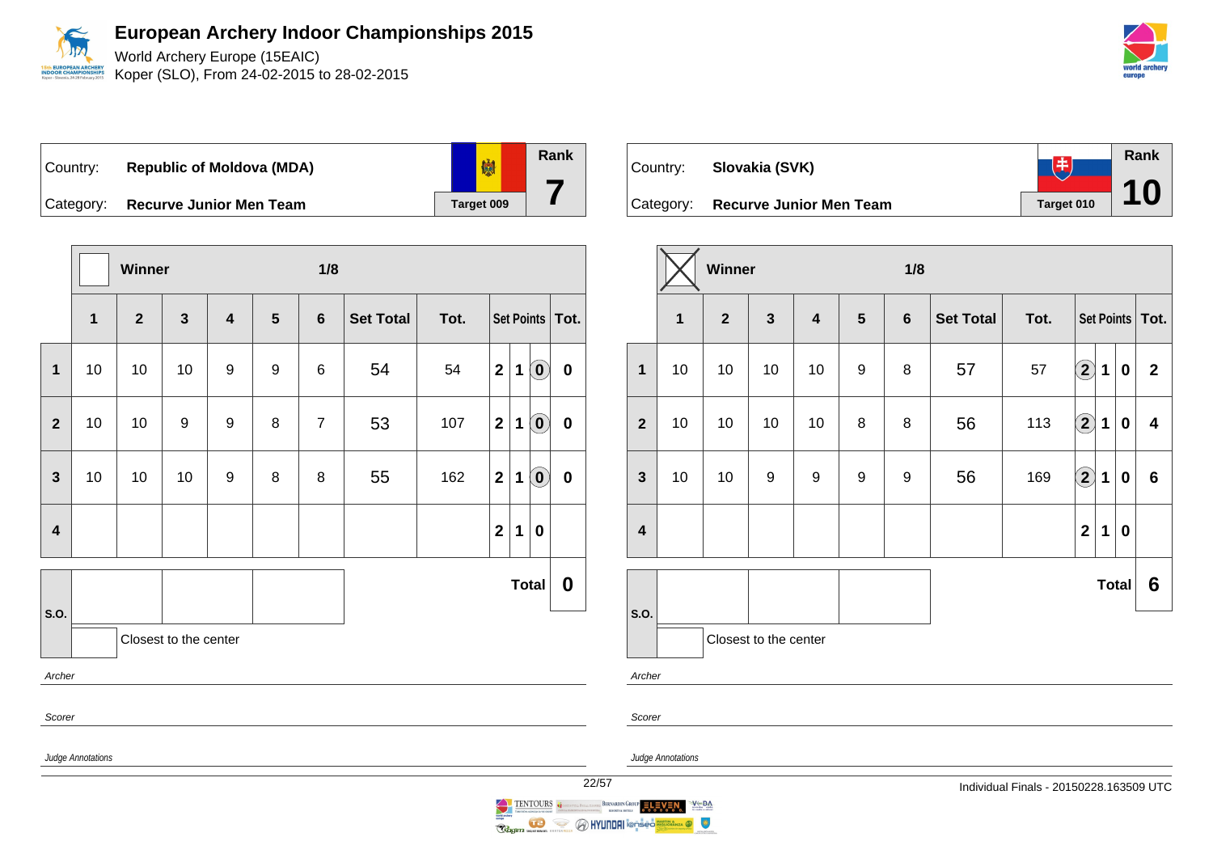# European Archery Indoor Championships 2015

World Archery Europe (15EAIC)
Koper (SLO), From 24-02-2015 to 28-02-2015

| Country: | Republic of Moldova (MDA) | Rank |
|---|---|---|
| Category: | Recurve Junior Men Team | Target 009 | 7 |

Winner: ☐ — 1/8

| | 1 | 2 | 3 | 4 | 5 | 6 | Set Total | Tot. | Set Points | | | Tot. |
|---|---|---|---|---|---|---|---|---|---|---|---|---|
| 1 | 10 | 10 | 10 | 9 | 9 | 6 | 54 | 54 | 2 | 1 | (0) | 0 |
| 2 | 10 | 10 | 9 | 9 | 8 | 7 | 53 | 107 | 2 | 1 | (0) | 0 |
| 3 | 10 | 10 | 10 | 9 | 8 | 8 | 55 | 162 | 2 | 1 | (0) | 0 |
| 4 | | | | | | | | | 2 | 1 | 0 | |
| | | | | | | | | | | | Total | 0 |

S.O.

Closest to the center

*Archer*

*Scorer*

*Judge Annotations*

| Country: | Slovakia (SVK) | Rank |
|---|---|---|
| Category: | Recurve Junior Men Team | Target 010 | 10 |

Winner: ☒ — 1/8

| | 1 | 2 | 3 | 4 | 5 | 6 | Set Total | Tot. | Set Points | | | Tot. |
|---|---|---|---|---|---|---|---|---|---|---|---|---|
| 1 | 10 | 10 | 10 | 10 | 9 | 8 | 57 | 57 | (2) | 1 | 0 | 2 |
| 2 | 10 | 10 | 10 | 10 | 8 | 8 | 56 | 113 | (2) | 1 | 0 | 4 |
| 3 | 10 | 10 | 9 | 9 | 9 | 9 | 56 | 169 | (2) | 1 | 0 | 6 |
| 4 | | | | | | | | | 2 | 1 | 0 | |
| | | | | | | | | | | | Total | 6 |

S.O.

Closest to the center

*Archer*

*Scorer*

*Judge Annotations*

Individual Finals - 20150228.163509 UTC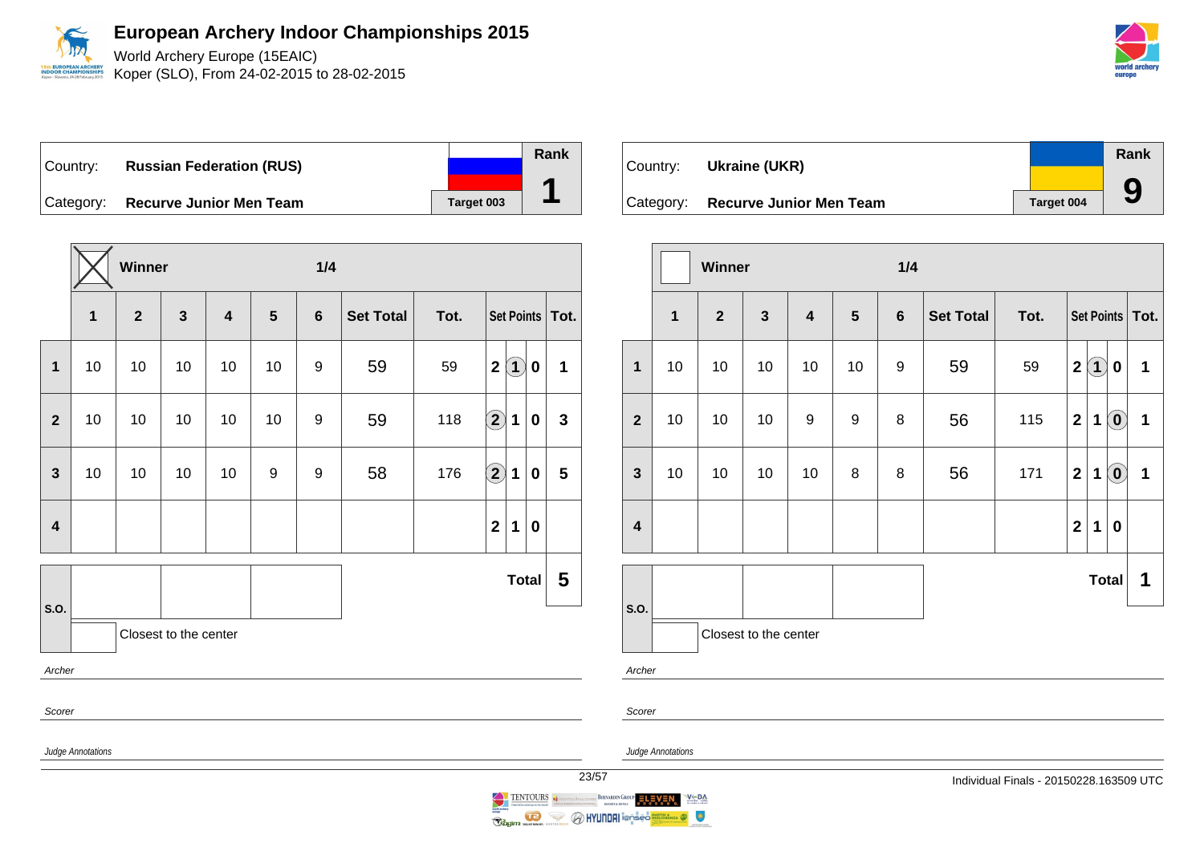# European Archery Indoor Championships 2015

World Archery Europe (15EAIC)

Koper (SLO), From 24-02-2015 to 28-02-2015

| Country: | **Russian Federation (RUS)** | Rank |
|---|---|---|
| Category: | **Recurve Junior Men Team** | **1** |
| | Target 003 | |

**Winner** (X) — **1/4**

| | 1 | 2 | 3 | 4 | 5 | 6 | Set Total | Tot. | Set Points | | | Tot. |
|---|---|---|---|---|---|---|---|---|---|---|---|---|
| 1 | 10 | 10 | 10 | 10 | 10 | 9 | 59 | 59 | 2 | (1) | 0 | 1 |
| 2 | 10 | 10 | 10 | 10 | 10 | 9 | 59 | 118 | (2) | 1 | 0 | 3 |
| 3 | 10 | 10 | 10 | 10 | 9 | 9 | 58 | 176 | (2) | 1 | 0 | 5 |
| 4 | | | | | | | | | 2 | 1 | 0 | |

| S.O. | | | | Total | 5 |
|---|---|---|---|---|---|

Closest to the center

*Archer*

*Scorer*

*Judge Annotations*

| Country: | **Ukraine (UKR)** | Rank |
|---|---|---|
| Category: | **Recurve Junior Men Team** | **9** |
| | Target 004 | |

**Winner** — **1/4**

| | 1 | 2 | 3 | 4 | 5 | 6 | Set Total | Tot. | Set Points | | | Tot. |
|---|---|---|---|---|---|---|---|---|---|---|---|---|
| 1 | 10 | 10 | 10 | 10 | 10 | 9 | 59 | 59 | 2 | (1) | 0 | 1 |
| 2 | 10 | 10 | 10 | 9 | 9 | 8 | 56 | 115 | 2 | 1 | (0) | 1 |
| 3 | 10 | 10 | 10 | 10 | 8 | 8 | 56 | 171 | 2 | 1 | (0) | 1 |
| 4 | | | | | | | | | 2 | 1 | 0 | |

| S.O. | | | | Total | 1 |
|---|---|---|---|---|---|

Closest to the center

*Archer*

*Scorer*

*Judge Annotations*

Individual Finals - 20150228.163509 UTC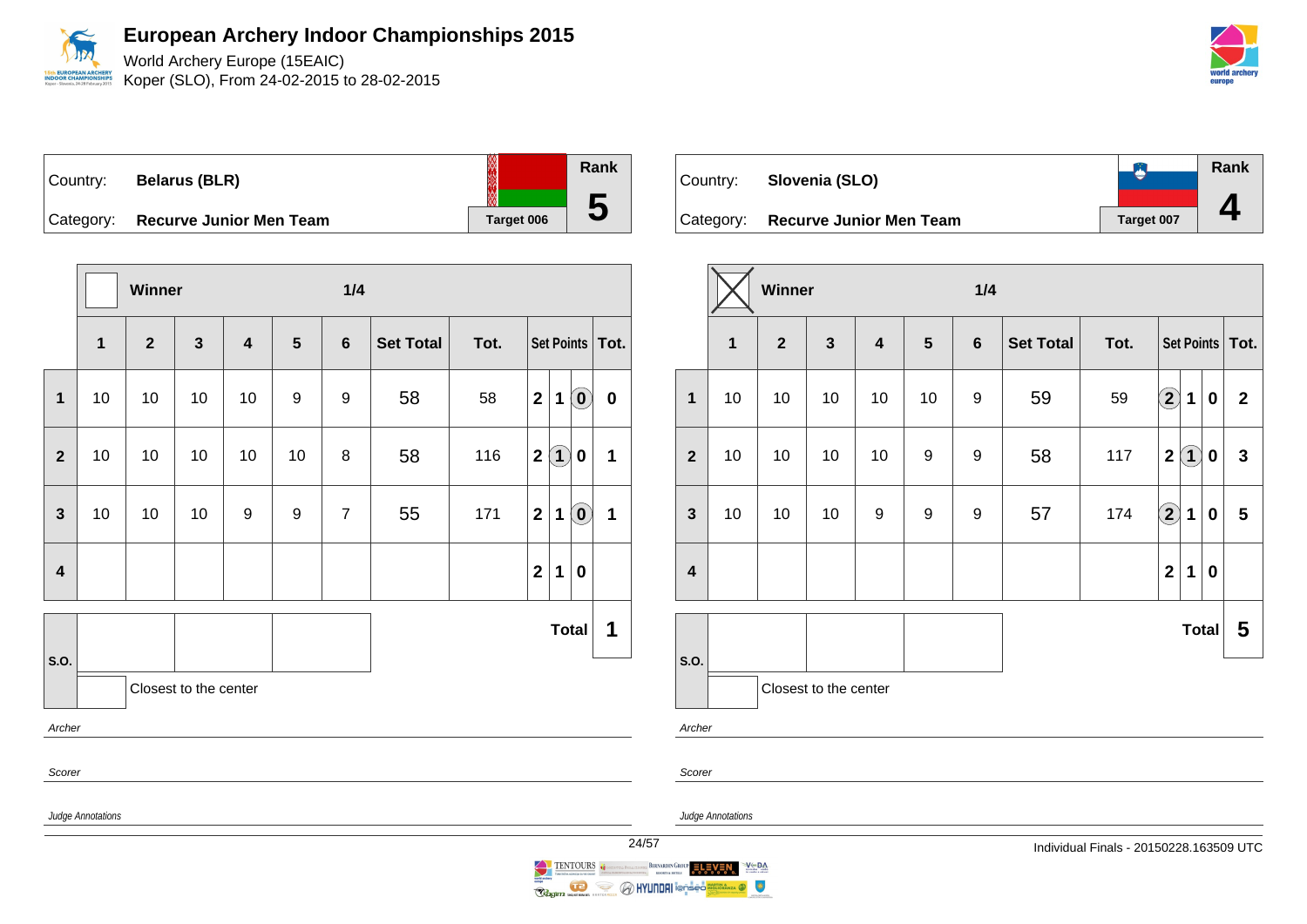# European Archery Indoor Championships 2015

World Archery Europe (15EAIC)
Koper (SLO), From 24-02-2015 to 28-02-2015

| Country: | Belarus (BLR) | Rank |
|---|---|---|
| Category: | Recurve Junior Men Team | 5 |
| | Target 006 | |

**Winner** 1/4

| | 1 | 2 | 3 | 4 | 5 | 6 | Set Total | Tot. | Set Points | | | Tot. |
|---|---|---|---|---|---|---|---|---|---|---|---|---|
| 1 | 10 | 10 | 10 | 10 | 9 | 9 | 58 | 58 | 2 | 1 | (0) | 0 |
| 2 | 10 | 10 | 10 | 10 | 10 | 8 | 58 | 116 | 2 | (1) | 0 | 1 |
| 3 | 10 | 10 | 10 | 9 | 9 | 7 | 55 | 171 | 2 | 1 | (0) | 1 |
| 4 | | | | | | | | | 2 | 1 | 0 | |
| S.O. | | | | | | | | | | | Total | 1 |

Closest to the center

*Archer*

*Scorer*

*Judge Annotations*

| Country: | Slovenia (SLO) | Rank |
|---|---|---|
| Category: | Recurve Junior Men Team | 4 |
| | Target 007 | |

**Winner** (X) 1/4

| | 1 | 2 | 3 | 4 | 5 | 6 | Set Total | Tot. | Set Points | | | Tot. |
|---|---|---|---|---|---|---|---|---|---|---|---|---|
| 1 | 10 | 10 | 10 | 10 | 10 | 9 | 59 | 59 | (2) | 1 | 0 | 2 |
| 2 | 10 | 10 | 10 | 10 | 9 | 9 | 58 | 117 | 2 | (1) | 0 | 3 |
| 3 | 10 | 10 | 10 | 9 | 9 | 9 | 57 | 174 | (2) | 1 | 0 | 5 |
| 4 | | | | | | | | | 2 | 1 | 0 | |
| S.O. | | | | | | | | | | | Total | 5 |

Closest to the center

*Archer*

*Scorer*

*Judge Annotations*

Individual Finals - 20150228.163509 UTC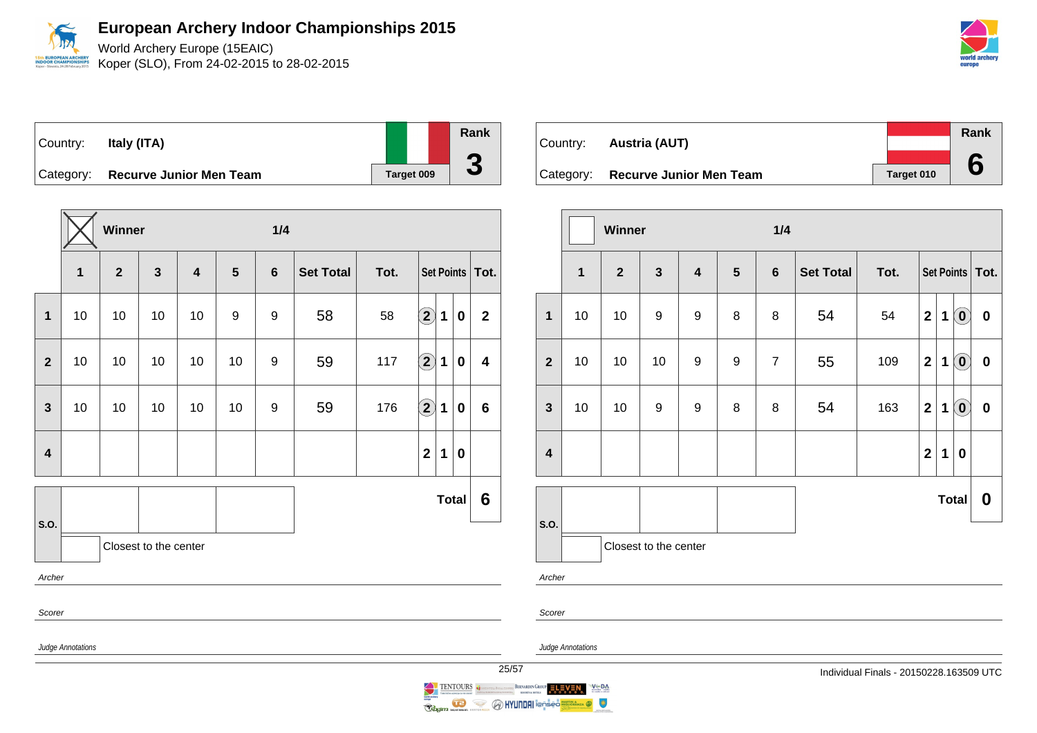# European Archery Indoor Championships 2015

World Archery Europe (15EAIC)
Koper (SLO), From 24-02-2015 to 28-02-2015

| Country: | Italy (ITA) | Target 009 | Rank |
|---|---|---|---|
| Category: | Recurve Junior Men Team | | 3 |

Winner ☒ — 1/4

| | 1 | 2 | 3 | 4 | 5 | 6 | Set Total | Tot. | Set Points | | | Tot. |
|---|---|---|---|---|---|---|---|---|---|---|---|---|
| 1 | 10 | 10 | 10 | 10 | 9 | 9 | 58 | 58 | (2) | 1 | 0 | 2 |
| 2 | 10 | 10 | 10 | 10 | 10 | 9 | 59 | 117 | (2) | 1 | 0 | 4 |
| 3 | 10 | 10 | 10 | 10 | 10 | 9 | 59 | 176 | (2) | 1 | 0 | 6 |
| 4 | | | | | | | | | 2 | 1 | 0 | |

**Total** 6

S.O.: Closest to the center

*Archer*

*Scorer*

*Judge Annotations*

| Country: | Austria (AUT) | Target 010 | Rank |
|---|---|---|---|
| Category: | Recurve Junior Men Team | | 6 |

Winner ☐ — 1/4

| | 1 | 2 | 3 | 4 | 5 | 6 | Set Total | Tot. | Set Points | | | Tot. |
|---|---|---|---|---|---|---|---|---|---|---|---|---|
| 1 | 10 | 10 | 9 | 9 | 8 | 8 | 54 | 54 | 2 | 1 | (0) | 0 |
| 2 | 10 | 10 | 10 | 9 | 9 | 7 | 55 | 109 | 2 | 1 | (0) | 0 |
| 3 | 10 | 10 | 9 | 9 | 8 | 8 | 54 | 163 | 2 | 1 | (0) | 0 |
| 4 | | | | | | | | | 2 | 1 | 0 | |

**Total** 0

S.O.: Closest to the center

*Archer*

*Scorer*

*Judge Annotations*

Individual Finals - 20150228.163509 UTC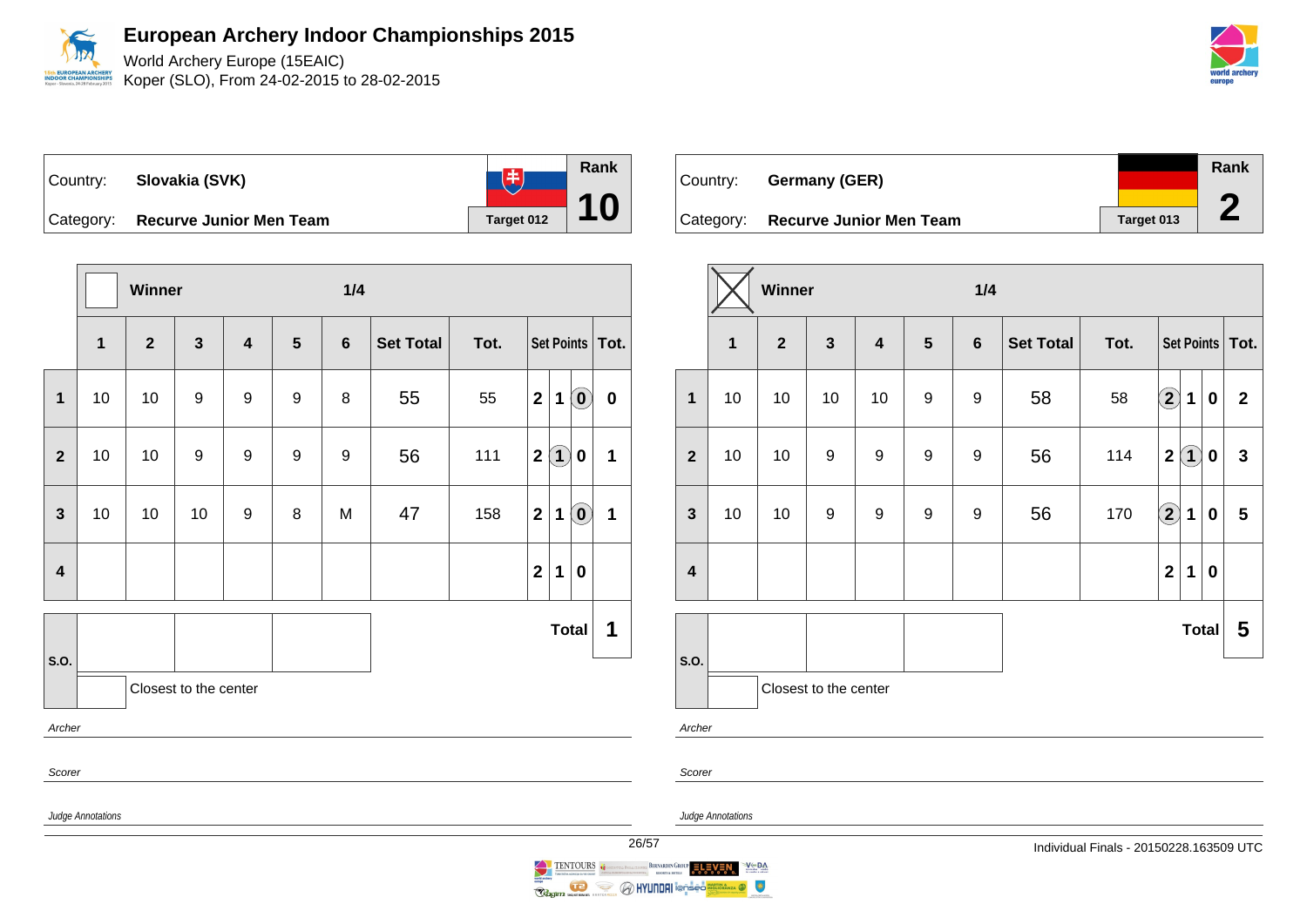# European Archery Indoor Championships 2015

World Archery Europe (15EAIC)
Koper (SLO), From 24-02-2015 to 28-02-2015

| Country: | Slovakia (SVK) | Rank |
|---|---|---|
| Category: | Recurve Junior Men Team | Target 012 | 10 |

Winner ☐ — 1/4

| | 1 | 2 | 3 | 4 | 5 | 6 | Set Total | Tot. | Set Points | Tot. |
|---|---|---|---|---|---|---|---|---|---|---|
| 1 | 10 | 10 | 9 | 9 | 9 | 8 | 55 | 55 | 2 1 (0) | 0 |
| 2 | 10 | 10 | 9 | 9 | 9 | 9 | 56 | 111 | 2 (1) 0 | 1 |
| 3 | 10 | 10 | 10 | 9 | 8 | M | 47 | 158 | 2 1 (0) | 1 |
| 4 | | | | | | | | | 2 1 0 | |

Total: **1**

S.O.

Closest to the center

*Archer*

*Scorer*

*Judge Annotations*

| Country: | Germany (GER) | Rank |
|---|---|---|
| Category: | Recurve Junior Men Team | Target 013 | 2 |

Winner ☒ — 1/4

| | 1 | 2 | 3 | 4 | 5 | 6 | Set Total | Tot. | Set Points | Tot. |
|---|---|---|---|---|---|---|---|---|---|---|
| 1 | 10 | 10 | 10 | 10 | 9 | 9 | 58 | 58 | (2) 1 0 | 2 |
| 2 | 10 | 10 | 9 | 9 | 9 | 9 | 56 | 114 | 2 (1) 0 | 3 |
| 3 | 10 | 10 | 9 | 9 | 9 | 9 | 56 | 170 | (2) 1 0 | 5 |
| 4 | | | | | | | | | 2 1 0 | |

Total: **5**

S.O.

Closest to the center

*Archer*

*Scorer*

*Judge Annotations*

Individual Finals - 20150228.163509 UTC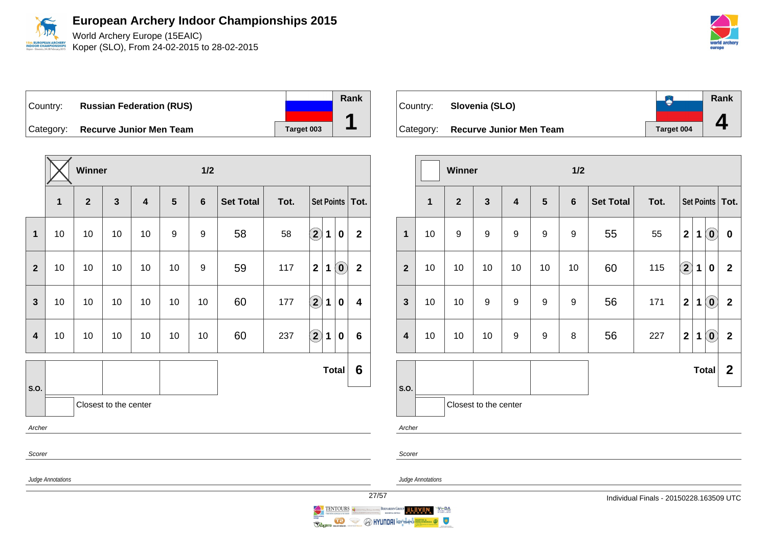# European Archery Indoor Championships 2015

World Archery Europe (15EAIC)
Koper (SLO), From 24-02-2015 to 28-02-2015

| Country: | Russian Federation (RUS) | Rank |
|---|---|---|
| Category: | Recurve Junior Men Team — Target 003 | 1 |

Winner — 1/2 (X)

| | 1 | 2 | 3 | 4 | 5 | 6 | Set Total | Tot. | Set Points | | | Tot. |
|---|---|---|---|---|---|---|---|---|---|---|---|---|
| 1 | 10 | 10 | 10 | 10 | 9 | 9 | 58 | 58 | (2) | 1 | 0 | 2 |
| 2 | 10 | 10 | 10 | 10 | 10 | 9 | 59 | 117 | 2 | 1 | (0) | 2 |
| 3 | 10 | 10 | 10 | 10 | 10 | 10 | 60 | 177 | (2) | 1 | 0 | 4 |
| 4 | 10 | 10 | 10 | 10 | 10 | 10 | 60 | 237 | (2) | 1 | 0 | 6 |

Total: **6**

S.O.

Closest to the center

*Archer*

*Scorer*

*Judge Annotations*

| Country: | Slovenia (SLO) | Rank |
|---|---|---|
| Category: | Recurve Junior Men Team — Target 004 | 4 |

Winner — 1/2

| | 1 | 2 | 3 | 4 | 5 | 6 | Set Total | Tot. | Set Points | | | Tot. |
|---|---|---|---|---|---|---|---|---|---|---|---|---|
| 1 | 10 | 9 | 9 | 9 | 9 | 9 | 55 | 55 | 2 | 1 | (0) | 0 |
| 2 | 10 | 10 | 10 | 10 | 10 | 10 | 60 | 115 | (2) | 1 | 0 | 2 |
| 3 | 10 | 10 | 9 | 9 | 9 | 9 | 56 | 171 | 2 | 1 | (0) | 2 |
| 4 | 10 | 10 | 10 | 9 | 9 | 8 | 56 | 227 | 2 | 1 | (0) | 2 |

Total: **2**

S.O.

Closest to the center

*Archer*

*Scorer*

*Judge Annotations*

Individual Finals - 20150228.163509 UTC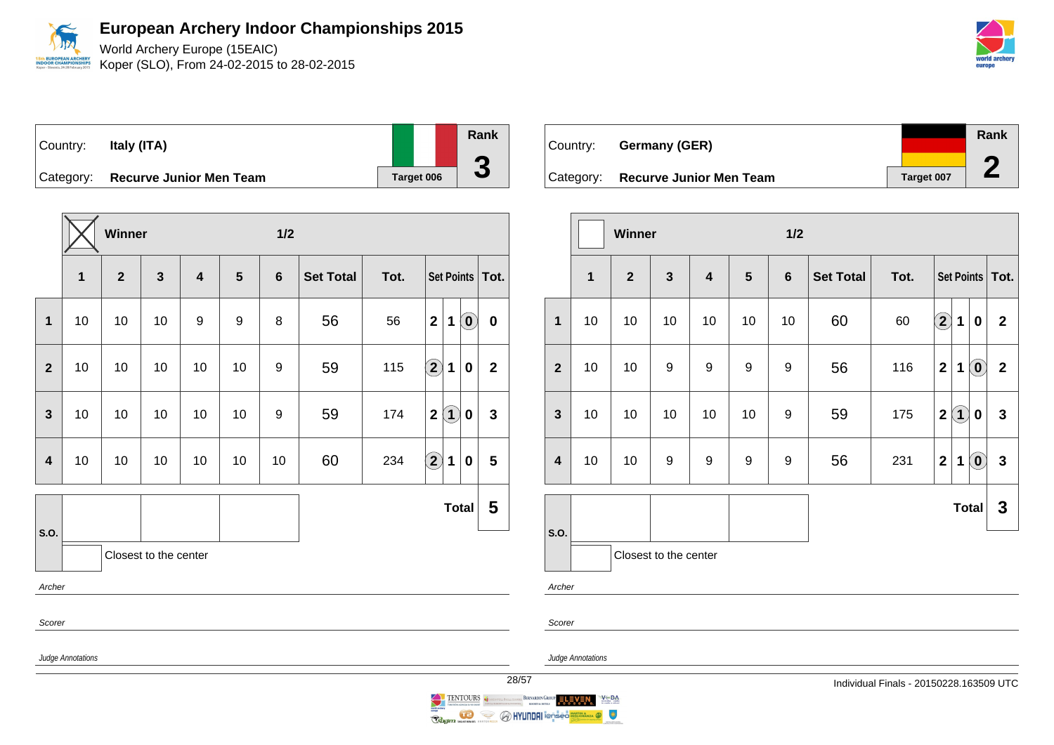# European Archery Indoor Championships 2015

World Archery Europe (15EAIC)
Koper (SLO), From 24-02-2015 to 28-02-2015

| Country: | **Italy (ITA)** | Rank |
|---|---|---|
| Category: | **Recurve Junior Men Team** | **3** |
| | Target 006 | |

Winner: X — 1/2

| | 1 | 2 | 3 | 4 | 5 | 6 | Set Total | Tot. | Set Points | | | Tot. |
|---|---|---|---|---|---|---|---|---|---|---|---|---|
| 1 | 10 | 10 | 10 | 9 | 9 | 8 | 56 | 56 | 2 | 1 | (0) | 0 |
| 2 | 10 | 10 | 10 | 10 | 10 | 9 | 59 | 115 | (2) | 1 | 0 | 2 |
| 3 | 10 | 10 | 10 | 10 | 10 | 9 | 59 | 174 | 2 | (1) | 0 | 3 |
| 4 | 10 | 10 | 10 | 10 | 10 | 10 | 60 | 234 | (2) | 1 | 0 | 5 |
| | | | | | | | | | | | **Total** | **5** |

S.O.: | | |

Closest to the center

*Archer*

*Scorer*

*Judge Annotations*

| Country: | **Germany (GER)** | Rank |
|---|---|---|
| Category: | **Recurve Junior Men Team** | **2** |
| | Target 007 | |

Winner: — 1/2

| | 1 | 2 | 3 | 4 | 5 | 6 | Set Total | Tot. | Set Points | | | Tot. |
|---|---|---|---|---|---|---|---|---|---|---|---|---|
| 1 | 10 | 10 | 10 | 10 | 10 | 10 | 60 | 60 | (2) | 1 | 0 | 2 |
| 2 | 10 | 10 | 9 | 9 | 9 | 9 | 56 | 116 | 2 | 1 | (0) | 2 |
| 3 | 10 | 10 | 10 | 10 | 10 | 9 | 59 | 175 | 2 | (1) | 0 | 3 |
| 4 | 10 | 10 | 9 | 9 | 9 | 9 | 56 | 231 | 2 | 1 | (0) | 3 |
| | | | | | | | | | | | **Total** | **3** |

S.O.: | | |

Closest to the center

*Archer*

*Scorer*

*Judge Annotations*

Individual Finals - 20150228.163509 UTC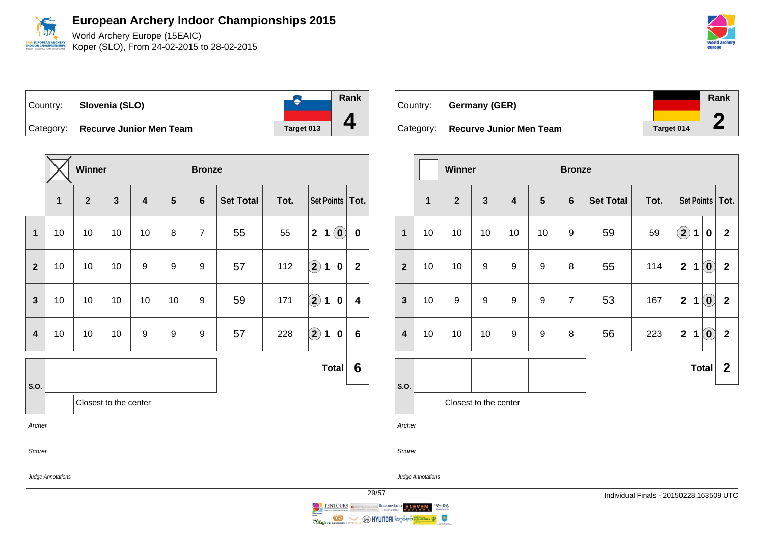# European Archery Indoor Championships 2015

World Archery Europe (15EAIC)
Koper (SLO), From 24-02-2015 to 28-02-2015

| Country: | Slovenia (SLO) | Rank |
|---|---|---|
| Category: | Recurve Junior Men Team | Target 013 | 4 |

Winner (X) — Bronze

| | 1 | 2 | 3 | 4 | 5 | 6 | Set Total | Tot. | Set Points | | | Tot. |
|---|---|---|---|---|---|---|---|---|---|---|---|---|
| 1 | 10 | 10 | 10 | 10 | 8 | 7 | 55 | 55 | 2 | 1 | (0) | 0 |
| 2 | 10 | 10 | 10 | 9 | 9 | 9 | 57 | 112 | (2) | 1 | 0 | 2 |
| 3 | 10 | 10 | 10 | 10 | 10 | 9 | 59 | 171 | (2) | 1 | 0 | 4 |
| 4 | 10 | 10 | 10 | 9 | 9 | 9 | 57 | 228 | (2) | 1 | 0 | 6 |
| | | | | | | | | | | | Total | 6 |

S.O.

Closest to the center

*Archer*

*Scorer*

*Judge Annotations*

| Country: | Germany (GER) | Rank |
|---|---|---|
| Category: | Recurve Junior Men Team | Target 014 | 2 |

Winner — Bronze

| | 1 | 2 | 3 | 4 | 5 | 6 | Set Total | Tot. | Set Points | | | Tot. |
|---|---|---|---|---|---|---|---|---|---|---|---|---|
| 1 | 10 | 10 | 10 | 10 | 10 | 9 | 59 | 59 | (2) | 1 | 0 | 2 |
| 2 | 10 | 10 | 9 | 9 | 9 | 8 | 55 | 114 | 2 | 1 | (0) | 2 |
| 3 | 10 | 9 | 9 | 9 | 9 | 7 | 53 | 167 | 2 | 1 | (0) | 2 |
| 4 | 10 | 10 | 10 | 9 | 9 | 8 | 56 | 223 | 2 | 1 | (0) | 2 |
| | | | | | | | | | | | Total | 2 |

S.O.

Closest to the center

*Archer*

*Scorer*

*Judge Annotations*

Individual Finals - 20150228.163509 UTC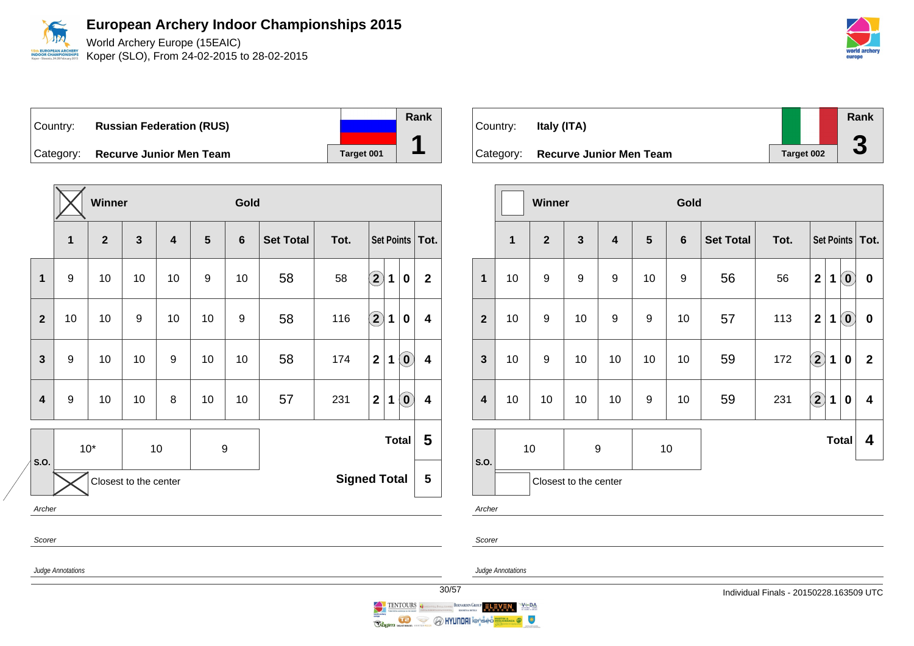# European Archery Indoor Championships 2015

World Archery Europe (15EAIC)
Koper (SLO), From 24-02-2015 to 28-02-2015

| Country: | Russian Federation (RUS) | | Rank |
|---|---|---|---|
| Category: | Recurve Junior Men Team | Target 001 | 1 |

Winner: ☒ | Gold

| | 1 | 2 | 3 | 4 | 5 | 6 | Set Total | Tot. | Set Points | | | Tot. |
|---|---|---|---|---|---|---|---|---|---|---|---|---|
| 1 | 9 | 10 | 10 | 10 | 9 | 10 | 58 | 58 | (2) | 1 | 0 | 2 |
| 2 | 10 | 10 | 9 | 10 | 10 | 9 | 58 | 116 | (2) | 1 | 0 | 4 |
| 3 | 9 | 10 | 10 | 9 | 10 | 10 | 58 | 174 | 2 | 1 | (0) | 4 |
| 4 | 9 | 10 | 10 | 8 | 10 | 10 | 57 | 231 | 2 | 1 | (0) | 4 |

| S.O. | 10* | 10 | 9 |
|---|---|---|---|

☒ Closest to the center

Total: 5

Signed Total: 5

*Archer*

*Scorer*

*Judge Annotations*

| Country: | Italy (ITA) | | Rank |
|---|---|---|---|
| Category: | Recurve Junior Men Team | Target 002 | 3 |

Winner: ☐ | Gold

| | 1 | 2 | 3 | 4 | 5 | 6 | Set Total | Tot. | Set Points | | | Tot. |
|---|---|---|---|---|---|---|---|---|---|---|---|---|
| 1 | 10 | 9 | 9 | 9 | 10 | 9 | 56 | 56 | 2 | 1 | (0) | 0 |
| 2 | 10 | 9 | 10 | 9 | 9 | 10 | 57 | 113 | 2 | 1 | (0) | 0 |
| 3 | 10 | 9 | 10 | 10 | 10 | 10 | 59 | 172 | (2) | 1 | 0 | 2 |
| 4 | 10 | 10 | 10 | 10 | 9 | 10 | 59 | 231 | (2) | 1 | 0 | 4 |

| S.O. | 10 | 9 | 10 |
|---|---|---|---|

☐ Closest to the center

Total: 4

*Archer*

*Scorer*

*Judge Annotations*

Individual Finals - 20150228.163509 UTC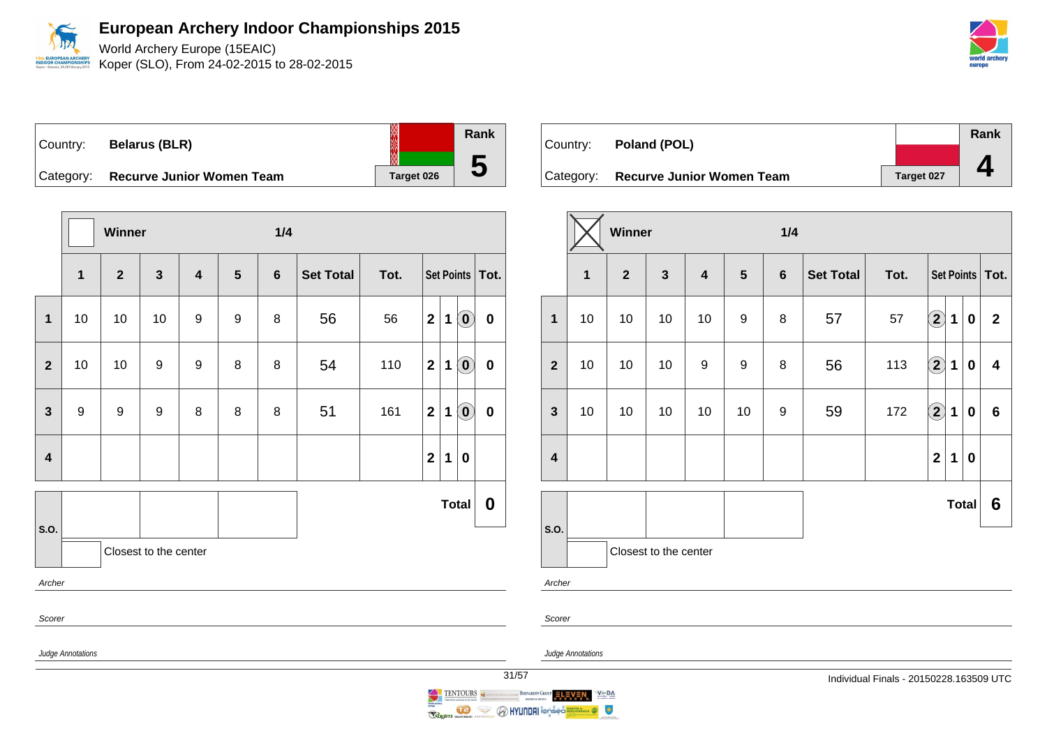# European Archery Indoor Championships 2015

World Archery Europe (15EAIC)
Koper (SLO), From 24-02-2015 to 28-02-2015

| Country: | Belarus (BLR) | Rank |
|---|---|---|
| Category: | Recurve Junior Women Team | Target 026 — **5** |

Winner — 1/4

| | 1 | 2 | 3 | 4 | 5 | 6 | Set Total | Tot. | Set Points | | | Tot. |
|---|---|---|---|---|---|---|---|---|---|---|---|---|
| 1 | 10 | 10 | 10 | 9 | 9 | 8 | 56 | 56 | 2 | 1 | (0) | 0 |
| 2 | 10 | 10 | 9 | 9 | 8 | 8 | 54 | 110 | 2 | 1 | (0) | 0 |
| 3 | 9 | 9 | 9 | 8 | 8 | 8 | 51 | 161 | 2 | 1 | (0) | 0 |
| 4 | | | | | | | | | 2 | 1 | 0 | |

S.O.: | | | | — Closest to the center

**Total 0**

Archer

Scorer

Judge Annotations

| Country: | Poland (POL) | Rank |
|---|---|---|
| Category: | Recurve Junior Women Team | Target 027 — **4** |

Winner (X) — 1/4

| | 1 | 2 | 3 | 4 | 5 | 6 | Set Total | Tot. | Set Points | | | Tot. |
|---|---|---|---|---|---|---|---|---|---|---|---|---|
| 1 | 10 | 10 | 10 | 10 | 9 | 8 | 57 | 57 | (2) | 1 | 0 | 2 |
| 2 | 10 | 10 | 10 | 9 | 9 | 8 | 56 | 113 | (2) | 1 | 0 | 4 |
| 3 | 10 | 10 | 10 | 10 | 10 | 9 | 59 | 172 | (2) | 1 | 0 | 6 |
| 4 | | | | | | | | | 2 | 1 | 0 | |

S.O.: | | | | — Closest to the center

**Total 6**

Archer

Scorer

Judge Annotations

Individual Finals - 20150228.163509 UTC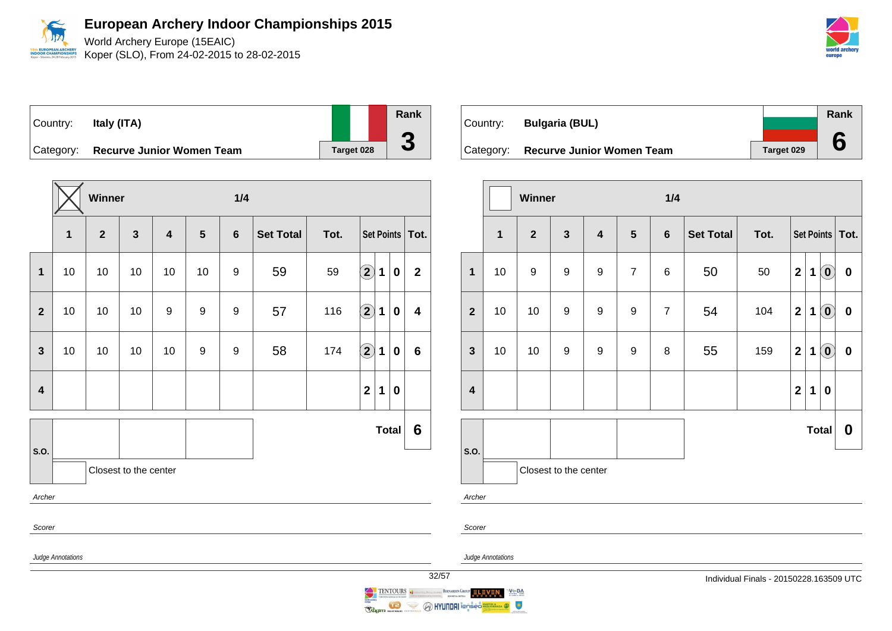# European Archery Indoor Championships 2015

World Archery Europe (15EAIC)
Koper (SLO), From 24-02-2015 to 28-02-2015

| Country: | Italy (ITA) | Rank |
|---|---|---|
| Category: | Recurve Junior Women Team | Target 028 | 3 |

Winner ☒ — 1/4

| | 1 | 2 | 3 | 4 | 5 | 6 | Set Total | Tot. | Set Points | | | Tot. |
|---|---|---|---|---|---|---|---|---|---|---|---|---|
| 1 | 10 | 10 | 10 | 10 | 10 | 9 | 59 | 59 | (2) | 1 | 0 | 2 |
| 2 | 10 | 10 | 10 | 9 | 9 | 9 | 57 | 116 | (2) | 1 | 0 | 4 |
| 3 | 10 | 10 | 10 | 10 | 9 | 9 | 58 | 174 | (2) | 1 | 0 | 6 |
| 4 | | | | | | | | | 2 | 1 | 0 | |
| | | | | | | | | | | | Total | 6 |

S.O.

Closest to the center

*Archer*

*Scorer*

*Judge Annotations*

| Country: | Bulgaria (BUL) | Rank |
|---|---|---|
| Category: | Recurve Junior Women Team | Target 029 | 6 |

Winner ☐ — 1/4

| | 1 | 2 | 3 | 4 | 5 | 6 | Set Total | Tot. | Set Points | | | Tot. |
|---|---|---|---|---|---|---|---|---|---|---|---|---|
| 1 | 10 | 9 | 9 | 9 | 7 | 6 | 50 | 50 | 2 | 1 | (0) | 0 |
| 2 | 10 | 10 | 9 | 9 | 9 | 7 | 54 | 104 | 2 | 1 | (0) | 0 |
| 3 | 10 | 10 | 9 | 9 | 9 | 8 | 55 | 159 | 2 | 1 | (0) | 0 |
| 4 | | | | | | | | | 2 | 1 | 0 | |
| | | | | | | | | | | | Total | 0 |

S.O.

Closest to the center

*Archer*

*Scorer*

*Judge Annotations*

Individual Finals - 20150228.163509 UTC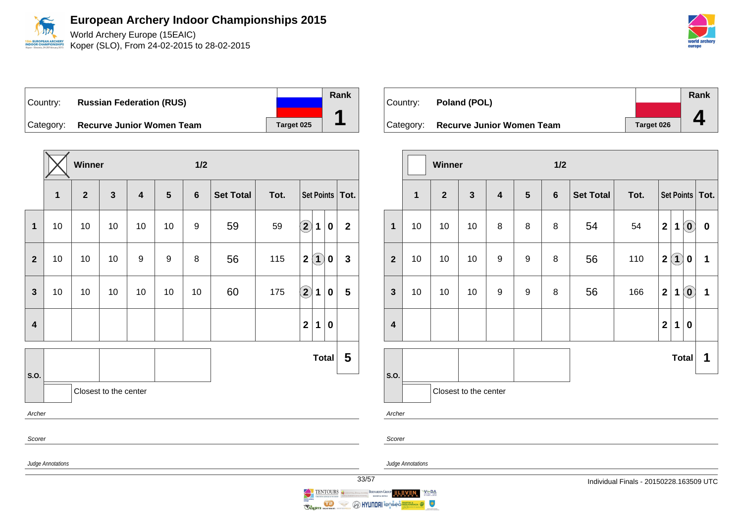# European Archery Indoor Championships 2015

World Archery Europe (15EAIC)

Koper (SLO), From 24-02-2015 to 28-02-2015

| Country: | **Russian Federation (RUS)** | | Rank |
|---|---|---|---|
| Category: | **Recurve Junior Women Team** | Target 025 | **1** |

**Winner** ☒ — **1/2**

| | 1 | 2 | 3 | 4 | 5 | 6 | Set Total | Tot. | Set Points | Tot. |
|---|---|---|---|---|---|---|---|---|---|---|
| **1** | 10 | 10 | 10 | 10 | 10 | 9 | 59 | 59 | (2) 1 0 | 2 |
| **2** | 10 | 10 | 10 | 9 | 9 | 8 | 56 | 115 | 2 (1) 0 | 3 |
| **3** | 10 | 10 | 10 | 10 | 10 | 10 | 60 | 175 | (2) 1 0 | 5 |
| **4** | | | | | | | | | 2 1 0 | |

**Total** 5

S.O.

Closest to the center

*Archer*

*Scorer*

*Judge Annotations*

| Country: | **Poland (POL)** | | Rank |
|---|---|---|---|
| Category: | **Recurve Junior Women Team** | Target 026 | **4** |

**Winner** ☐ — **1/2**

| | 1 | 2 | 3 | 4 | 5 | 6 | Set Total | Tot. | Set Points | Tot. |
|---|---|---|---|---|---|---|---|---|---|---|
| **1** | 10 | 10 | 10 | 8 | 8 | 8 | 54 | 54 | 2 1 (0) | 0 |
| **2** | 10 | 10 | 10 | 9 | 9 | 8 | 56 | 110 | 2 (1) 0 | 1 |
| **3** | 10 | 10 | 10 | 9 | 9 | 8 | 56 | 166 | 2 1 (0) | 1 |
| **4** | | | | | | | | | 2 1 0 | |

**Total** 1

S.O.

Closest to the center

*Archer*

*Scorer*

*Judge Annotations*

Individual Finals - 20150228.163509 UTC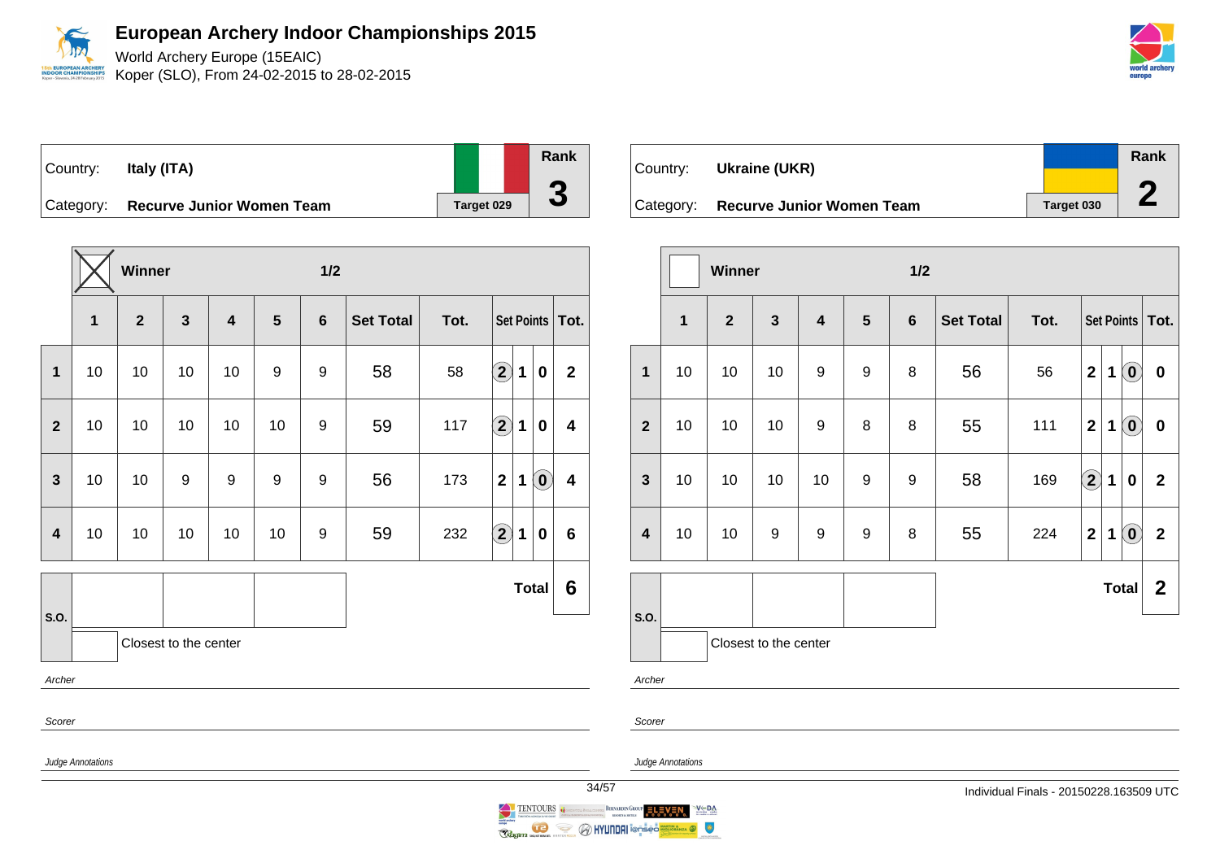# European Archery Indoor Championships 2015

World Archery Europe (15EAIC)
Koper (SLO), From 24-02-2015 to 28-02-2015

| Country: | Italy (ITA) | Rank |
|---|---|---|
| Category: | Recurve Junior Women Team | 3 |
| | Target 029 | |

| | Winner ☒ | | | | | 1/2 | | | Set Points | | | Tot. |
|---|---|---|---|---|---|---|---|---|---|---|---|---|
| | 1 | 2 | 3 | 4 | 5 | 6 | Set Total | Tot. | | | | |
| 1 | 10 | 10 | 10 | 10 | 9 | 9 | 58 | 58 | (2) | 1 | 0 | 2 |
| 2 | 10 | 10 | 10 | 10 | 10 | 9 | 59 | 117 | (2) | 1 | 0 | 4 |
| 3 | 10 | 10 | 9 | 9 | 9 | 9 | 56 | 173 | 2 | 1 | (0) | 4 |
| 4 | 10 | 10 | 10 | 10 | 10 | 9 | 59 | 232 | (2) | 1 | 0 | 6 |
| | | | | | | | | | | | Total | 6 |

S.O.: | | | |

Closest to the center

*Archer*

*Scorer*

*Judge Annotations*

| Country: | Ukraine (UKR) | Rank |
|---|---|---|
| Category: | Recurve Junior Women Team | 2 |
| | Target 030 | |

| | Winner ☐ | | | | | 1/2 | | | Set Points | | | Tot. |
|---|---|---|---|---|---|---|---|---|---|---|---|---|
| | 1 | 2 | 3 | 4 | 5 | 6 | Set Total | Tot. | | | | |
| 1 | 10 | 10 | 10 | 9 | 9 | 8 | 56 | 56 | 2 | 1 | (0) | 0 |
| 2 | 10 | 10 | 10 | 9 | 8 | 8 | 55 | 111 | 2 | 1 | (0) | 0 |
| 3 | 10 | 10 | 10 | 10 | 9 | 9 | 58 | 169 | (2) | 1 | 0 | 2 |
| 4 | 10 | 10 | 9 | 9 | 9 | 8 | 55 | 224 | 2 | 1 | (0) | 2 |
| | | | | | | | | | | | Total | 2 |

S.O.: | | | |

Closest to the center

*Archer*

*Scorer*

*Judge Annotations*

Individual Finals - 20150228.163509 UTC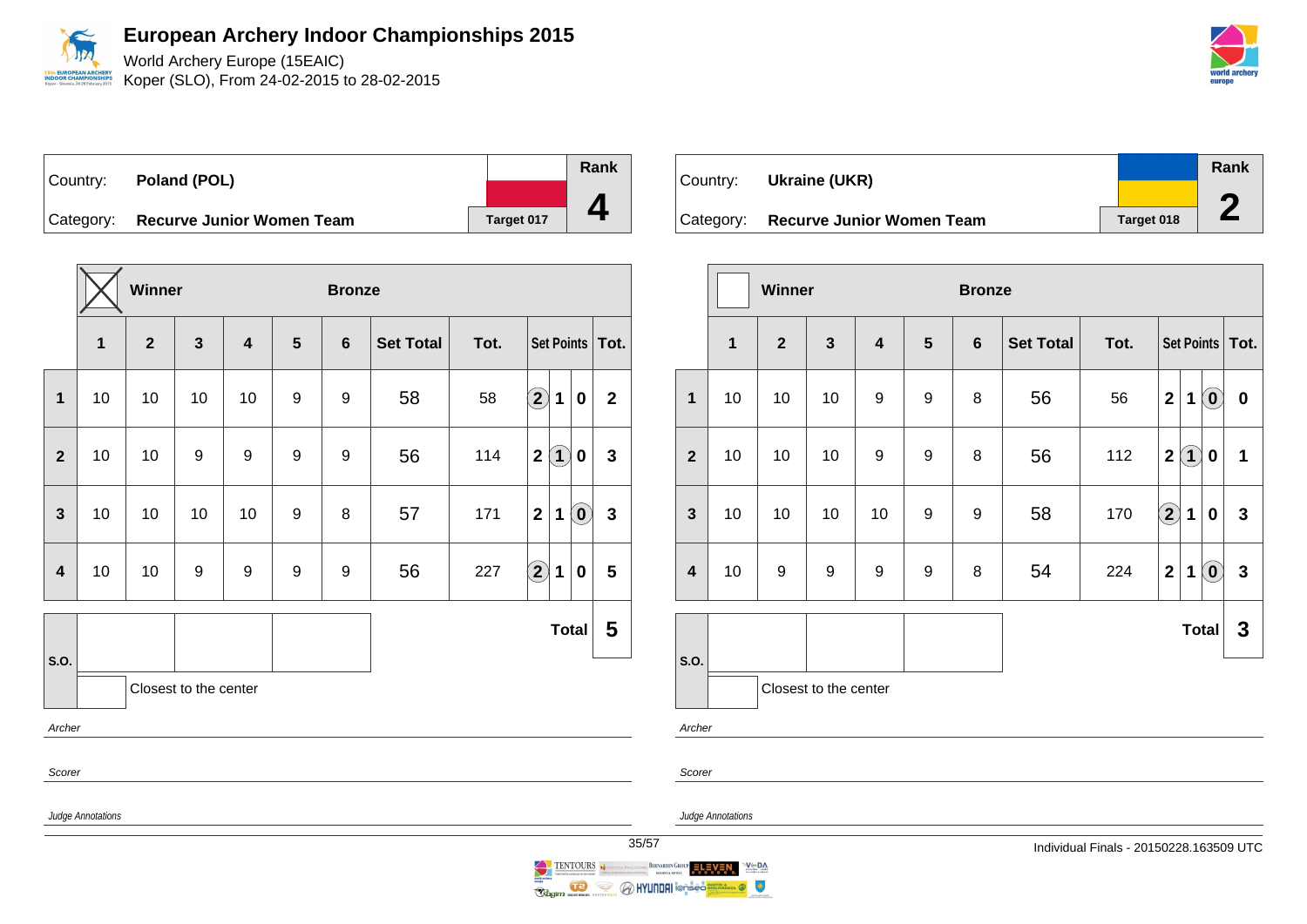# European Archery Indoor Championships 2015

World Archery Europe (15EAIC)
Koper (SLO), From 24-02-2015 to 28-02-2015

| Country: | Poland (POL) | Rank |
|---|---|---|
| Category: | Recurve Junior Women Team | 4 |
| | Target 017 | |

Winner ☒ — Bronze

| | 1 | 2 | 3 | 4 | 5 | 6 | Set Total | Tot. | Set Points | | | Tot. |
|---|---|---|---|---|---|---|---|---|---|---|---|---|
| 1 | 10 | 10 | 10 | 10 | 9 | 9 | 58 | 58 | (2) | 1 | 0 | 2 |
| 2 | 10 | 10 | 9 | 9 | 9 | 9 | 56 | 114 | 2 | (1) | 0 | 3 |
| 3 | 10 | 10 | 10 | 10 | 9 | 8 | 57 | 171 | 2 | 1 | (0) | 3 |
| 4 | 10 | 10 | 9 | 9 | 9 | 9 | 56 | 227 | (2) | 1 | 0 | 5 |
| S.O. | | | | | | | | | | | Total | 5 |

Closest to the center

*Archer*

*Scorer*

*Judge Annotations*

| Country: | Ukraine (UKR) | Rank |
|---|---|---|
| Category: | Recurve Junior Women Team | 2 |
| | Target 018 | |

Winner ☐ — Bronze

| | 1 | 2 | 3 | 4 | 5 | 6 | Set Total | Tot. | Set Points | | | Tot. |
|---|---|---|---|---|---|---|---|---|---|---|---|---|
| 1 | 10 | 10 | 10 | 9 | 9 | 8 | 56 | 56 | 2 | 1 | (0) | 0 |
| 2 | 10 | 10 | 10 | 9 | 9 | 8 | 56 | 112 | 2 | (1) | 0 | 1 |
| 3 | 10 | 10 | 10 | 10 | 9 | 9 | 58 | 170 | (2) | 1 | 0 | 3 |
| 4 | 10 | 9 | 9 | 9 | 9 | 8 | 54 | 224 | 2 | 1 | (0) | 3 |
| S.O. | | | | | | | | | | | Total | 3 |

Closest to the center

*Archer*

*Scorer*

*Judge Annotations*

Individual Finals - 20150228.163509 UTC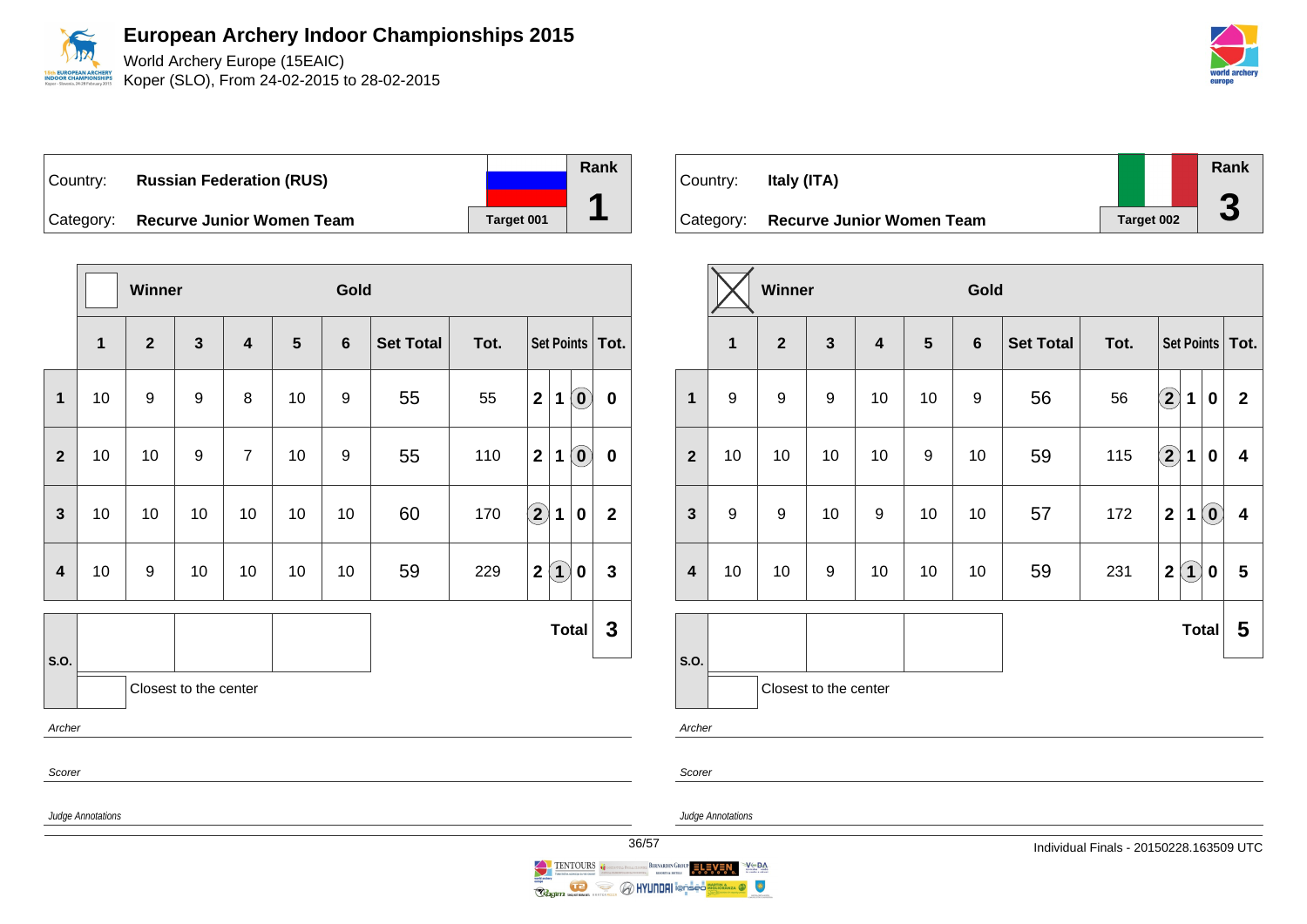# European Archery Indoor Championships 2015

World Archery Europe (15EAIC)
Koper (SLO), From 24-02-2015 to 28-02-2015

| Country: | Russian Federation (RUS) | Rank |
|---|---|---|
| Category: | Recurve Junior Women Team | 1 |
| | Target 001 | |

| | Winner | | | | | Gold | | | | | | |
|---|---|---|---|---|---|---|---|---|---|---|---|---|
| | 1 | 2 | 3 | 4 | 5 | 6 | Set Total | Tot. | Set Points | | | Tot. |
| 1 | 10 | 9 | 9 | 8 | 10 | 9 | 55 | 55 | 2 | 1 | (0) | 0 |
| 2 | 10 | 10 | 9 | 7 | 10 | 9 | 55 | 110 | 2 | 1 | (0) | 0 |
| 3 | 10 | 10 | 10 | 10 | 10 | 10 | 60 | 170 | (2) | 1 | 0 | 2 |
| 4 | 10 | 9 | 10 | 10 | 10 | 10 | 59 | 229 | 2 | (1) | 0 | 3 |
| S.O. | | | | | | | | | | | Total | 3 |

Closest to the center

*Archer*

*Scorer*

*Judge Annotations*

| Country: | Italy (ITA) | Rank |
|---|---|---|
| Category: | Recurve Junior Women Team | 3 |
| | Target 002 | |

| | Winner (X) | | | | | Gold | | | | | | |
|---|---|---|---|---|---|---|---|---|---|---|---|---|
| | 1 | 2 | 3 | 4 | 5 | 6 | Set Total | Tot. | Set Points | | | Tot. |
| 1 | 9 | 9 | 9 | 10 | 10 | 9 | 56 | 56 | (2) | 1 | 0 | 2 |
| 2 | 10 | 10 | 10 | 10 | 9 | 10 | 59 | 115 | (2) | 1 | 0 | 4 |
| 3 | 9 | 9 | 10 | 9 | 10 | 10 | 57 | 172 | 2 | 1 | (0) | 4 |
| 4 | 10 | 10 | 9 | 10 | 10 | 10 | 59 | 231 | 2 | (1) | 0 | 5 |
| S.O. | | | | | | | | | | | Total | 5 |

Closest to the center

*Archer*

*Scorer*

*Judge Annotations*

Individual Finals - 20150228.163509 UTC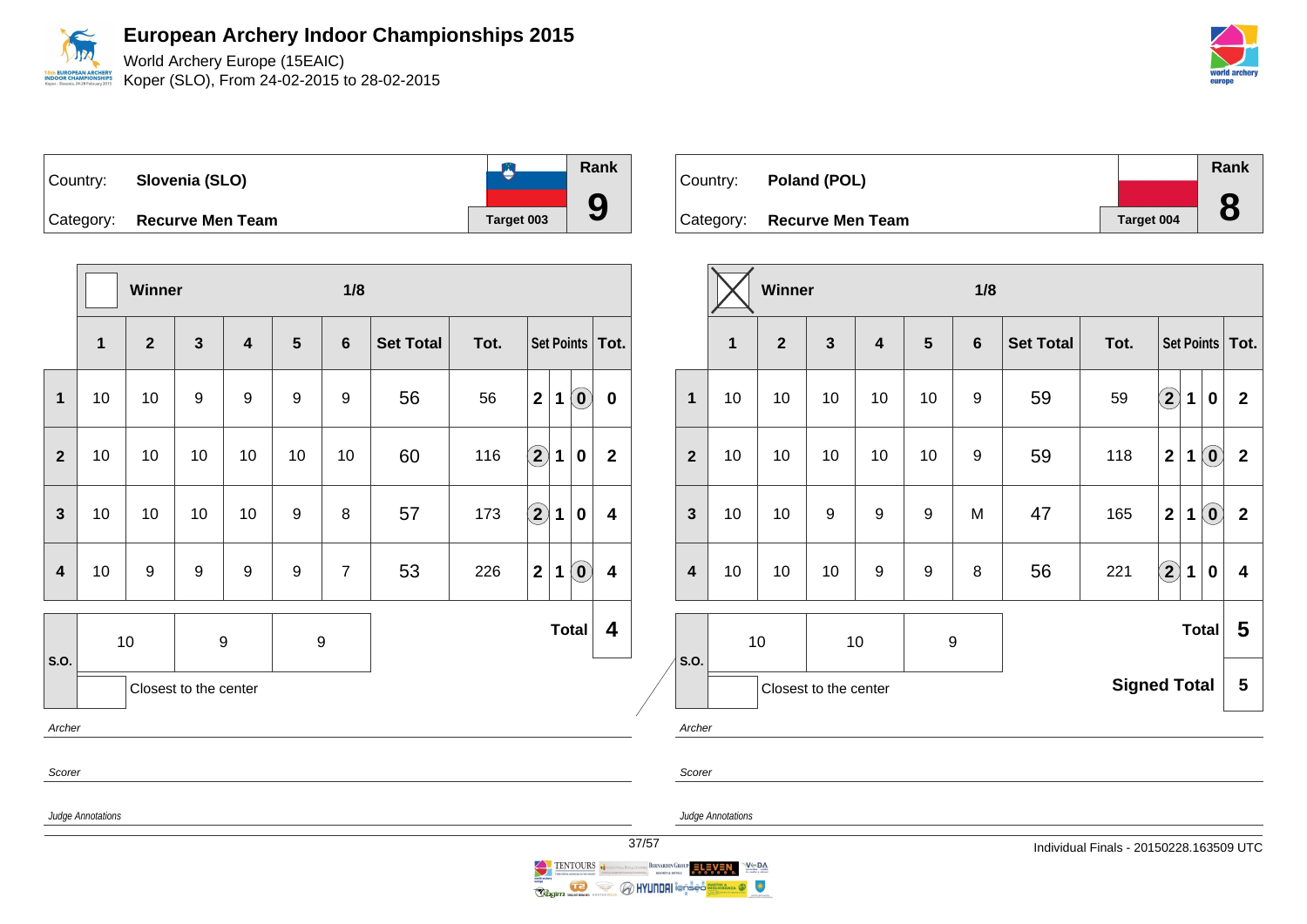# European Archery Indoor Championships 2015

World Archery Europe (15EAIC)
Koper (SLO), From 24-02-2015 to 28-02-2015

Country: **Slovenia (SLO)**
Category: **Recurve Men Team**
Target 003
Rank **9**

| | Winner | | | | | 1/8 | | | | | | |
|---|---|---|---|---|---|---|---|---|---|---|---|---|
| | **1** | **2** | **3** | **4** | **5** | **6** | **Set Total** | **Tot.** | **Set Points** | | | **Tot.** |
| **1** | 10 | 10 | 9 | 9 | 9 | 9 | 56 | 56 | 2 | 1 | (0) | 0 |
| **2** | 10 | 10 | 10 | 10 | 10 | 10 | 60 | 116 | (2) | 1 | 0 | 2 |
| **3** | 10 | 10 | 10 | 10 | 9 | 8 | 57 | 173 | (2) | 1 | 0 | 4 |
| **4** | 10 | 9 | 9 | 9 | 9 | 7 | 53 | 226 | 2 | 1 | (0) | 4 |

| S.O. | 10 | 9 | 9 |
|---|---|---|---|

Closest to the center

**Total** 4

*Archer*

*Scorer*

*Judge Annotations*

---

Country: **Poland (POL)**
Category: **Recurve Men Team**
Target 004
Rank **8**

| | Winner (X) | | | | | 1/8 | | | | | | |
|---|---|---|---|---|---|---|---|---|---|---|---|---|
| | **1** | **2** | **3** | **4** | **5** | **6** | **Set Total** | **Tot.** | **Set Points** | | | **Tot.** |
| **1** | 10 | 10 | 10 | 10 | 10 | 9 | 59 | 59 | (2) | 1 | 0 | 2 |
| **2** | 10 | 10 | 10 | 10 | 10 | 9 | 59 | 118 | 2 | 1 | (0) | 2 |
| **3** | 10 | 10 | 9 | 9 | 9 | M | 47 | 165 | 2 | 1 | (0) | 2 |
| **4** | 10 | 10 | 10 | 9 | 9 | 8 | 56 | 221 | (2) | 1 | 0 | 4 |

| S.O. | 10 | 10 | 9 |
|---|---|---|---|

Closest to the center

**Total** 5

**Signed Total** 5

*Archer*

*Scorer*

*Judge Annotations*

Individual Finals - 20150228.163509 UTC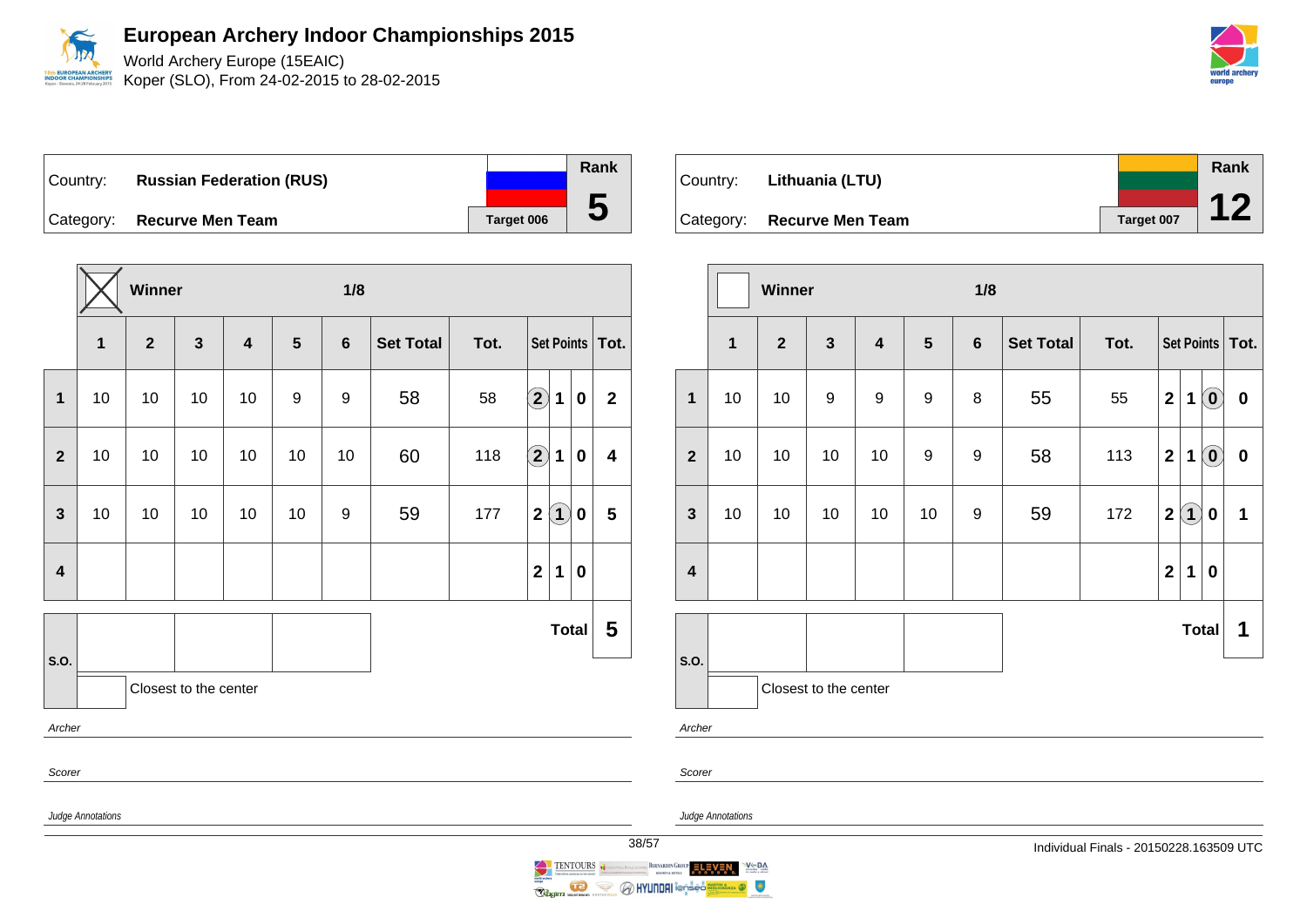# European Archery Indoor Championships 2015

World Archery Europe (15EAIC)
Koper (SLO), From 24-02-2015 to 28-02-2015

| Country: | **Russian Federation (RUS)** | Rank |
|---|---|---|
| Category: | **Recurve Men Team** | **5** |
| | Target 006 | |

| | Winner (X) | | | | | 1/8 | | | | | | |
|---|---|---|---|---|---|---|---|---|---|---|---|---|
| | 1 | 2 | 3 | 4 | 5 | 6 | Set Total | Tot. | Set Points | | | Tot. |
| 1 | 10 | 10 | 10 | 10 | 9 | 9 | 58 | 58 | (2) | 1 | 0 | 2 |
| 2 | 10 | 10 | 10 | 10 | 10 | 10 | 60 | 118 | (2) | 1 | 0 | 4 |
| 3 | 10 | 10 | 10 | 10 | 10 | 9 | 59 | 177 | 2 | (1) | 0 | 5 |
| 4 | | | | | | | | | 2 | 1 | 0 | |
| S.O. | | | | | | | | | | | Total | 5 |

Closest to the center

*Archer*

*Scorer*

*Judge Annotations*

| Country: | **Lithuania (LTU)** | Rank |
|---|---|---|
| Category: | **Recurve Men Team** | **12** |
| | Target 007 | |

| | Winner | | | | | 1/8 | | | | | | |
|---|---|---|---|---|---|---|---|---|---|---|---|---|
| | 1 | 2 | 3 | 4 | 5 | 6 | Set Total | Tot. | Set Points | | | Tot. |
| 1 | 10 | 10 | 9 | 9 | 9 | 8 | 55 | 55 | 2 | 1 | (0) | 0 |
| 2 | 10 | 10 | 10 | 10 | 9 | 9 | 58 | 113 | 2 | 1 | (0) | 0 |
| 3 | 10 | 10 | 10 | 10 | 10 | 9 | 59 | 172 | 2 | (1) | 0 | 1 |
| 4 | | | | | | | | | 2 | 1 | 0 | |
| S.O. | | | | | | | | | | | Total | 1 |

Closest to the center

*Archer*

*Scorer*

*Judge Annotations*

Individual Finals - 20150228.163509 UTC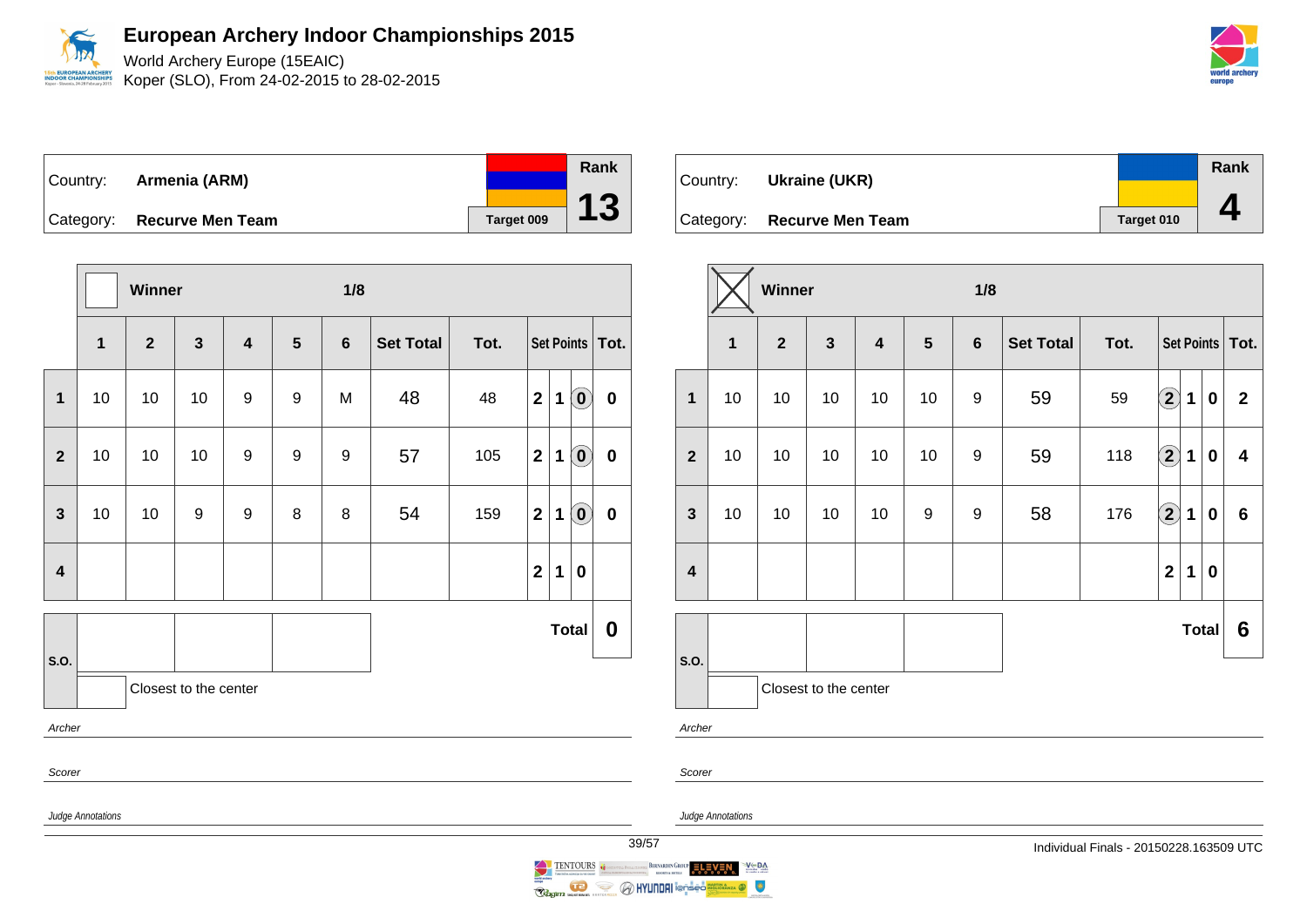# European Archery Indoor Championships 2015

World Archery Europe (15EAIC)
Koper (SLO), From 24-02-2015 to 28-02-2015

## Armenia (ARM)

| Country: | Armenia (ARM) | Rank |
|---|---|---|
| Category: | Recurve Men Team | 13 |
| | Target 009 | |

Winner: ☐ — 1/8

| | 1 | 2 | 3 | 4 | 5 | 6 | Set Total | Tot. | Set Points | | | Tot. |
|---|---|---|---|---|---|---|---|---|---|---|---|---|
| 1 | 10 | 10 | 10 | 9 | 9 | M | 48 | 48 | 2 | 1 | (0) | 0 |
| 2 | 10 | 10 | 10 | 9 | 9 | 9 | 57 | 105 | 2 | 1 | (0) | 0 |
| 3 | 10 | 10 | 9 | 9 | 8 | 8 | 54 | 159 | 2 | 1 | (0) | 0 |
| 4 | | | | | | | | | 2 | 1 | 0 | |

| S.O. | | | | Total | 0 |
|---|---|---|---|---|---|

Closest to the center: ☐

*Archer*

*Scorer*

*Judge Annotations*

## Ukraine (UKR)

| Country: | Ukraine (UKR) | Rank |
|---|---|---|
| Category: | Recurve Men Team | 4 |
| | Target 010 | |

Winner: ☒ — 1/8

| | 1 | 2 | 3 | 4 | 5 | 6 | Set Total | Tot. | Set Points | | | Tot. |
|---|---|---|---|---|---|---|---|---|---|---|---|---|
| 1 | 10 | 10 | 10 | 10 | 10 | 9 | 59 | 59 | (2) | 1 | 0 | 2 |
| 2 | 10 | 10 | 10 | 10 | 10 | 9 | 59 | 118 | (2) | 1 | 0 | 4 |
| 3 | 10 | 10 | 10 | 10 | 9 | 9 | 58 | 176 | (2) | 1 | 0 | 6 |
| 4 | | | | | | | | | 2 | 1 | 0 | |

| S.O. | | | | Total | 6 |
|---|---|---|---|---|---|

Closest to the center: ☐

*Archer*

*Scorer*

*Judge Annotations*

Individual Finals - 20150228.163509 UTC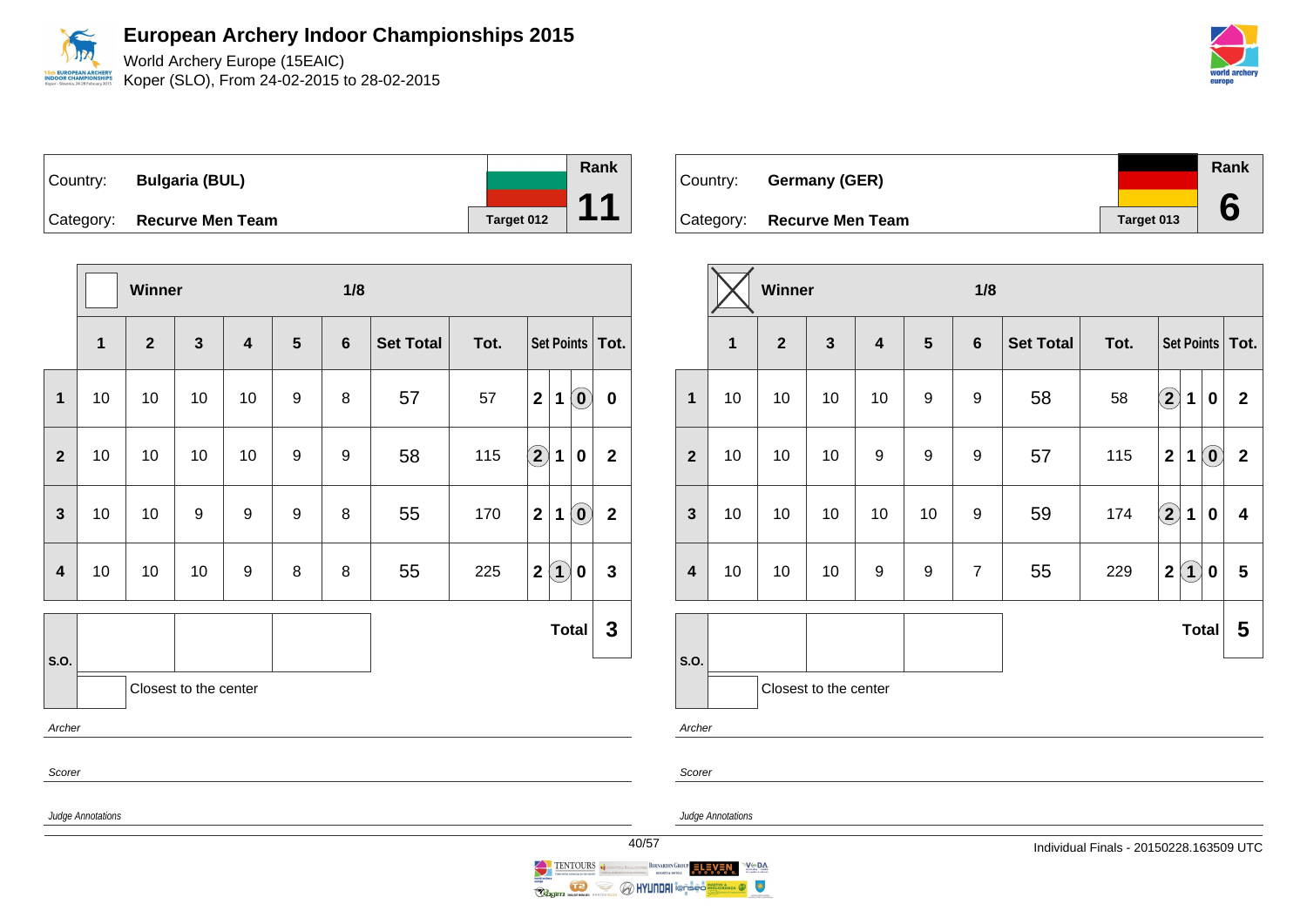# European Archery Indoor Championships 2015

World Archery Europe (15EAIC)
Koper (SLO), From 24-02-2015 to 28-02-2015

| Country: | Bulgaria (BUL) | Rank |
|---|---|---|
| Category: | Recurve Men Team | 11 |
| | Target 012 | |

Winner ☐ — 1/8

| | 1 | 2 | 3 | 4 | 5 | 6 | Set Total | Tot. | Set Points | | | Tot. |
|---|---|---|---|---|---|---|---|---|---|---|---|---|
| 1 | 10 | 10 | 10 | 10 | 9 | 8 | 57 | 57 | 2 | 1 | (0) | 0 |
| 2 | 10 | 10 | 10 | 10 | 9 | 9 | 58 | 115 | (2) | 1 | 0 | 2 |
| 3 | 10 | 10 | 9 | 9 | 9 | 8 | 55 | 170 | 2 | 1 | (0) | 2 |
| 4 | 10 | 10 | 10 | 9 | 8 | 8 | 55 | 225 | 2 | (1) | 0 | 3 |
| | | | | | | | | | | | **Total** | **3** |

S.O.

Closest to the center

*Archer*

*Scorer*

*Judge Annotations*

| Country: | Germany (GER) | Rank |
|---|---|---|
| Category: | Recurve Men Team | 6 |
| | Target 013 | |

Winner ☒ — 1/8

| | 1 | 2 | 3 | 4 | 5 | 6 | Set Total | Tot. | Set Points | | | Tot. |
|---|---|---|---|---|---|---|---|---|---|---|---|---|
| 1 | 10 | 10 | 10 | 10 | 9 | 9 | 58 | 58 | (2) | 1 | 0 | 2 |
| 2 | 10 | 10 | 10 | 9 | 9 | 9 | 57 | 115 | 2 | 1 | (0) | 2 |
| 3 | 10 | 10 | 10 | 10 | 10 | 9 | 59 | 174 | (2) | 1 | 0 | 4 |
| 4 | 10 | 10 | 10 | 9 | 9 | 7 | 55 | 229 | 2 | (1) | 0 | 5 |
| | | | | | | | | | | | **Total** | **5** |

S.O.

Closest to the center

*Archer*

*Scorer*

*Judge Annotations*

Individual Finals - 20150228.163509 UTC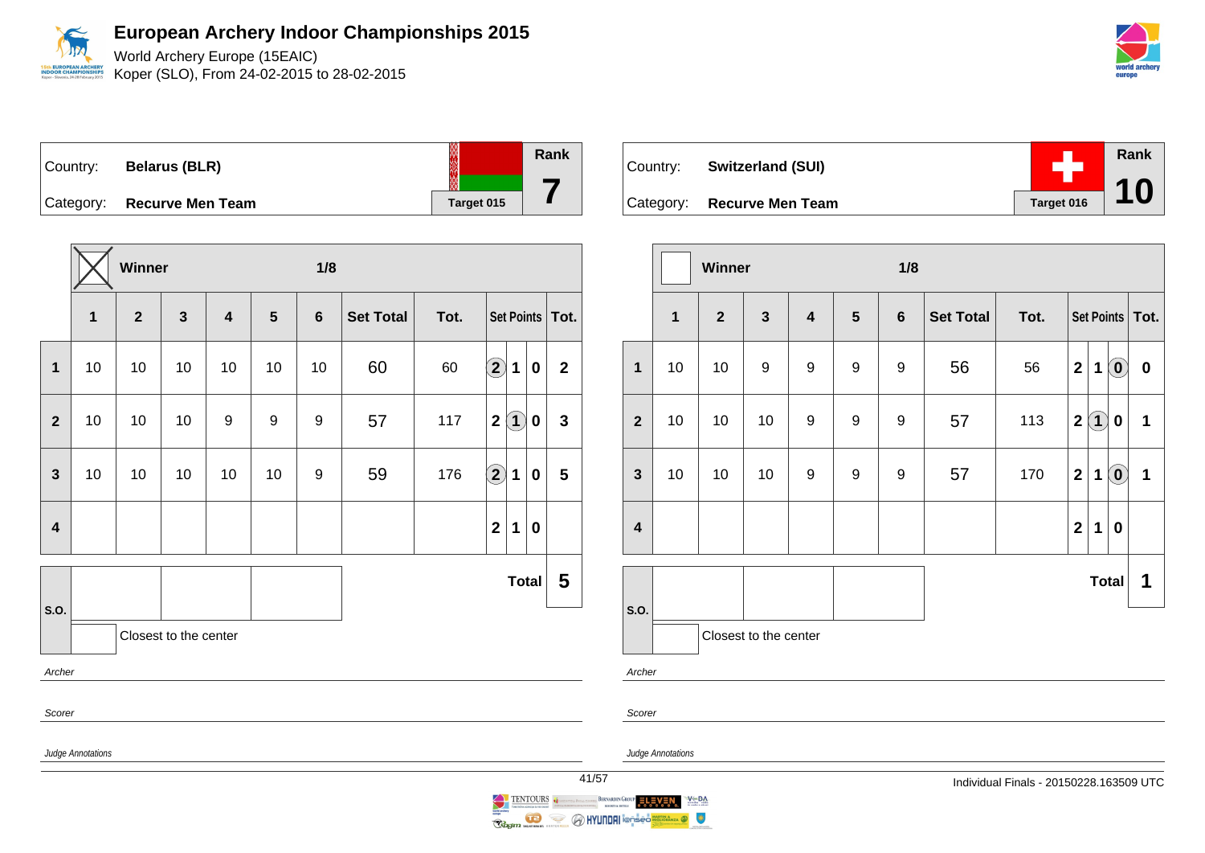# European Archery Indoor Championships 2015

World Archery Europe (15EAIC)
Koper (SLO), From 24-02-2015 to 28-02-2015

| Country: | Belarus (BLR) | Target 015 | Rank |
|---|---|---|---|
| Category: | Recurve Men Team | | 7 |

Winner ☒ — 1/8

| | 1 | 2 | 3 | 4 | 5 | 6 | Set Total | Tot. | Set Points | | | Tot. |
|---|---|---|---|---|---|---|---|---|---|---|---|---|
| 1 | 10 | 10 | 10 | 10 | 10 | 10 | 60 | 60 | (2) | 1 | 0 | 2 |
| 2 | 10 | 10 | 10 | 9 | 9 | 9 | 57 | 117 | 2 | (1) | 0 | 3 |
| 3 | 10 | 10 | 10 | 10 | 10 | 9 | 59 | 176 | (2) | 1 | 0 | 5 |
| 4 | | | | | | | | | 2 | 1 | 0 | |
| S.O. | | | | | | | | | | | Total | 5 |

Closest to the center

*Archer*

*Scorer*

*Judge Annotations*

| Country: | Switzerland (SUI) | Target 016 | Rank |
|---|---|---|---|
| Category: | Recurve Men Team | | 10 |

Winner ☐ — 1/8

| | 1 | 2 | 3 | 4 | 5 | 6 | Set Total | Tot. | Set Points | | | Tot. |
|---|---|---|---|---|---|---|---|---|---|---|---|---|
| 1 | 10 | 10 | 9 | 9 | 9 | 9 | 56 | 56 | 2 | 1 | (0) | 0 |
| 2 | 10 | 10 | 10 | 9 | 9 | 9 | 57 | 113 | 2 | (1) | 0 | 1 |
| 3 | 10 | 10 | 10 | 9 | 9 | 9 | 57 | 170 | 2 | 1 | (0) | 1 |
| 4 | | | | | | | | | 2 | 1 | 0 | |
| S.O. | | | | | | | | | | | Total | 1 |

Closest to the center

*Archer*

*Scorer*

*Judge Annotations*

Individual Finals - 20150228.163509 UTC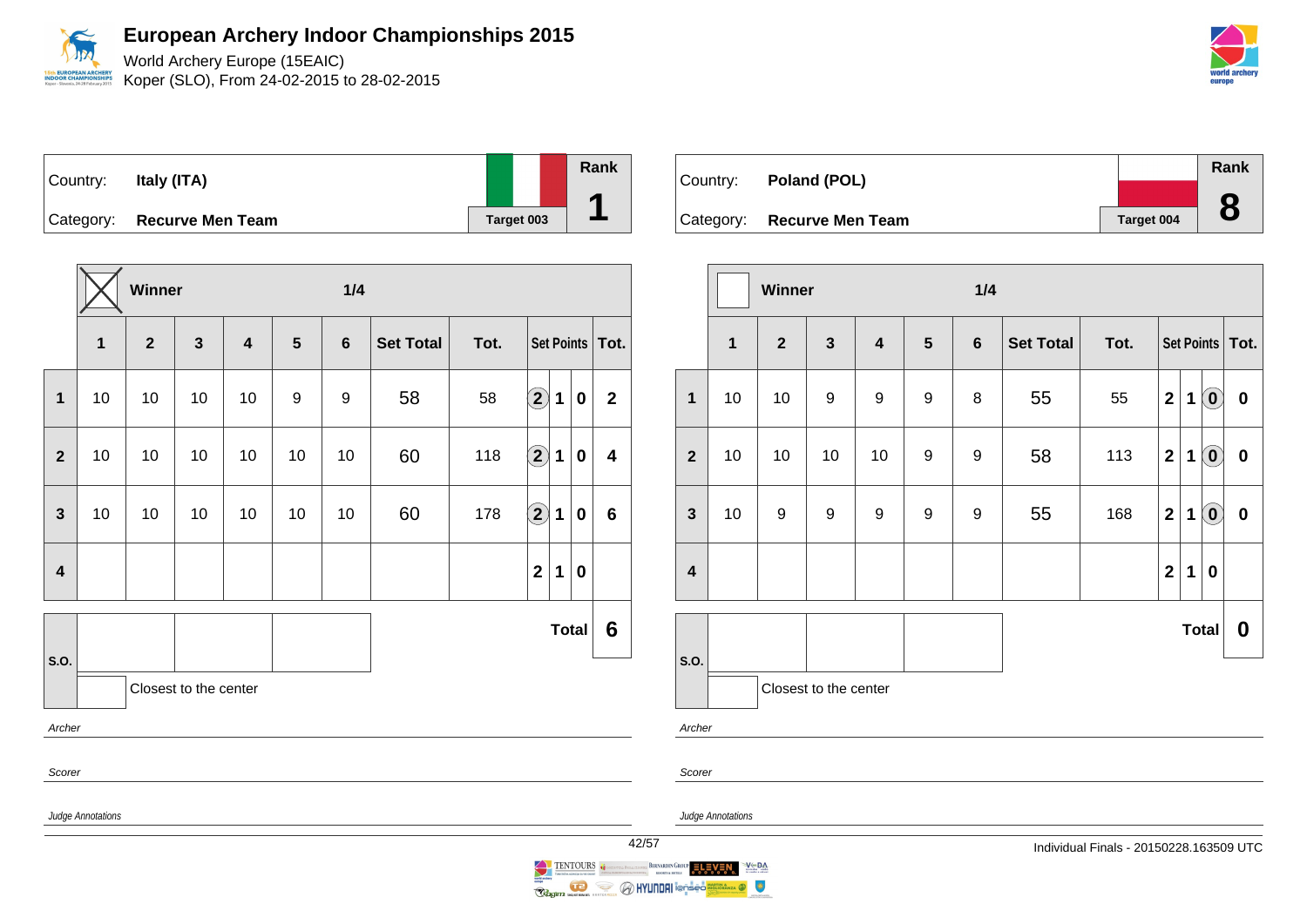# European Archery Indoor Championships 2015

World Archery Europe (15EAIC)
Koper (SLO), From 24-02-2015 to 28-02-2015

| Country: | Italy (ITA) | Rank |
|---|---|---|
| Category: | Recurve Men Team | Target 003 | 1 |

Winner — 1/4

| | 1 | 2 | 3 | 4 | 5 | 6 | Set Total | Tot. | Set Points | | | Tot. |
|---|---|---|---|---|---|---|---|---|---|---|---|---|
| 1 | 10 | 10 | 10 | 10 | 9 | 9 | 58 | 58 | (2) | 1 | 0 | 2 |
| 2 | 10 | 10 | 10 | 10 | 10 | 10 | 60 | 118 | (2) | 1 | 0 | 4 |
| 3 | 10 | 10 | 10 | 10 | 10 | 10 | 60 | 178 | (2) | 1 | 0 | 6 |
| 4 | | | | | | | | | 2 | 1 | 0 | |
| S.O. | | | | | | | | | | | Total | 6 |

Closest to the center

*Archer*

*Scorer*

*Judge Annotations*

| Country: | Poland (POL) | Rank |
|---|---|---|
| Category: | Recurve Men Team | Target 004 | 8 |

Winner — 1/4

| | 1 | 2 | 3 | 4 | 5 | 6 | Set Total | Tot. | Set Points | | | Tot. |
|---|---|---|---|---|---|---|---|---|---|---|---|---|
| 1 | 10 | 10 | 9 | 9 | 9 | 8 | 55 | 55 | 2 | 1 | (0) | 0 |
| 2 | 10 | 10 | 10 | 10 | 9 | 9 | 58 | 113 | 2 | 1 | (0) | 0 |
| 3 | 10 | 9 | 9 | 9 | 9 | 9 | 55 | 168 | 2 | 1 | (0) | 0 |
| 4 | | | | | | | | | 2 | 1 | 0 | |
| S.O. | | | | | | | | | | | Total | 0 |

Closest to the center

*Archer*

*Scorer*

*Judge Annotations*

Individual Finals - 20150228.163509 UTC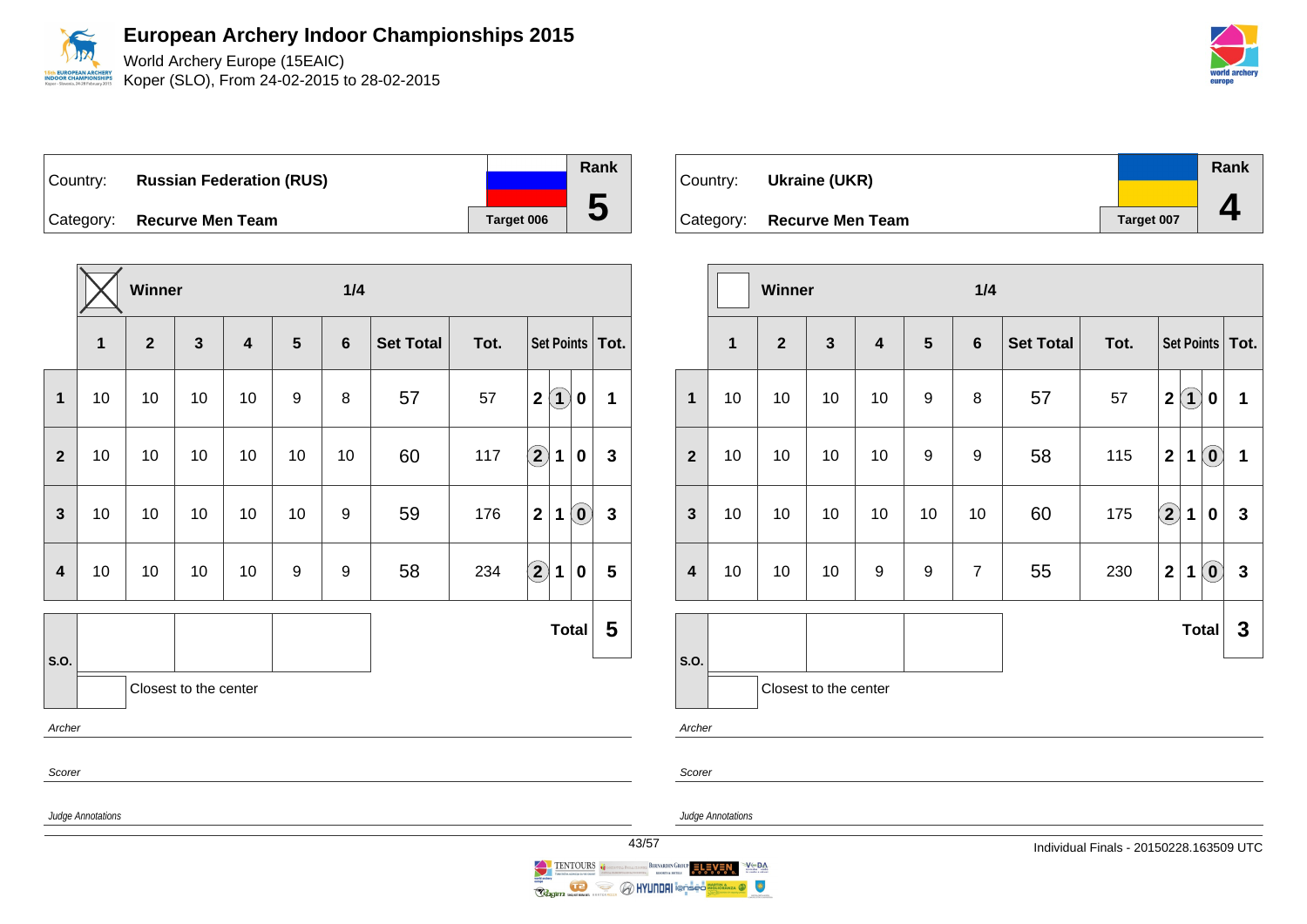# European Archery Indoor Championships 2015

World Archery Europe (15EAIC)

Koper (SLO), From 24-02-2015 to 28-02-2015

| Country: | Russian Federation (RUS) | Rank |
|---|---|---|
| Category: | Recurve Men Team | Target 006 | 5 |

Winner: ☒ — 1/4

| | 1 | 2 | 3 | 4 | 5 | 6 | Set Total | Tot. | Set Points | | | Tot. |
|---|---|---|---|---|---|---|---|---|---|---|---|---|
| 1 | 10 | 10 | 10 | 10 | 9 | 8 | 57 | 57 | 2 | (1) | 0 | 1 |
| 2 | 10 | 10 | 10 | 10 | 10 | 10 | 60 | 117 | (2) | 1 | 0 | 3 |
| 3 | 10 | 10 | 10 | 10 | 10 | 9 | 59 | 176 | 2 | 1 | (0) | 3 |
| 4 | 10 | 10 | 10 | 10 | 9 | 9 | 58 | 234 | (2) | 1 | 0 | 5 |
| | | | | | | | | | | | Total | 5 |

S.O.: | | | |

Closest to the center

*Archer*

*Scorer*

*Judge Annotations*

| Country: | Ukraine (UKR) | Rank |
|---|---|---|
| Category: | Recurve Men Team | Target 007 | 4 |

Winner: ☐ — 1/4

| | 1 | 2 | 3 | 4 | 5 | 6 | Set Total | Tot. | Set Points | | | Tot. |
|---|---|---|---|---|---|---|---|---|---|---|---|---|
| 1 | 10 | 10 | 10 | 10 | 9 | 8 | 57 | 57 | 2 | (1) | 0 | 1 |
| 2 | 10 | 10 | 10 | 10 | 9 | 9 | 58 | 115 | 2 | 1 | (0) | 1 |
| 3 | 10 | 10 | 10 | 10 | 10 | 10 | 60 | 175 | (2) | 1 | 0 | 3 |
| 4 | 10 | 10 | 10 | 9 | 9 | 7 | 55 | 230 | 2 | 1 | (0) | 3 |
| | | | | | | | | | | | Total | 3 |

S.O.: | | | |

Closest to the center

*Archer*

*Scorer*

*Judge Annotations*

Individual Finals - 20150228.163509 UTC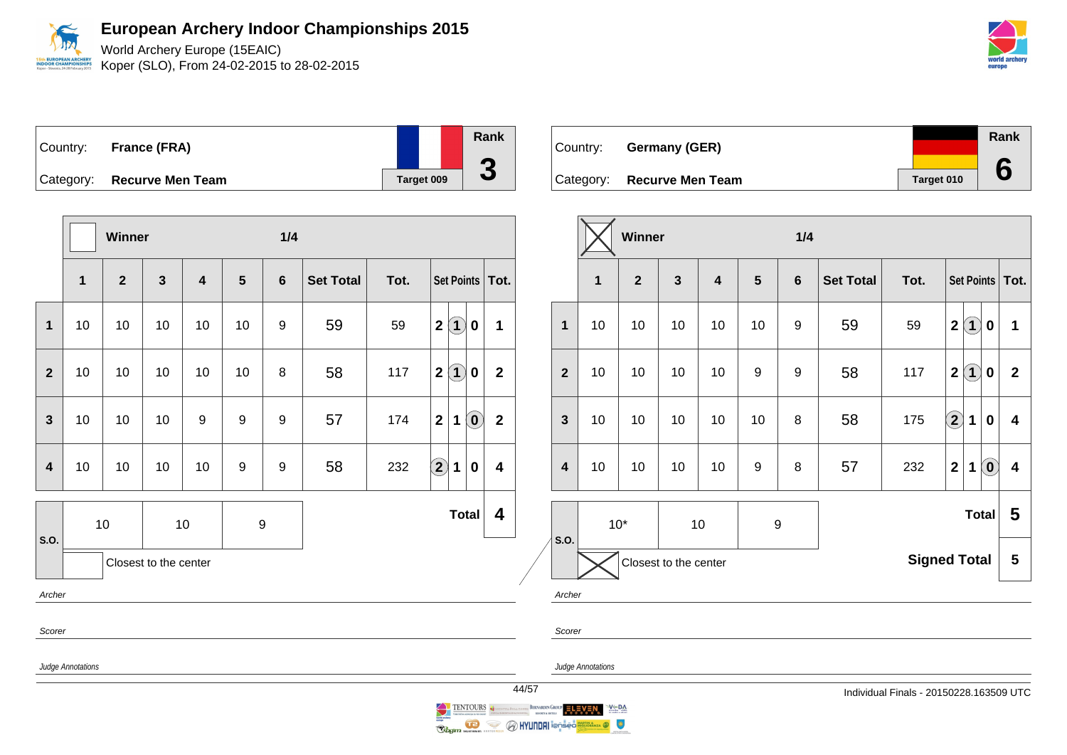# European Archery Indoor Championships 2015

World Archery Europe (15EAIC)
Koper (SLO), From 24-02-2015 to 28-02-2015

| Country: | France (FRA) | Rank |
|---|---|---|
| Category: | Recurve Men Team | 3 |
| | Target 009 | |

Winner ☐ — 1/4

| | 1 | 2 | 3 | 4 | 5 | 6 | Set Total | Tot. | Set Points | | | Tot. |
|---|---|---|---|---|---|---|---|---|---|---|---|---|
| 1 | 10 | 10 | 10 | 10 | 10 | 9 | 59 | 59 | 2 | (1) | 0 | 1 |
| 2 | 10 | 10 | 10 | 10 | 10 | 8 | 58 | 117 | 2 | (1) | 0 | 2 |
| 3 | 10 | 10 | 10 | 9 | 9 | 9 | 57 | 174 | 2 | 1 | (0) | 2 |
| 4 | 10 | 10 | 10 | 10 | 9 | 9 | 58 | 232 | (2) | 1 | 0 | 4 |

| S.O. | 10 | 10 | 9 | Total | 4 |
|---|---|---|---|---|---|
| | ☐ Closest to the center | | | | |

*Archer*

*Scorer*

*Judge Annotations*

| Country: | Germany (GER) | Rank |
|---|---|---|
| Category: | Recurve Men Team | 6 |
| | Target 010 | |

Winner ☒ — 1/4

| | 1 | 2 | 3 | 4 | 5 | 6 | Set Total | Tot. | Set Points | | | Tot. |
|---|---|---|---|---|---|---|---|---|---|---|---|---|
| 1 | 10 | 10 | 10 | 10 | 10 | 9 | 59 | 59 | 2 | (1) | 0 | 1 |
| 2 | 10 | 10 | 10 | 10 | 9 | 9 | 58 | 117 | 2 | (1) | 0 | 2 |
| 3 | 10 | 10 | 10 | 10 | 10 | 8 | 58 | 175 | (2) | 1 | 0 | 4 |
| 4 | 10 | 10 | 10 | 10 | 9 | 8 | 57 | 232 | 2 | 1 | (0) | 4 |

| S.O. | 10* | 10 | 9 | Total | 5 |
|---|---|---|---|---|---|
| | ☒ Closest to the center | | | Signed Total | 5 |

*Archer*

*Scorer*

*Judge Annotations*

Individual Finals - 20150228.163509 UTC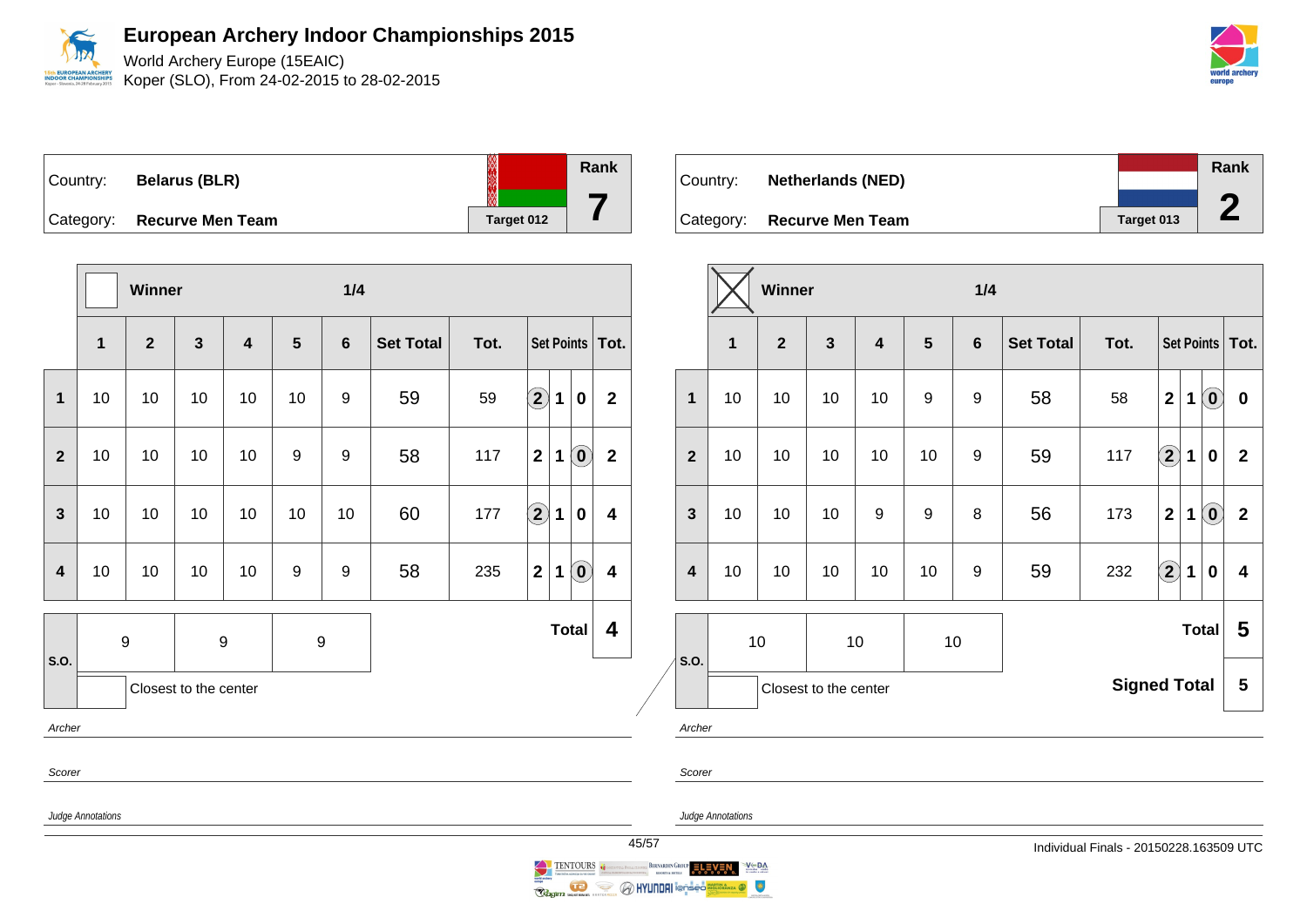# European Archery Indoor Championships 2015

World Archery Europe (15EAIC)
Koper (SLO), From 24-02-2015 to 28-02-2015

| Country: | Belarus (BLR) | Rank |
|---|---|---|
| Category: | Recurve Men Team | 7 |
| | Target 012 | |

Winner — 1/4

| | 1 | 2 | 3 | 4 | 5 | 6 | Set Total | Tot. | Set Points | | | Tot. |
|---|---|---|---|---|---|---|---|---|---|---|---|---|
| 1 | 10 | 10 | 10 | 10 | 10 | 9 | 59 | 59 | (2) | 1 | 0 | 2 |
| 2 | 10 | 10 | 10 | 10 | 9 | 9 | 58 | 117 | 2 | 1 | (0) | 2 |
| 3 | 10 | 10 | 10 | 10 | 10 | 10 | 60 | 177 | (2) | 1 | 0 | 4 |
| 4 | 10 | 10 | 10 | 10 | 9 | 9 | 58 | 235 | 2 | 1 | (0) | 4 |

| S.O. | 9 | 9 | 9 | Total | 4 |
|---|---|---|---|---|---|

Closest to the center

*Archer*

*Scorer*

*Judge Annotations*

| Country: | Netherlands (NED) | Rank |
|---|---|---|
| Category: | Recurve Men Team | 2 |
| | Target 013 | |

Winner: X — 1/4

| | 1 | 2 | 3 | 4 | 5 | 6 | Set Total | Tot. | Set Points | | | Tot. |
|---|---|---|---|---|---|---|---|---|---|---|---|---|
| 1 | 10 | 10 | 10 | 10 | 9 | 9 | 58 | 58 | 2 | 1 | (0) | 0 |
| 2 | 10 | 10 | 10 | 10 | 10 | 9 | 59 | 117 | (2) | 1 | 0 | 2 |
| 3 | 10 | 10 | 10 | 9 | 9 | 8 | 56 | 173 | 2 | 1 | (0) | 2 |
| 4 | 10 | 10 | 10 | 10 | 10 | 9 | 59 | 232 | (2) | 1 | 0 | 4 |

| S.O. | 10 | 10 | 10 | Total | 5 |
|---|---|---|---|---|---|
| | | | | Signed Total | 5 |

Closest to the center

*Archer*

*Scorer*

*Judge Annotations*

Individual Finals - 20150228.163509 UTC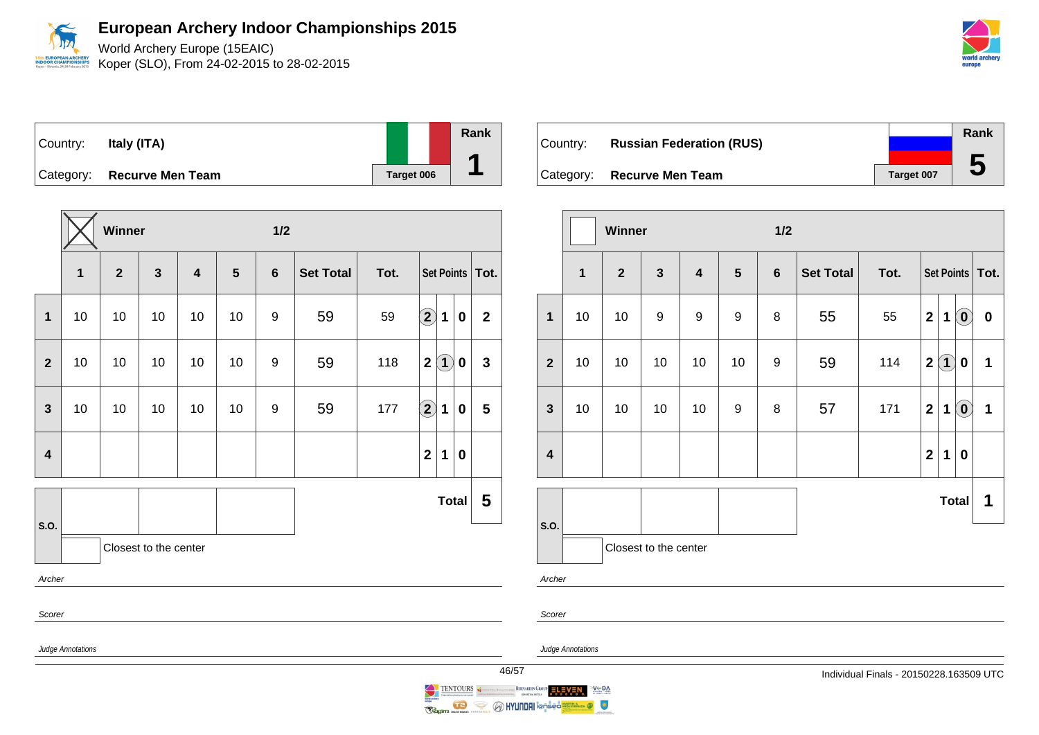# European Archery Indoor Championships 2015

World Archery Europe (15EAIC)
Koper (SLO), From 24-02-2015 to 28-02-2015

Country: **Italy (ITA)**
Category: **Recurve Men Team**
Target 006
Rank **1**

**Winner** (X) — 1/2

| | 1 | 2 | 3 | 4 | 5 | 6 | Set Total | Tot. | Set Points | | | Tot. |
|---|---|---|---|---|---|---|---|---|---|---|---|---|
| 1 | 10 | 10 | 10 | 10 | 10 | 9 | 59 | 59 | (2) | 1 | 0 | 2 |
| 2 | 10 | 10 | 10 | 10 | 10 | 9 | 59 | 118 | 2 | (1) | 0 | 3 |
| 3 | 10 | 10 | 10 | 10 | 10 | 9 | 59 | 177 | (2) | 1 | 0 | 5 |
| 4 | | | | | | | | | 2 | 1 | 0 | |

S.O.: | | |
Closest to the center

**Total 5**

Archer

Scorer

Judge Annotations

Country: **Russian Federation (RUS)**
Category: **Recurve Men Team**
Target 007
Rank **5**

**Winner** — 1/2

| | 1 | 2 | 3 | 4 | 5 | 6 | Set Total | Tot. | Set Points | | | Tot. |
|---|---|---|---|---|---|---|---|---|---|---|---|---|
| 1 | 10 | 10 | 9 | 9 | 9 | 8 | 55 | 55 | 2 | 1 | (0) | 0 |
| 2 | 10 | 10 | 10 | 10 | 10 | 9 | 59 | 114 | 2 | (1) | 0 | 1 |
| 3 | 10 | 10 | 10 | 10 | 9 | 8 | 57 | 171 | 2 | 1 | (0) | 1 |
| 4 | | | | | | | | | 2 | 1 | 0 | |

S.O.: | | |
Closest to the center

**Total 1**

Archer

Scorer

Judge Annotations

Individual Finals - 20150228.163509 UTC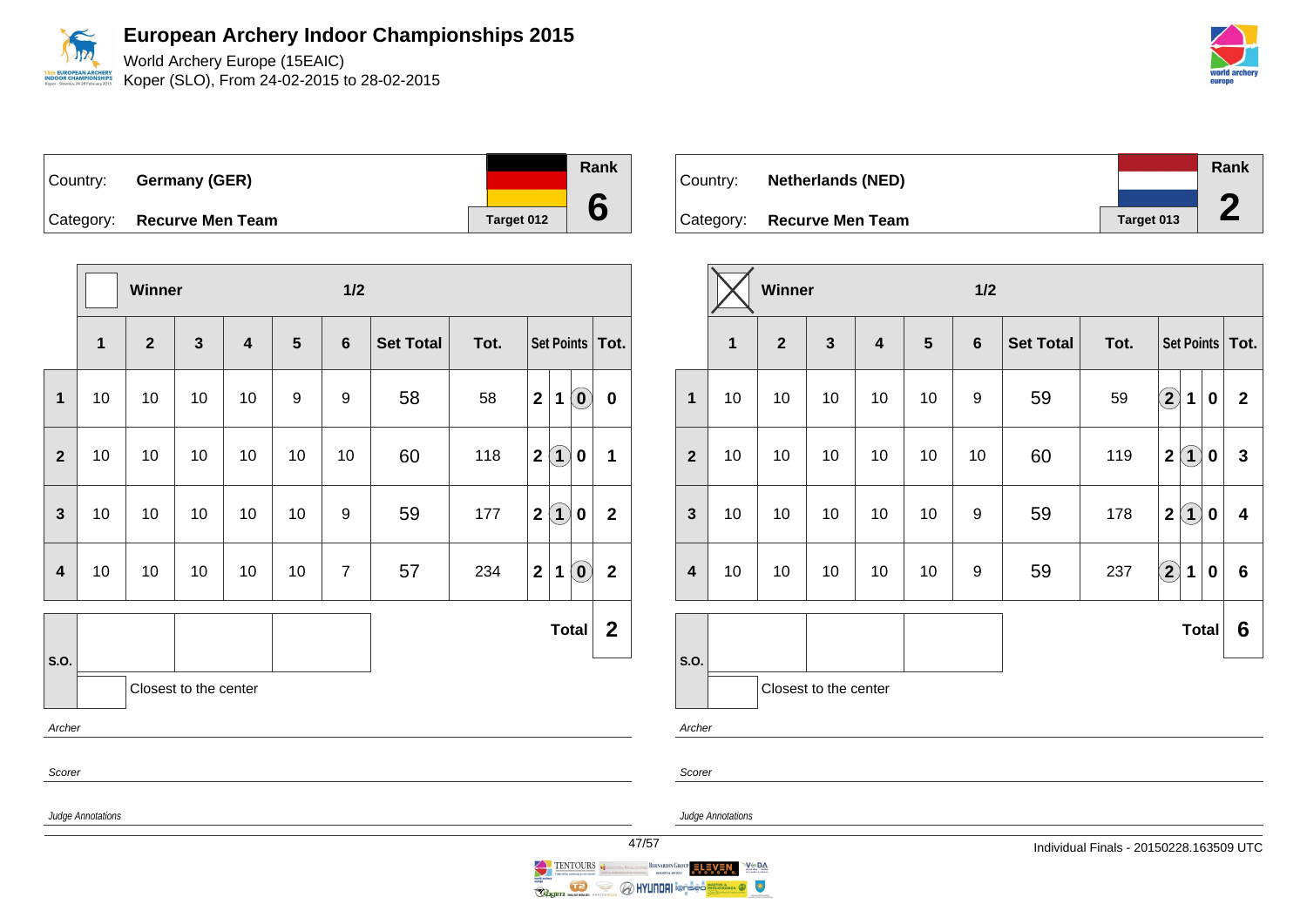# European Archery Indoor Championships 2015

World Archery Europe (15EAIC)
Koper (SLO), From 24-02-2015 to 28-02-2015

| Country: | Germany (GER) | Rank |
|---|---|---|
| Category: | Recurve Men Team | 6 |
| | Target 012 | |

| | Winner | | | | | 1/2 | | | | | | |
|---|---|---|---|---|---|---|---|---|---|---|---|---|
| | 1 | 2 | 3 | 4 | 5 | 6 | Set Total | Tot. | Set Points | | | Tot. |
| 1 | 10 | 10 | 10 | 10 | 9 | 9 | 58 | 58 | 2 | 1 | (0) | 0 |
| 2 | 10 | 10 | 10 | 10 | 10 | 10 | 60 | 118 | 2 | (1) | 0 | 1 |
| 3 | 10 | 10 | 10 | 10 | 10 | 9 | 59 | 177 | 2 | (1) | 0 | 2 |
| 4 | 10 | 10 | 10 | 10 | 10 | 7 | 57 | 234 | 2 | 1 | (0) | 2 |
| | | | | | | | | | | | Total | 2 |

S.O.

Closest to the center

*Archer*

*Scorer*

*Judge Annotations*

| Country: | Netherlands (NED) | Rank |
|---|---|---|
| Category: | Recurve Men Team | 2 |
| | Target 013 | |

| | Winner (X) | | | | | 1/2 | | | | | | |
|---|---|---|---|---|---|---|---|---|---|---|---|---|
| | 1 | 2 | 3 | 4 | 5 | 6 | Set Total | Tot. | Set Points | | | Tot. |
| 1 | 10 | 10 | 10 | 10 | 10 | 9 | 59 | 59 | (2) | 1 | 0 | 2 |
| 2 | 10 | 10 | 10 | 10 | 10 | 10 | 60 | 119 | 2 | (1) | 0 | 3 |
| 3 | 10 | 10 | 10 | 10 | 10 | 9 | 59 | 178 | 2 | (1) | 0 | 4 |
| 4 | 10 | 10 | 10 | 10 | 10 | 9 | 59 | 237 | (2) | 1 | 0 | 6 |
| | | | | | | | | | | | Total | 6 |

S.O.

Closest to the center

*Archer*

*Scorer*

*Judge Annotations*

Individual Finals - 20150228.163509 UTC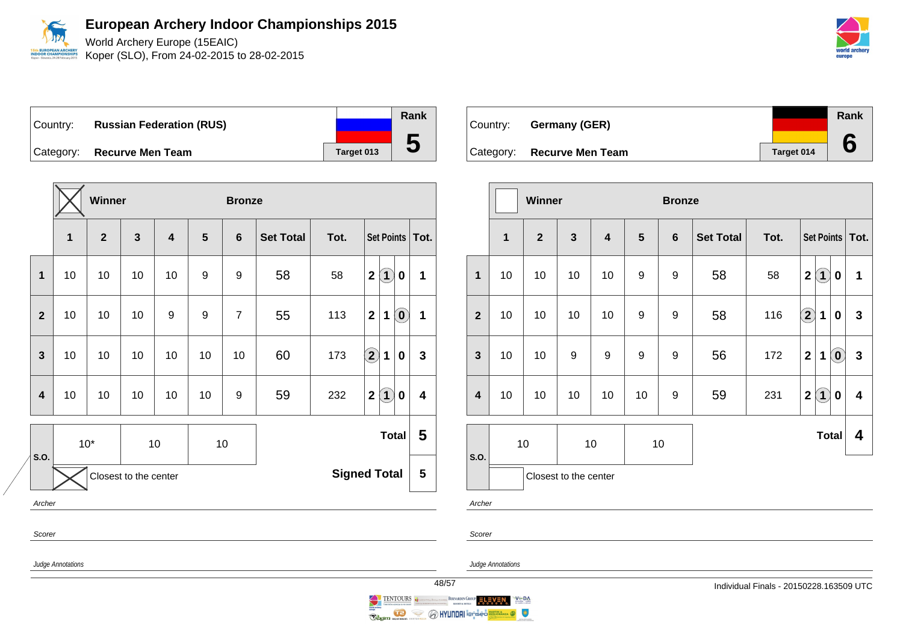# European Archery Indoor Championships 2015

World Archery Europe (15EAIC)
Koper (SLO), From 24-02-2015 to 28-02-2015

## Russian Federation (RUS)

| Country: | Russian Federation (RUS) | Rank |
|---|---|---|
| Category: | Recurve Men Team | 5 |
| | Target 013 | |

Winner: X | Bronze

| | 1 | 2 | 3 | 4 | 5 | 6 | Set Total | Tot. | Set Points | | | Tot. |
|---|---|---|---|---|---|---|---|---|---|---|---|---|
| 1 | 10 | 10 | 10 | 10 | 9 | 9 | 58 | 58 | 2 | (1) | 0 | 1 |
| 2 | 10 | 10 | 10 | 9 | 9 | 7 | 55 | 113 | 2 | 1 | (0) | 1 |
| 3 | 10 | 10 | 10 | 10 | 10 | 10 | 60 | 173 | (2) | 1 | 0 | 3 |
| 4 | 10 | 10 | 10 | 10 | 10 | 9 | 59 | 232 | 2 | (1) | 0 | 4 |

| S.O. | 10* | 10 | 10 |
|---|---|---|---|

Closest to the center: X

**Total** 5

**Signed Total** 5

*Archer*

*Scorer*

*Judge Annotations*

## Germany (GER)

| Country: | Germany (GER) | Rank |
|---|---|---|
| Category: | Recurve Men Team | 6 |
| | Target 014 | |

Winner | Bronze

| | 1 | 2 | 3 | 4 | 5 | 6 | Set Total | Tot. | Set Points | | | Tot. |
|---|---|---|---|---|---|---|---|---|---|---|---|---|
| 1 | 10 | 10 | 10 | 10 | 9 | 9 | 58 | 58 | 2 | (1) | 0 | 1 |
| 2 | 10 | 10 | 10 | 10 | 9 | 9 | 58 | 116 | (2) | 1 | 0 | 3 |
| 3 | 10 | 10 | 9 | 9 | 9 | 9 | 56 | 172 | 2 | 1 | (0) | 3 |
| 4 | 10 | 10 | 10 | 10 | 10 | 9 | 59 | 231 | 2 | (1) | 0 | 4 |

| S.O. | 10 | 10 | 10 |
|---|---|---|---|

Closest to the center

**Total** 4

*Archer*

*Scorer*

*Judge Annotations*

Individual Finals - 20150228.163509 UTC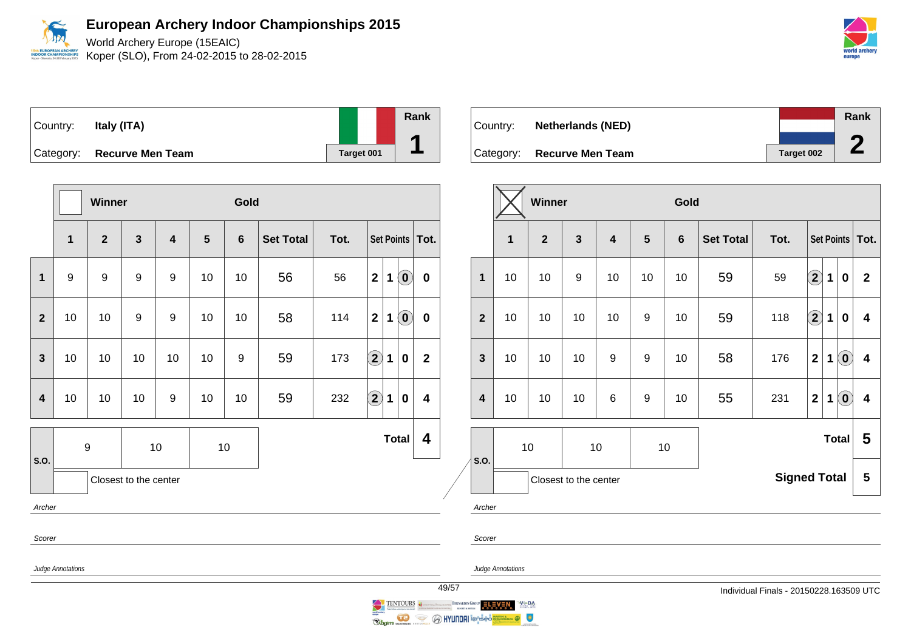# European Archery Indoor Championships 2015

World Archery Europe (15EAIC)
Koper (SLO), From 24-02-2015 to 28-02-2015

| Country: | Italy (ITA) | | Rank |
|---|---|---|---|
| Category: | Recurve Men Team | Target 001 | 1 |

| | Winner | | | | | Gold | | | | | | |
|---|---|---|---|---|---|---|---|---|---|---|---|---|
| | 1 | 2 | 3 | 4 | 5 | 6 | Set Total | Tot. | Set Points | | | Tot. |
| 1 | 9 | 9 | 9 | 9 | 10 | 10 | 56 | 56 | 2 | 1 | (0) | 0 |
| 2 | 10 | 10 | 9 | 9 | 10 | 10 | 58 | 114 | 2 | 1 | (0) | 0 |
| 3 | 10 | 10 | 10 | 10 | 10 | 9 | 59 | 173 | (2) | 1 | 0 | 2 |
| 4 | 10 | 10 | 10 | 9 | 10 | 10 | 59 | 232 | (2) | 1 | 0 | 4 |
| S.O. | 9 | | 10 | | 10 | | | | | | Total | 4 |

Closest to the center

*Archer*

*Scorer*

*Judge Annotations*

| Country: | Netherlands (NED) | | Rank |
|---|---|---|---|
| Category: | Recurve Men Team | Target 002 | 2 |

| | Winner ☒ | | | | | Gold | | | | | | |
|---|---|---|---|---|---|---|---|---|---|---|---|---|
| | 1 | 2 | 3 | 4 | 5 | 6 | Set Total | Tot. | Set Points | | | Tot. |
| 1 | 10 | 10 | 9 | 10 | 10 | 10 | 59 | 59 | (2) | 1 | 0 | 2 |
| 2 | 10 | 10 | 10 | 10 | 9 | 10 | 59 | 118 | (2) | 1 | 0 | 4 |
| 3 | 10 | 10 | 10 | 9 | 9 | 10 | 58 | 176 | 2 | 1 | (0) | 4 |
| 4 | 10 | 10 | 10 | 6 | 9 | 10 | 55 | 231 | 2 | 1 | (0) | 4 |
| S.O. | 10 | | 10 | | 10 | | | | | | Total | 5 |
| | | | | | | | | | | | Signed Total | 5 |

Closest to the center

*Archer*

*Scorer*

*Judge Annotations*

Individual Finals - 20150228.163509 UTC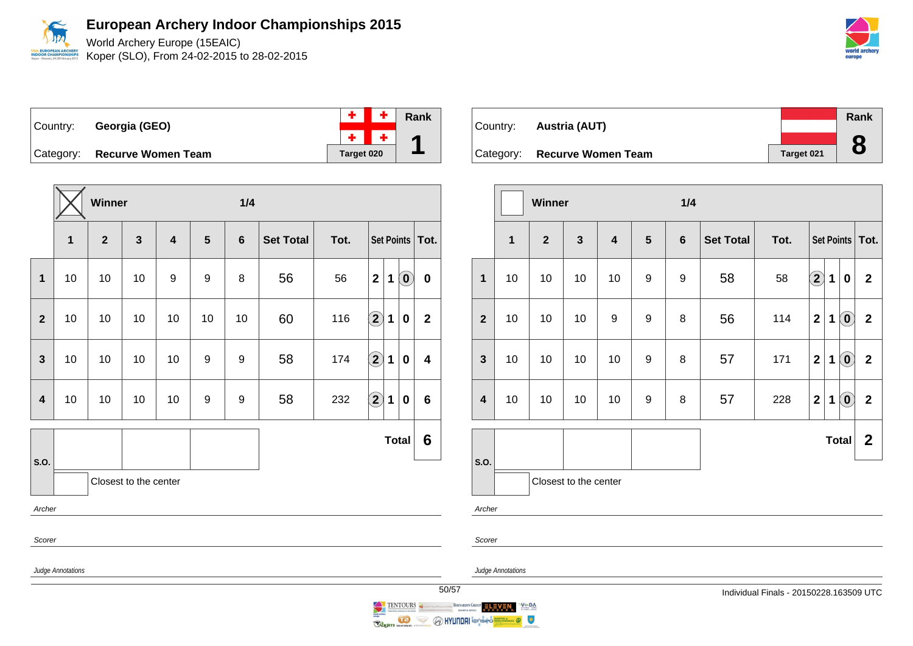# European Archery Indoor Championships 2015

World Archery Europe (15EAIC)
Koper (SLO), From 24-02-2015 to 28-02-2015

| Country: | Georgia (GEO) | Rank |
|---|---|---|
| Category: | Recurve Women Team | 1 |
| | Target 020 | |

**Winner** — 1/4

| | 1 | 2 | 3 | 4 | 5 | 6 | Set Total | Tot. | Set Points | | | Tot. |
|---|---|---|---|---|---|---|---|---|---|---|---|---|
| 1 | 10 | 10 | 10 | 9 | 9 | 8 | 56 | 56 | 2 | 1 | (0) | 0 |
| 2 | 10 | 10 | 10 | 10 | 10 | 10 | 60 | 116 | (2) | 1 | 0 | 2 |
| 3 | 10 | 10 | 10 | 10 | 9 | 9 | 58 | 174 | (2) | 1 | 0 | 4 |
| 4 | 10 | 10 | 10 | 10 | 9 | 9 | 58 | 232 | (2) | 1 | 0 | 6 |
| S.O. | | | | | | | | | | | Total | 6 |

Closest to the center

*Archer*

*Scorer*

*Judge Annotations*

| Country: | Austria (AUT) | Rank |
|---|---|---|
| Category: | Recurve Women Team | 8 |
| | Target 021 | |

**Winner** — 1/4

| | 1 | 2 | 3 | 4 | 5 | 6 | Set Total | Tot. | Set Points | | | Tot. |
|---|---|---|---|---|---|---|---|---|---|---|---|---|
| 1 | 10 | 10 | 10 | 10 | 9 | 9 | 58 | 58 | (2) | 1 | 0 | 2 |
| 2 | 10 | 10 | 10 | 9 | 9 | 8 | 56 | 114 | 2 | 1 | (0) | 2 |
| 3 | 10 | 10 | 10 | 10 | 9 | 8 | 57 | 171 | 2 | 1 | (0) | 2 |
| 4 | 10 | 10 | 10 | 10 | 9 | 8 | 57 | 228 | 2 | 1 | (0) | 2 |
| S.O. | | | | | | | | | | | Total | 2 |

Closest to the center

*Archer*

*Scorer*

*Judge Annotations*

Individual Finals - 20150228.163509 UTC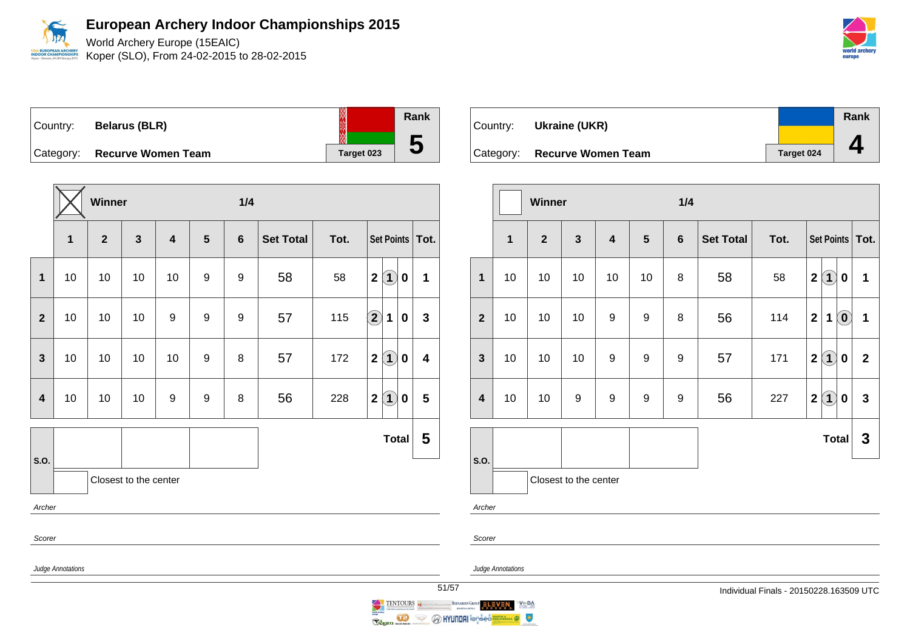# European Archery Indoor Championships 2015

World Archery Europe (15EAIC)
Koper (SLO), From 24-02-2015 to 28-02-2015

Country: **Belarus (BLR)**
Category: **Recurve Women Team**
Target 023
Rank **5**

| | Winner ☒ | | | | | 1/4 | | | | | | |
|---|---|---|---|---|---|---|---|---|---|---|---|---|
| | 1 | 2 | 3 | 4 | 5 | 6 | Set Total | Tot. | Set Points | | | Tot. |
| 1 | 10 | 10 | 10 | 10 | 9 | 9 | 58 | 58 | 2 | (1) | 0 | 1 |
| 2 | 10 | 10 | 10 | 9 | 9 | 9 | 57 | 115 | (2) | 1 | 0 | 3 |
| 3 | 10 | 10 | 10 | 10 | 9 | 8 | 57 | 172 | 2 | (1) | 0 | 4 |
| 4 | 10 | 10 | 10 | 9 | 9 | 8 | 56 | 228 | 2 | (1) | 0 | 5 |
| S.O. | | | | | | | | | | | Total | 5 |

Closest to the center

*Archer*

*Scorer*

*Judge Annotations*

Country: **Ukraine (UKR)**
Category: **Recurve Women Team**
Target 024
Rank **4**

| | Winner ☐ | | | | | 1/4 | | | | | | |
|---|---|---|---|---|---|---|---|---|---|---|---|---|
| | 1 | 2 | 3 | 4 | 5 | 6 | Set Total | Tot. | Set Points | | | Tot. |
| 1 | 10 | 10 | 10 | 10 | 10 | 8 | 58 | 58 | 2 | (1) | 0 | 1 |
| 2 | 10 | 10 | 10 | 9 | 9 | 8 | 56 | 114 | 2 | 1 | (0) | 1 |
| 3 | 10 | 10 | 10 | 9 | 9 | 9 | 57 | 171 | 2 | (1) | 0 | 2 |
| 4 | 10 | 10 | 9 | 9 | 9 | 9 | 56 | 227 | 2 | (1) | 0 | 3 |
| S.O. | | | | | | | | | | | Total | 3 |

Closest to the center

*Archer*

*Scorer*

*Judge Annotations*

Individual Finals - 20150228.163509 UTC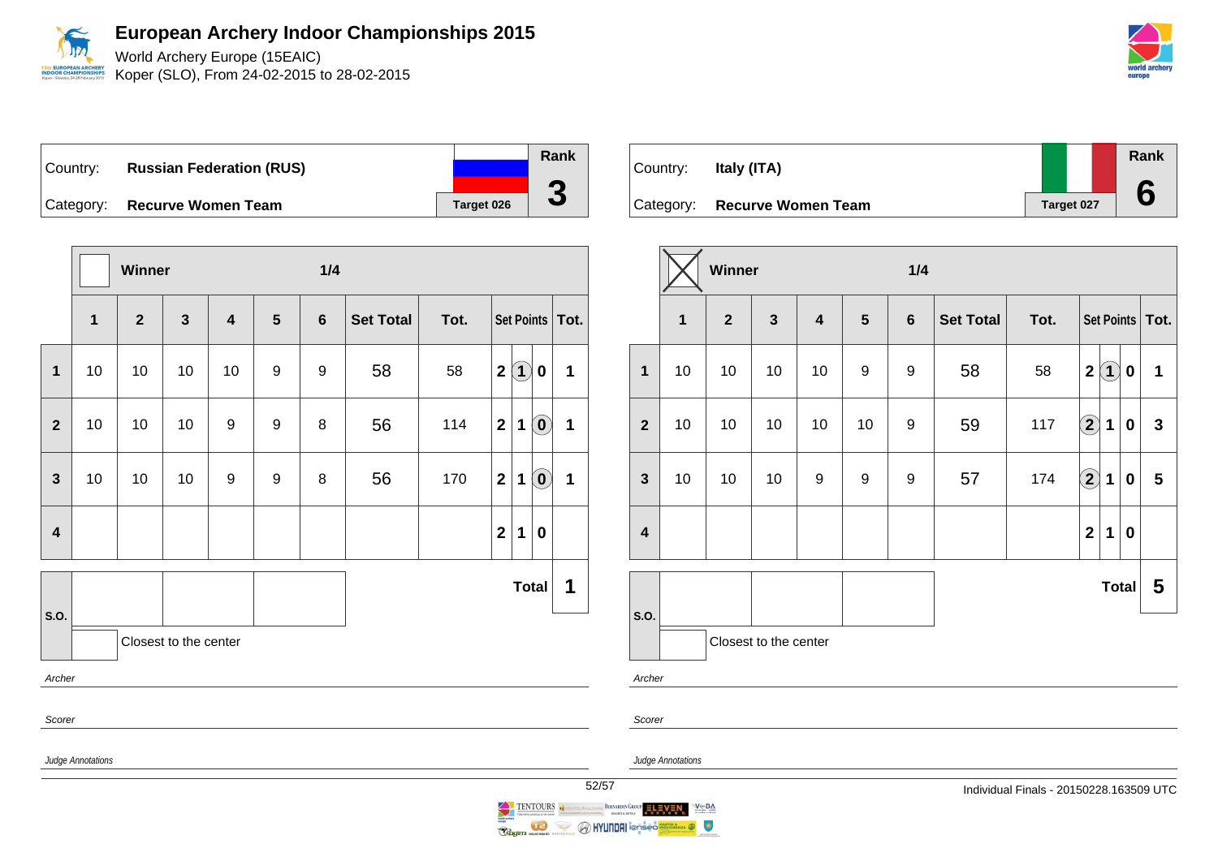# European Archery Indoor Championships 2015

World Archery Europe (15EAIC)

Koper (SLO), From 24-02-2015 to 28-02-2015

| Country: | **Russian Federation (RUS)** | Rank |
|---|---|---|
| Category: | **Recurve Women Team** | Target 026 | **3** |

| | Winner | | | | | 1/4 | | | Set Points | | | Tot. |
|---|---|---|---|---|---|---|---|---|---|---|---|---|
| | **1** | **2** | **3** | **4** | **5** | **6** | **Set Total** | **Tot.** | | | | |
| **1** | 10 | 10 | 10 | 10 | 9 | 9 | 58 | 58 | 2 | (1) | 0 | 1 |
| **2** | 10 | 10 | 10 | 9 | 9 | 8 | 56 | 114 | 2 | 1 | (0) | 1 |
| **3** | 10 | 10 | 10 | 9 | 9 | 8 | 56 | 170 | 2 | 1 | (0) | 1 |
| **4** | | | | | | | | | 2 | 1 | 0 | |
| **S.O.** | | | | | | | | | | | **Total** | **1** |

Closest to the center

*Archer*

*Scorer*

*Judge Annotations*

| Country: | **Italy (ITA)** | Rank |
|---|---|---|
| Category: | **Recurve Women Team** | Target 027 | **6** |

| | Winner ☒ | | | | | 1/4 | | | Set Points | | | Tot. |
|---|---|---|---|---|---|---|---|---|---|---|---|---|
| | **1** | **2** | **3** | **4** | **5** | **6** | **Set Total** | **Tot.** | | | | |
| **1** | 10 | 10 | 10 | 10 | 9 | 9 | 58 | 58 | 2 | (1) | 0 | 1 |
| **2** | 10 | 10 | 10 | 10 | 10 | 9 | 59 | 117 | (2) | 1 | 0 | 3 |
| **3** | 10 | 10 | 10 | 9 | 9 | 9 | 57 | 174 | (2) | 1 | 0 | 5 |
| **4** | | | | | | | | | 2 | 1 | 0 | |
| **S.O.** | | | | | | | | | | | **Total** | **5** |

Closest to the center

*Archer*

*Scorer*

*Judge Annotations*

Individual Finals - 20150228.163509 UTC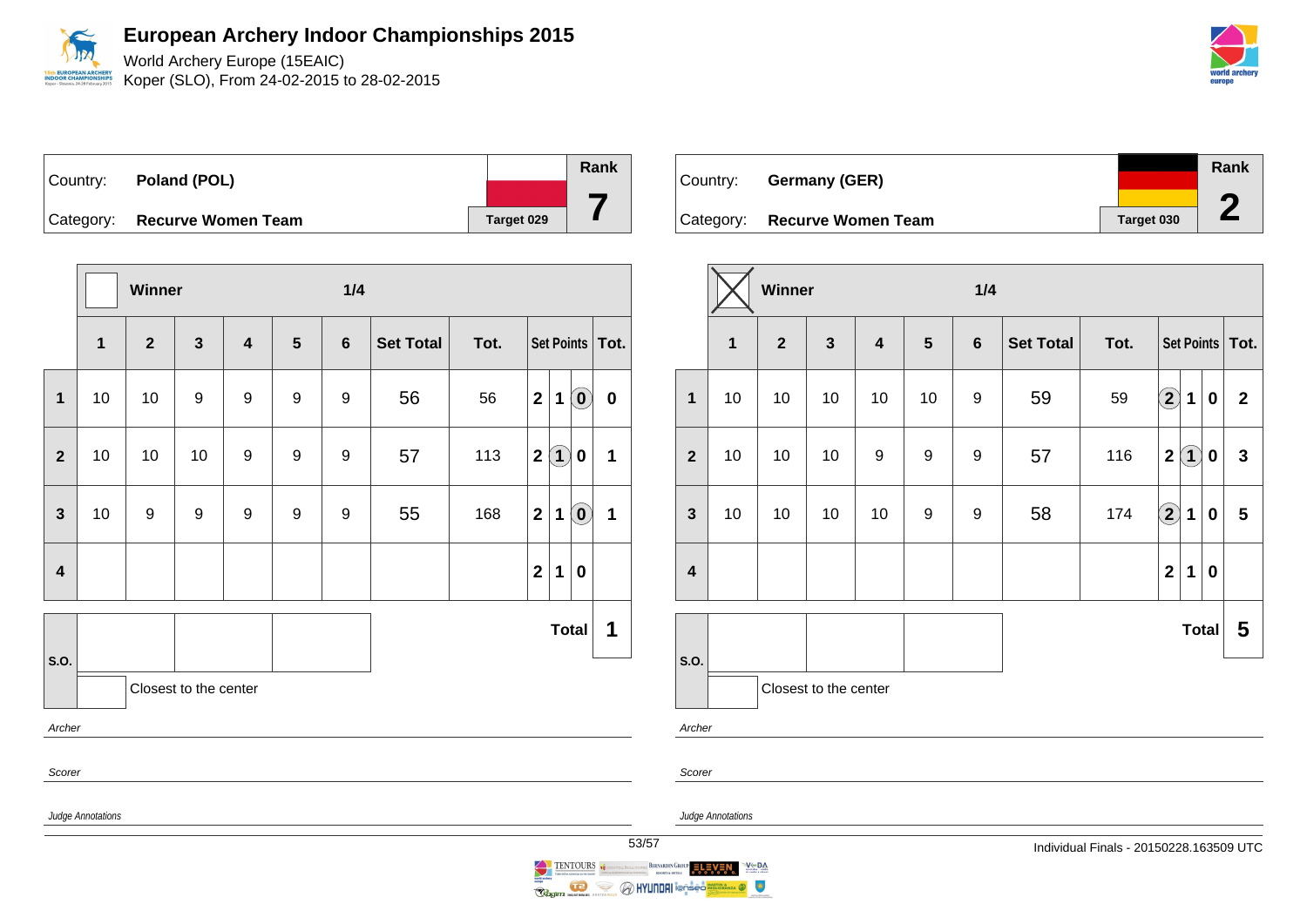# European Archery Indoor Championships 2015

World Archery Europe (15EAIC)
Koper (SLO), From 24-02-2015 to 28-02-2015

| Country: | Poland (POL) | | Rank |
|---|---|---|---|
| Category: | Recurve Women Team | Target 029 | 7 |

| | Winner | | | | 1/4 | | | | | | | |
|---|---|---|---|---|---|---|---|---|---|---|---|---|
| | 1 | 2 | 3 | 4 | 5 | 6 | Set Total | Tot. | Set Points | | | Tot. |
| 1 | 10 | 10 | 9 | 9 | 9 | 9 | 56 | 56 | 2 | 1 | (0) | 0 |
| 2 | 10 | 10 | 10 | 9 | 9 | 9 | 57 | 113 | 2 | (1) | 0 | 1 |
| 3 | 10 | 9 | 9 | 9 | 9 | 9 | 55 | 168 | 2 | 1 | (0) | 1 |
| 4 | | | | | | | | | 2 | 1 | 0 | |
| S.O. | | | | | | | | | | | Total | 1 |

Closest to the center

*Archer*

*Scorer*

*Judge Annotations*

| Country: | Germany (GER) | | Rank |
|---|---|---|---|
| Category: | Recurve Women Team | Target 030 | 2 |

| | Winner ☒ | | | | 1/4 | | | | | | | |
|---|---|---|---|---|---|---|---|---|---|---|---|---|
| | 1 | 2 | 3 | 4 | 5 | 6 | Set Total | Tot. | Set Points | | | Tot. |
| 1 | 10 | 10 | 10 | 10 | 10 | 9 | 59 | 59 | (2) | 1 | 0 | 2 |
| 2 | 10 | 10 | 10 | 9 | 9 | 9 | 57 | 116 | 2 | (1) | 0 | 3 |
| 3 | 10 | 10 | 10 | 10 | 9 | 9 | 58 | 174 | (2) | 1 | 0 | 5 |
| 4 | | | | | | | | | 2 | 1 | 0 | |
| S.O. | | | | | | | | | | | Total | 5 |

Closest to the center

*Archer*

*Scorer*

*Judge Annotations*

Individual Finals - 20150228.163509 UTC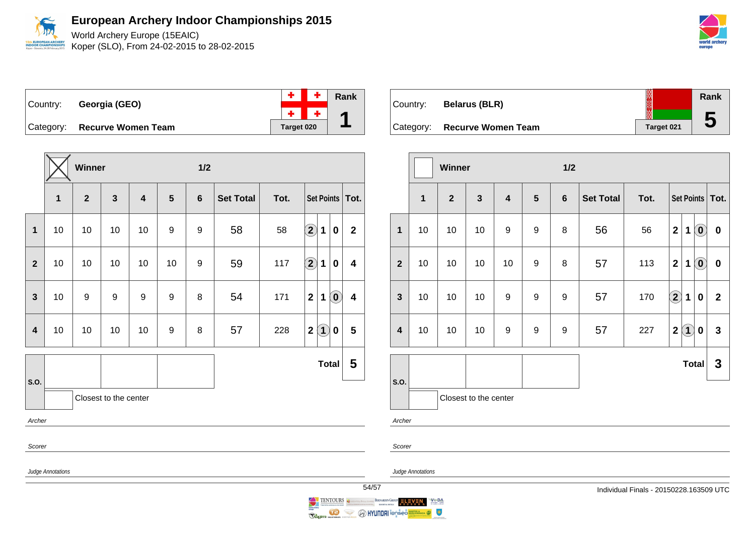# European Archery Indoor Championships 2015

World Archery Europe (15EAIC)
Koper (SLO), From 24-02-2015 to 28-02-2015

| Country: | Georgia (GEO) | Rank |
|---|---|---|
| Category: | Recurve Women Team | 1 |
| | Target 020 | |

Winner ☒ — 1/2

| | 1 | 2 | 3 | 4 | 5 | 6 | Set Total | Tot. | Set Points | Tot. |
|---|---|---|---|---|---|---|---|---|---|---|
| 1 | 10 | 10 | 10 | 10 | 9 | 9 | 58 | 58 | (2) 1 0 | 2 |
| 2 | 10 | 10 | 10 | 10 | 10 | 9 | 59 | 117 | (2) 1 0 | 4 |
| 3 | 10 | 9 | 9 | 9 | 9 | 8 | 54 | 171 | 2 1 (0) | 4 |
| 4 | 10 | 10 | 10 | 10 | 9 | 8 | 57 | 228 | 2 (1) 0 | 5 |
| S.O. | | | | | | | | | Total | 5 |

Closest to the center

*Archer*

*Scorer*

*Judge Annotations*

| Country: | Belarus (BLR) | Rank |
|---|---|---|
| Category: | Recurve Women Team | 5 |
| | Target 021 | |

Winner ☐ — 1/2

| | 1 | 2 | 3 | 4 | 5 | 6 | Set Total | Tot. | Set Points | Tot. |
|---|---|---|---|---|---|---|---|---|---|---|
| 1 | 10 | 10 | 10 | 9 | 9 | 8 | 56 | 56 | 2 1 (0) | 0 |
| 2 | 10 | 10 | 10 | 10 | 9 | 8 | 57 | 113 | 2 1 (0) | 0 |
| 3 | 10 | 10 | 10 | 9 | 9 | 9 | 57 | 170 | (2) 1 0 | 2 |
| 4 | 10 | 10 | 10 | 9 | 9 | 9 | 57 | 227 | 2 (1) 0 | 3 |
| S.O. | | | | | | | | | Total | 3 |

Closest to the center

*Archer*

*Scorer*

*Judge Annotations*

Individual Finals - 20150228.163509 UTC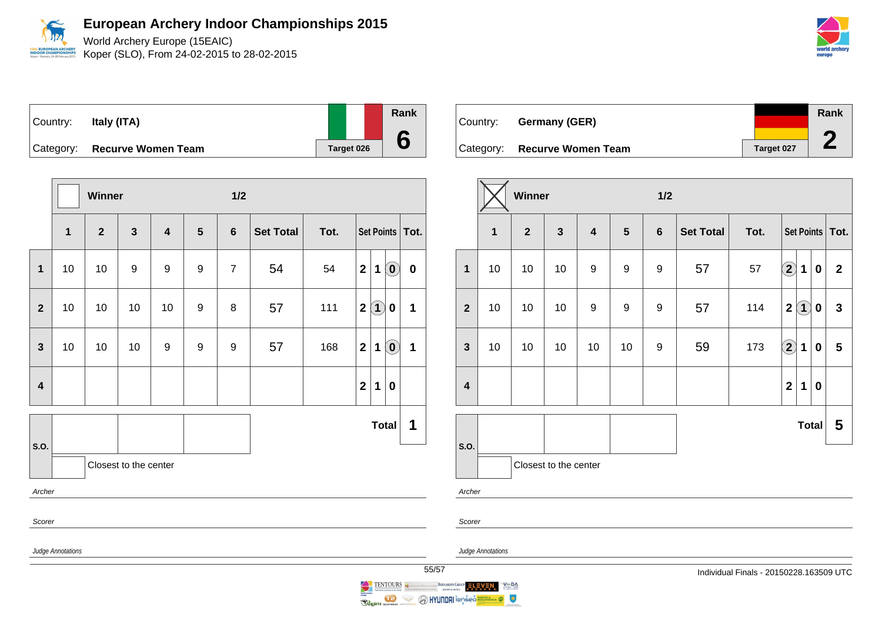# European Archery Indoor Championships 2015

World Archery Europe (15EAIC)
Koper (SLO), From 24-02-2015 to 28-02-2015

Country: **Italy (ITA)**
Category: **Recurve Women Team**
Target 026
Rank **6**

Winner: ☐ — 1/2

| | 1 | 2 | 3 | 4 | 5 | 6 | Set Total | Tot. | Set Points | Tot. |
|---|---|---|---|---|---|---|---|---|---|---|
| 1 | 10 | 10 | 9 | 9 | 9 | 7 | 54 | 54 | 2 1 (0) | 0 |
| 2 | 10 | 10 | 10 | 10 | 9 | 8 | 57 | 111 | 2 (1) 0 | 1 |
| 3 | 10 | 10 | 10 | 9 | 9 | 9 | 57 | 168 | 2 1 (0) | 1 |
| 4 | | | | | | | | | 2 1 0 | |
| | | | | | | | | | Total | 1 |

S.O.: | | | |

Closest to the center: ☐

*Archer*

*Scorer*

*Judge Annotations*

Country: **Germany (GER)**
Category: **Recurve Women Team**
Target 027
Rank **2**

Winner: ☒ — 1/2

| | 1 | 2 | 3 | 4 | 5 | 6 | Set Total | Tot. | Set Points | Tot. |
|---|---|---|---|---|---|---|---|---|---|---|
| 1 | 10 | 10 | 10 | 9 | 9 | 9 | 57 | 57 | (2) 1 0 | 2 |
| 2 | 10 | 10 | 10 | 9 | 9 | 9 | 57 | 114 | 2 (1) 0 | 3 |
| 3 | 10 | 10 | 10 | 10 | 10 | 9 | 59 | 173 | (2) 1 0 | 5 |
| 4 | | | | | | | | | 2 1 0 | |
| | | | | | | | | | Total | 5 |

S.O.: | | | |

Closest to the center: ☐

*Archer*

*Scorer*

*Judge Annotations*

Individual Finals - 20150228.163509 UTC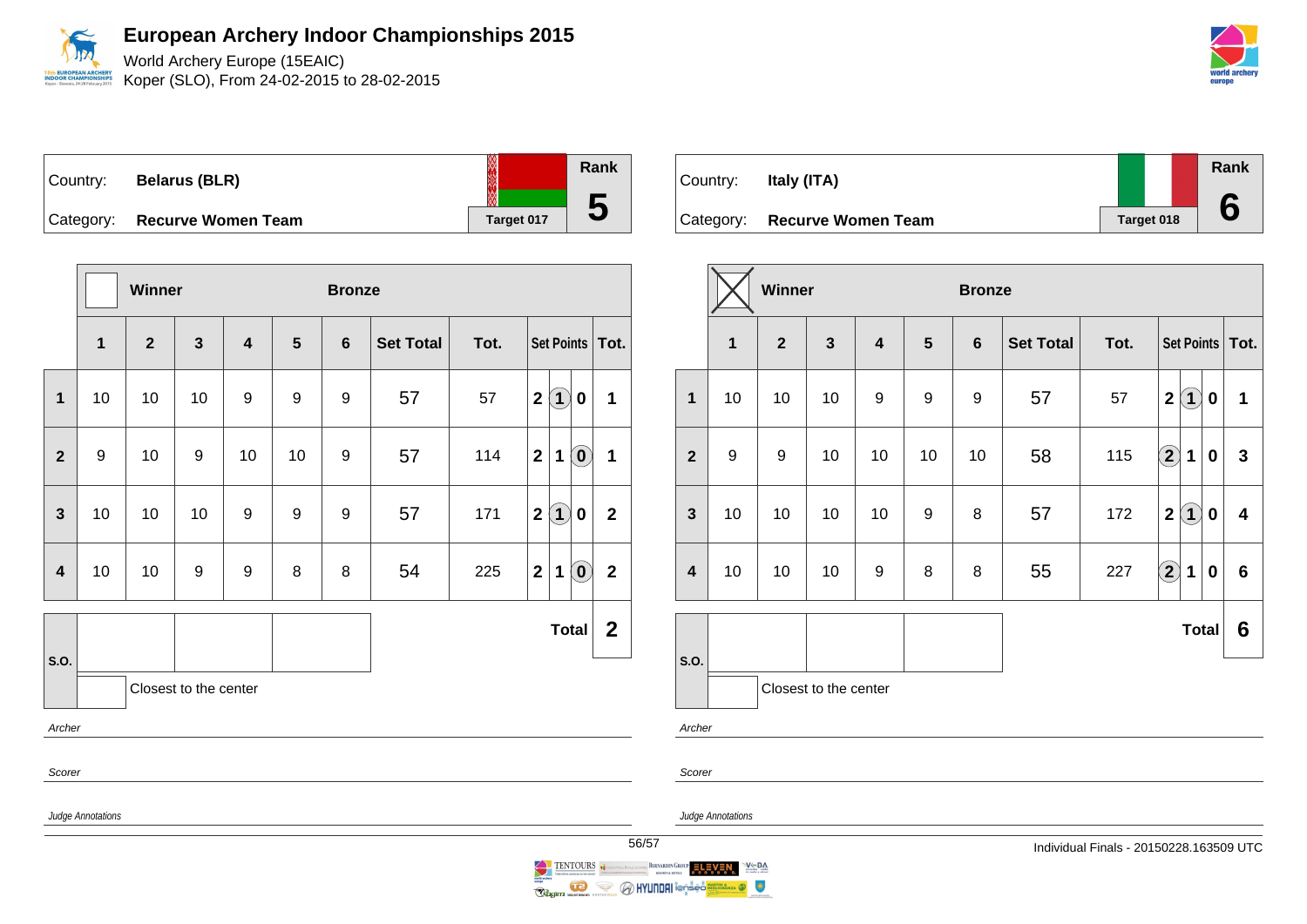# European Archery Indoor Championships 2015

World Archery Europe (15EAIC)
Koper (SLO), From 24-02-2015 to 28-02-2015

| Country: | **Belarus (BLR)** | | Rank |
|---|---|---|---|
| Category: | **Recurve Women Team** | Target 017 | **5** |

| | Winner | | | | Bronze | | | | | | | |
|---|---|---|---|---|---|---|---|---|---|---|---|---|
| | 1 | 2 | 3 | 4 | 5 | 6 | Set Total | Tot. | Set Points | | | Tot. |
| 1 | 10 | 10 | 10 | 9 | 9 | 9 | 57 | 57 | 2 | (1) | 0 | 1 |
| 2 | 9 | 10 | 9 | 10 | 10 | 9 | 57 | 114 | 2 | 1 | (0) | 1 |
| 3 | 10 | 10 | 10 | 9 | 9 | 9 | 57 | 171 | 2 | (1) | 0 | 2 |
| 4 | 10 | 10 | 9 | 9 | 8 | 8 | 54 | 225 | 2 | 1 | (0) | 2 |
| | | | | | | | | | | | Total | **2** |

S.O.

Closest to the center

*Archer*

*Scorer*

*Judge Annotations*

| Country: | **Italy (ITA)** | | Rank |
|---|---|---|---|
| Category: | **Recurve Women Team** | Target 018 | **6** |

| | Winner (X) | | | | Bronze | | | | | | | |
|---|---|---|---|---|---|---|---|---|---|---|---|---|
| | 1 | 2 | 3 | 4 | 5 | 6 | Set Total | Tot. | Set Points | | | Tot. |
| 1 | 10 | 10 | 10 | 9 | 9 | 9 | 57 | 57 | 2 | (1) | 0 | 1 |
| 2 | 9 | 9 | 10 | 10 | 10 | 10 | 58 | 115 | (2) | 1 | 0 | 3 |
| 3 | 10 | 10 | 10 | 10 | 9 | 8 | 57 | 172 | 2 | (1) | 0 | 4 |
| 4 | 10 | 10 | 10 | 9 | 8 | 8 | 55 | 227 | (2) | 1 | 0 | 6 |
| | | | | | | | | | | | Total | **6** |

S.O.

Closest to the center

*Archer*

*Scorer*

*Judge Annotations*

Individual Finals - 20150228.163509 UTC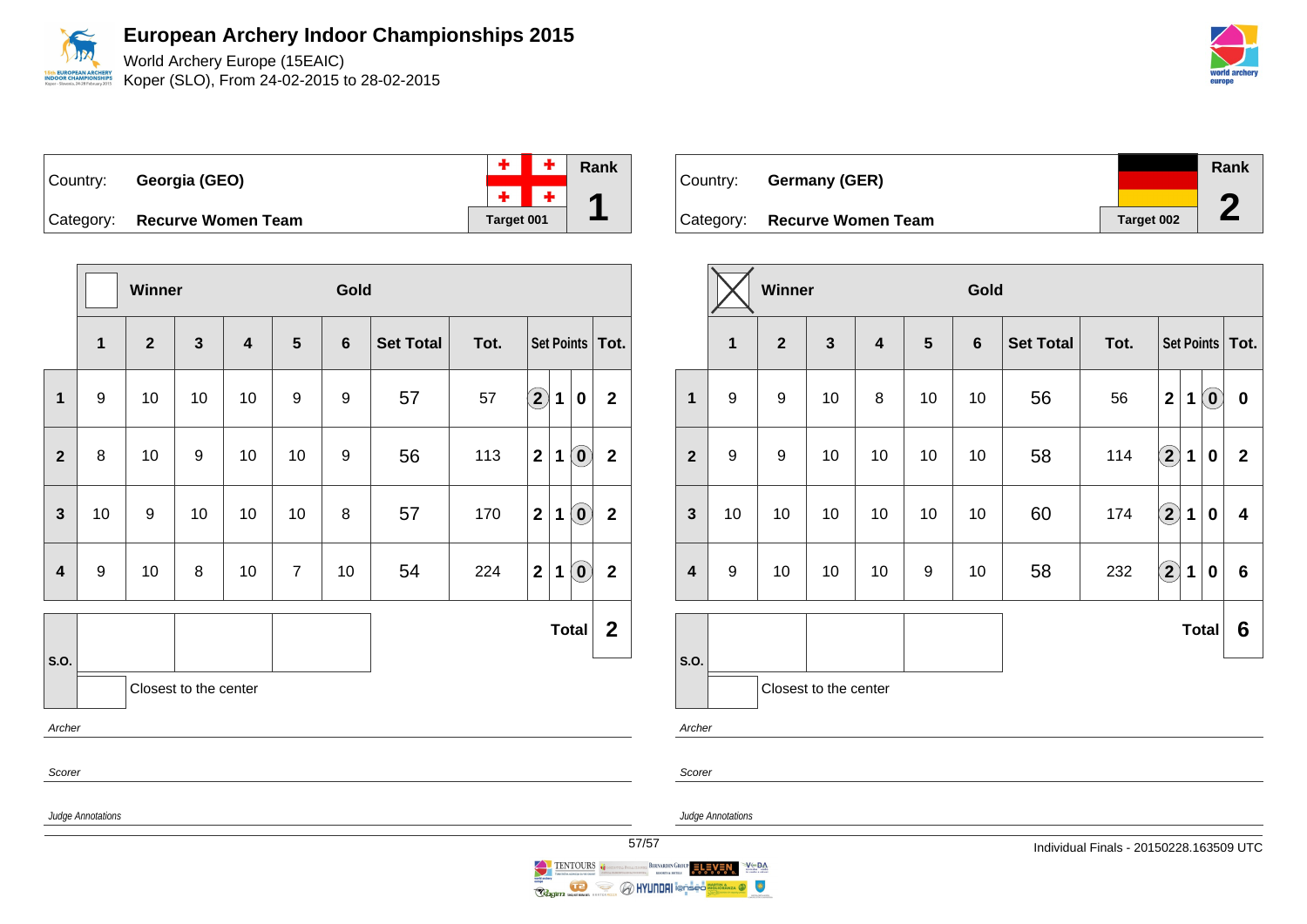# European Archery Indoor Championships 2015

World Archery Europe (15EAIC)
Koper (SLO), From 24-02-2015 to 28-02-2015

| Country: | Georgia (GEO) | Rank |
|---|---|---|
| Category: | Recurve Women Team | 1 |
| | Target 001 | |

| | Winner | | | | | Gold | | | | | | |
|---|---|---|---|---|---|---|---|---|---|---|---|---|
| | 1 | 2 | 3 | 4 | 5 | 6 | Set Total | Tot. | Set Points | | | Tot. |
| 1 | 9 | 10 | 10 | 10 | 9 | 9 | 57 | 57 | (2) | 1 | 0 | 2 |
| 2 | 8 | 10 | 9 | 10 | 10 | 9 | 56 | 113 | 2 | 1 | (0) | 2 |
| 3 | 10 | 9 | 10 | 10 | 10 | 8 | 57 | 170 | 2 | 1 | (0) | 2 |
| 4 | 9 | 10 | 8 | 10 | 7 | 10 | 54 | 224 | 2 | 1 | (0) | 2 |
| | | | | | | | | | | | Total | 2 |

S.O.

Closest to the center

*Archer*

*Scorer*

*Judge Annotations*

| Country: | Germany (GER) | Rank |
|---|---|---|
| Category: | Recurve Women Team | 2 |
| | Target 002 | |

| | Winner (X) | | | | | Gold | | | | | | |
|---|---|---|---|---|---|---|---|---|---|---|---|---|
| | 1 | 2 | 3 | 4 | 5 | 6 | Set Total | Tot. | Set Points | | | Tot. |
| 1 | 9 | 9 | 10 | 8 | 10 | 10 | 56 | 56 | 2 | 1 | (0) | 0 |
| 2 | 9 | 9 | 10 | 10 | 10 | 10 | 58 | 114 | (2) | 1 | 0 | 2 |
| 3 | 10 | 10 | 10 | 10 | 10 | 10 | 60 | 174 | (2) | 1 | 0 | 4 |
| 4 | 9 | 10 | 10 | 10 | 9 | 10 | 58 | 232 | (2) | 1 | 0 | 6 |
| | | | | | | | | | | | Total | 6 |

S.O.

Closest to the center

*Archer*

*Scorer*

*Judge Annotations*

Individual Finals - 20150228.163509 UTC